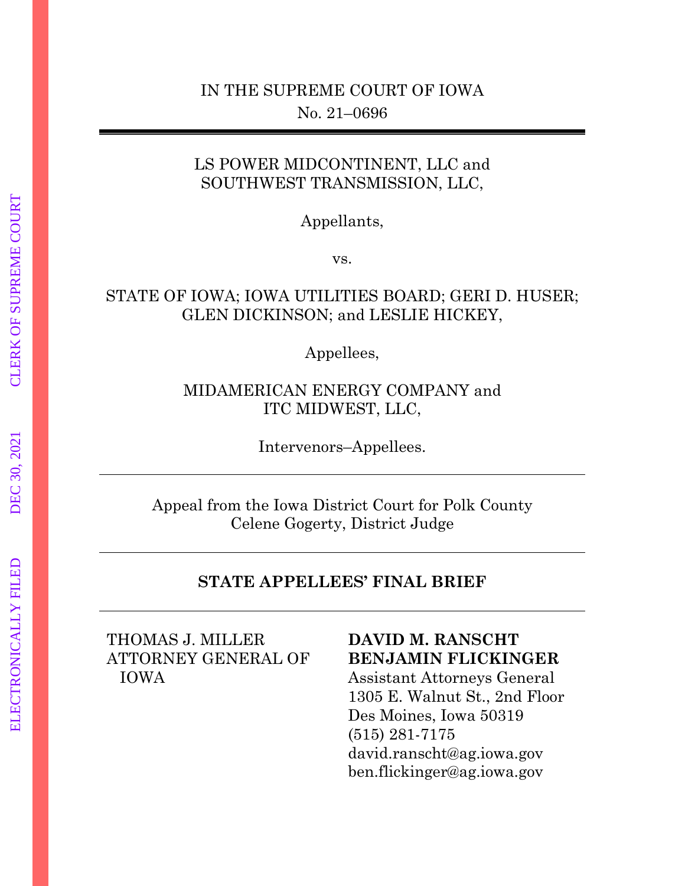IN THE SUPREME COURT OF IOWA

No. 21–0696

---

LS POWER MIDCONTINENT, LLC and
SOUTHWEST TRANSMISSION, LLC,

Appellants,

vs.

STATE OF IOWA; IOWA UTILITIES BOARD; GERI D. HUSER; GLEN DICKINSON; and LESLIE HICKEY,

Appellees,

MIDAMERICAN ENERGY COMPANY and
ITC MIDWEST, LLC,

Intervenors–Appellees.

---

Appeal from the Iowa District Court for Polk County
Celene Gogerty, District Judge

---

**STATE APPELLEES' FINAL BRIEF**

---

THOMAS J. MILLER
ATTORNEY GENERAL OF IOWA

**DAVID M. RANSCHT**
**BENJAMIN FLICKINGER**
Assistant Attorneys General
1305 E. Walnut St., 2nd Floor
Des Moines, Iowa 50319
(515) 281-7175
david.ranscht@ag.iowa.gov
ben.flickinger@ag.iowa.gov

ELECTRONICALLY FILED DEC 30, 2021 CLERK OF SUPREME COURT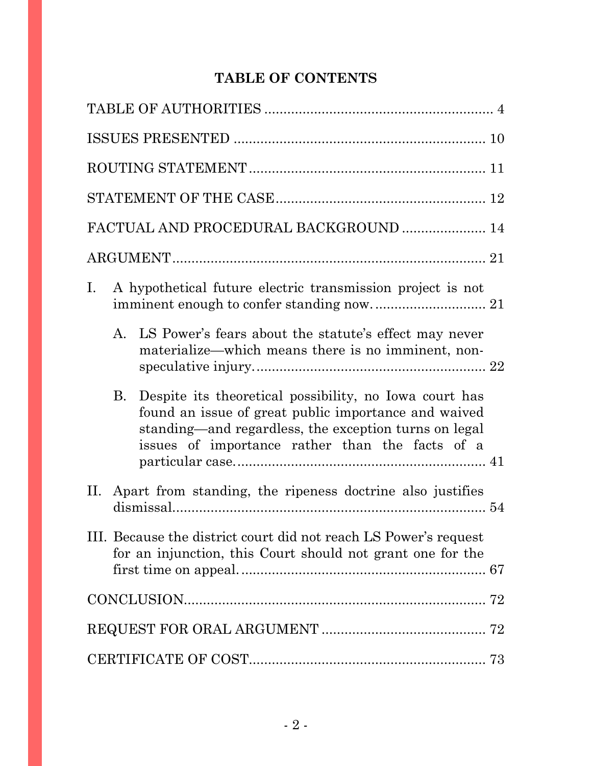# TABLE OF CONTENTS

TABLE OF AUTHORITIES ........................................................ 4

ISSUES PRESENTED ............................................................ 10

ROUTING STATEMENT ........................................................... 11

STATEMENT OF THE CASE ....................................................... 12

FACTUAL AND PROCEDURAL BACKGROUND ........................................... 14

ARGUMENT .................................................................... 21

I. A hypothetical future electric transmission project is not imminent enough to confer standing now. ............................................ 21

   A. LS Power's fears about the statute's effect may never materialize—which means there is no imminent, non-speculative injury. ........................................ 22

   B. Despite its theoretical possibility, no Iowa court has found an issue of great public importance and waived standing—and regardless, the exception turns on legal issues of importance rather than the facts of a particular case. ................................................. 41

II. Apart from standing, the ripeness doctrine also justifies dismissal. ................................................................ 54

III. Because the district court did not reach LS Power's request for an injunction, this Court should not grant one for the first time on appeal. ................................................... 67

CONCLUSION .................................................................. 72

REQUEST FOR ORAL ARGUMENT .................................................... 72

CERTIFICATE OF COST .......................................................... 73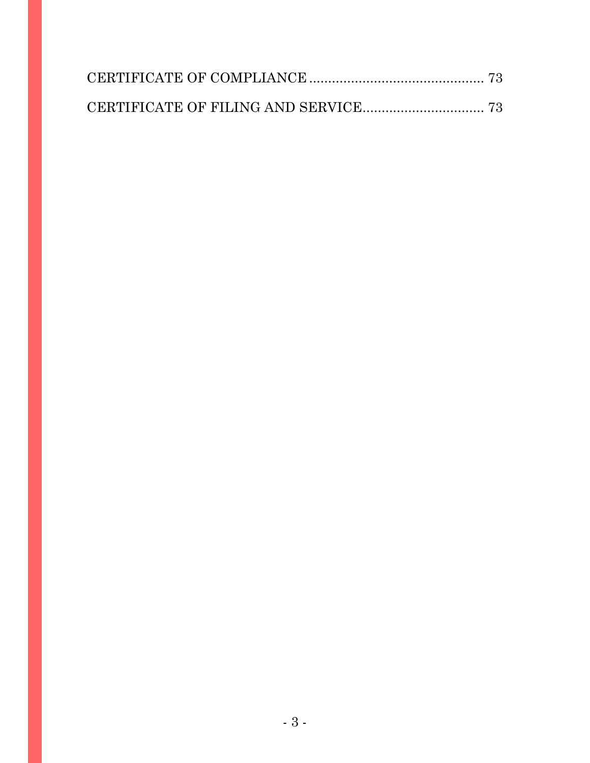CERTIFICATE OF COMPLIANCE .............................................. 73

CERTIFICATE OF FILING AND SERVICE................................ 73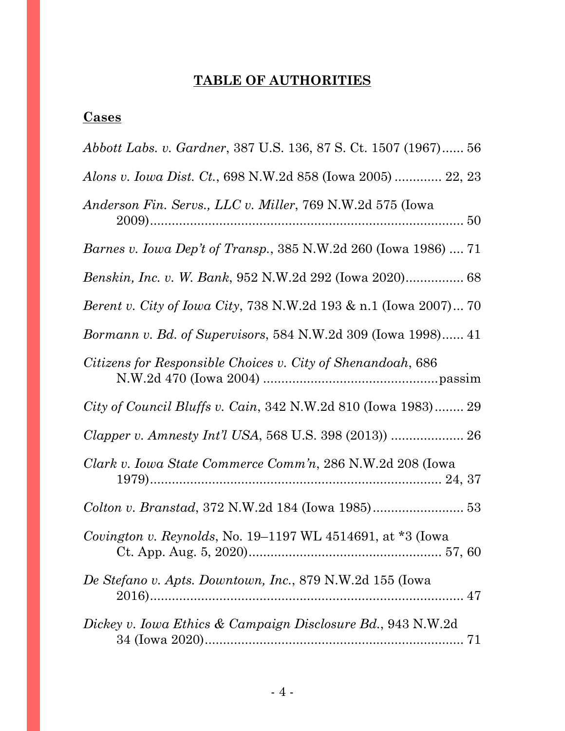# **TABLE OF AUTHORITIES**

## **Cases**

*Abbott Labs. v. Gardner*, 387 U.S. 136, 87 S. Ct. 1507 (1967)...... 56

*Alons v. Iowa Dist. Ct.*, 698 N.W.2d 858 (Iowa 2005) ............. 22, 23

*Anderson Fin. Servs., LLC v. Miller*, 769 N.W.2d 575 (Iowa 2009)...................................................................................... 50

*Barnes v. Iowa Dep't of Transp.*, 385 N.W.2d 260 (Iowa 1986) .... 71

*Benskin, Inc. v. W. Bank*, 952 N.W.2d 292 (Iowa 2020)................ 68

*Berent v. City of Iowa City*, 738 N.W.2d 193 & n.1 (Iowa 2007)... 70

*Bormann v. Bd. of Supervisors*, 584 N.W.2d 309 (Iowa 1998)...... 41

*Citizens for Responsible Choices v. City of Shenandoah*, 686 N.W.2d 470 (Iowa 2004) ................................................passim

*City of Council Bluffs v. Cain*, 342 N.W.2d 810 (Iowa 1983)........ 29

*Clapper v. Amnesty Int'l USA*, 568 U.S. 398 (2013)) .................... 26

*Clark v. Iowa State Commerce Comm'n*, 286 N.W.2d 208 (Iowa 1979)................................................................................ 24, 37

*Colton v. Branstad*, 372 N.W.2d 184 (Iowa 1985)......................... 53

*Covington v. Reynolds*, No. 19–1197 WL 4514691, at *3 (Iowa Ct. App. Aug. 5, 2020).................................................... 57, 60

*De Stefano v. Apts. Downtown, Inc.*, 879 N.W.2d 155 (Iowa 2016)...................................................................................... 47

*Dickey v. Iowa Ethics & Campaign Disclosure Bd.*, 943 N.W.2d 34 (Iowa 2020)....................................................................... 71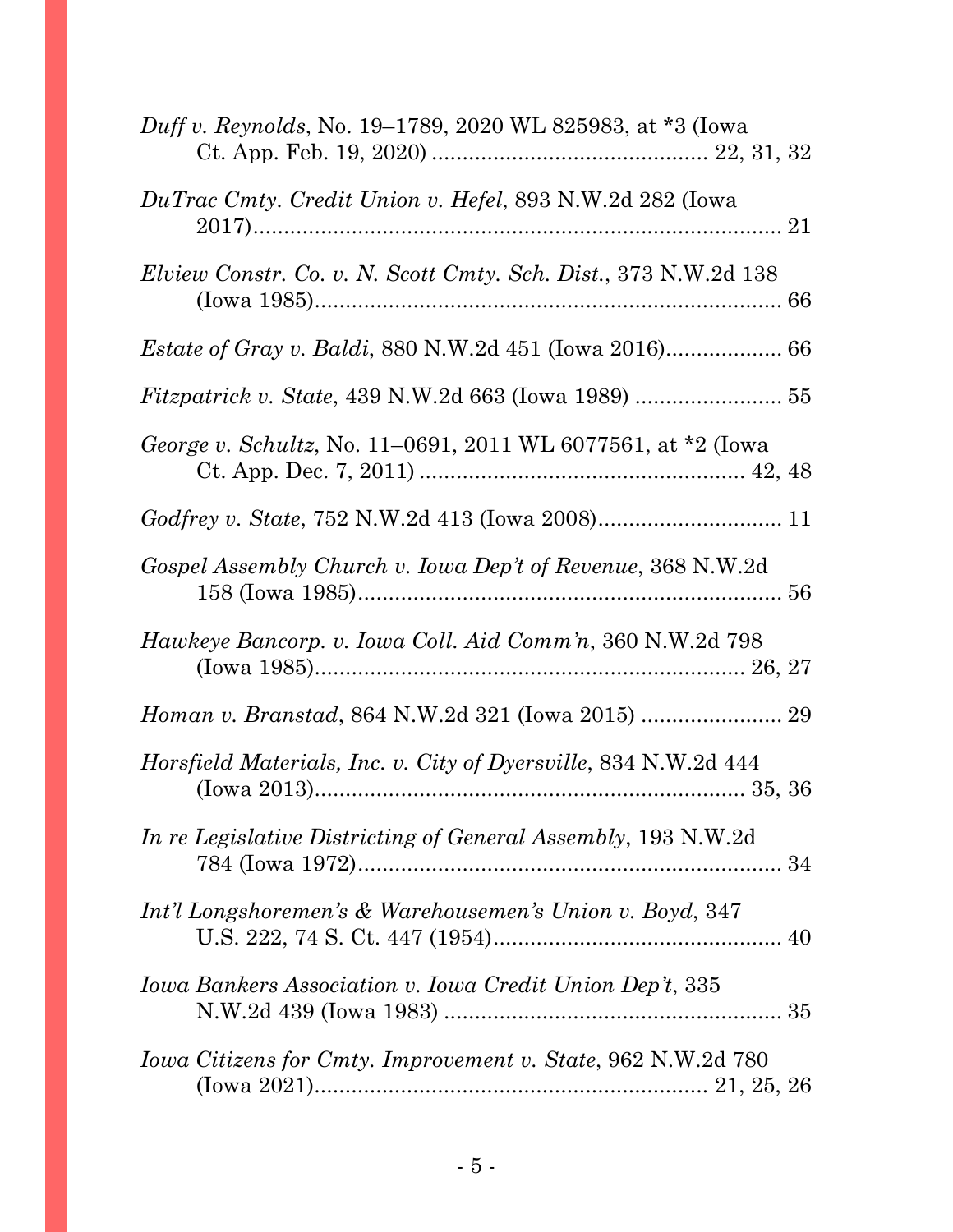*Duff v. Reynolds*, No. 19–1789, 2020 WL 825983, at *3 (Iowa Ct. App. Feb. 19, 2020) ............................................ 22, 31, 32

*DuTrac Cmty. Credit Union v. Hefel*, 893 N.W.2d 282 (Iowa 2017)........................................................................................ 21

*Elview Constr. Co. v. N. Scott Cmty. Sch. Dist.*, 373 N.W.2d 138 (Iowa 1985)............................................................................ 66

*Estate of Gray v. Baldi*, 880 N.W.2d 451 (Iowa 2016).................. 66

*Fitzpatrick v. State*, 439 N.W.2d 663 (Iowa 1989) ........................ 55

*George v. Schultz*, No. 11–0691, 2011 WL 6077561, at *2 (Iowa Ct. App. Dec. 7, 2011) .................................................... 42, 48

*Godfrey v. State*, 752 N.W.2d 413 (Iowa 2008)............................. 11

*Gospel Assembly Church v. Iowa Dep't of Revenue*, 368 N.W.2d 158 (Iowa 1985)..................................................................... 56

*Hawkeye Bancorp. v. Iowa Coll. Aid Comm'n*, 360 N.W.2d 798 (Iowa 1985)...................................................................... 26, 27

*Homan v. Branstad*, 864 N.W.2d 321 (Iowa 2015) ....................... 29

*Horsfield Materials, Inc. v. City of Dyersville*, 834 N.W.2d 444 (Iowa 2013)...................................................................... 35, 36

*In re Legislative Districting of General Assembly*, 193 N.W.2d 784 (Iowa 1972)..................................................................... 34

*Int'l Longshoremen's & Warehousemen's Union v. Boyd*, 347 U.S. 222, 74 S. Ct. 447 (1954)............................................... 40

*Iowa Bankers Association v. Iowa Credit Union Dep't*, 335 N.W.2d 439 (Iowa 1983) ....................................................... 35

*Iowa Citizens for Cmty. Improvement v. State*, 962 N.W.2d 780 (Iowa 2021)................................................................ 21, 25, 26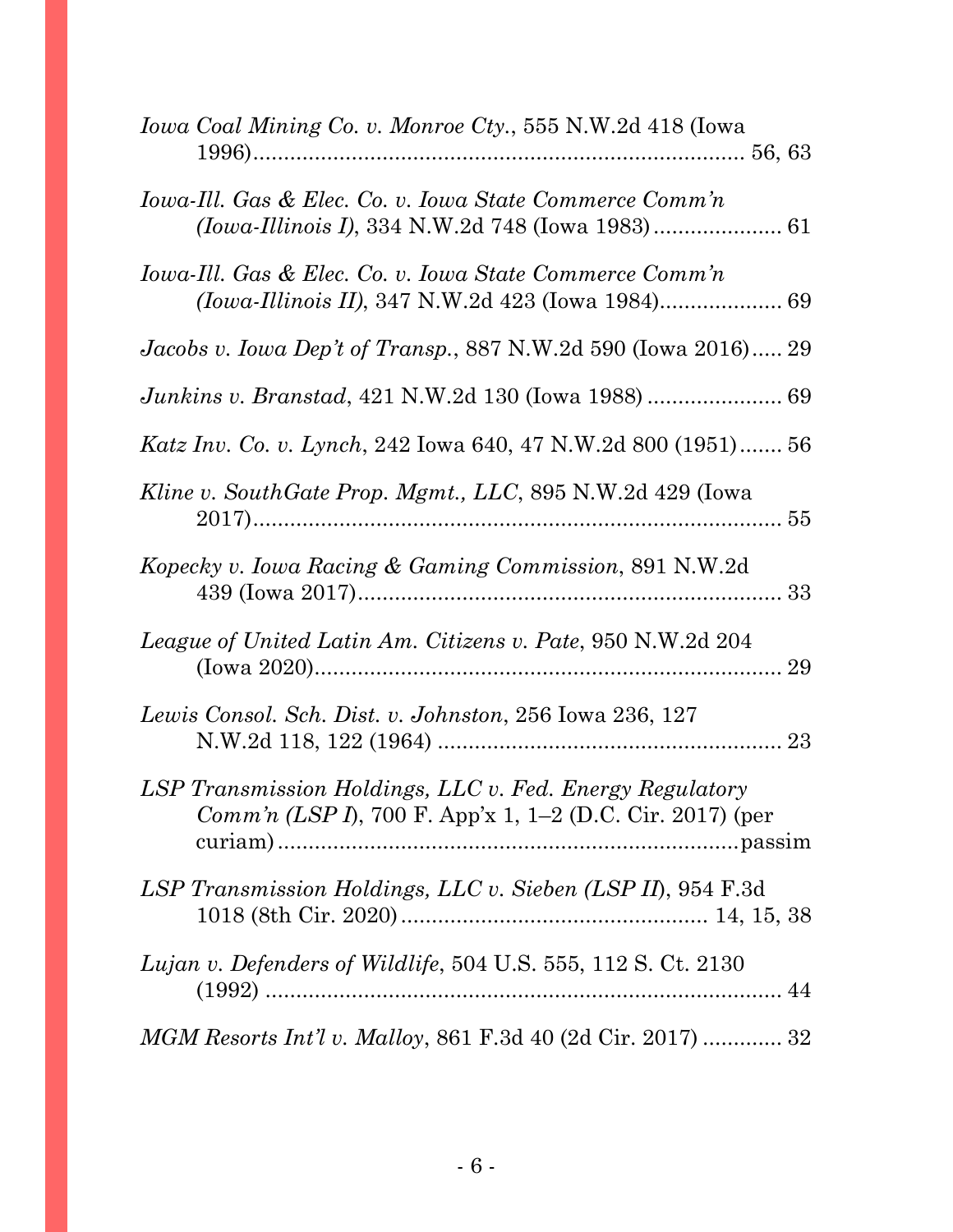*Iowa Coal Mining Co. v. Monroe Cty.*, 555 N.W.2d 418 (Iowa 1996)................................................................................ 56, 63

*Iowa-Ill. Gas & Elec. Co. v. Iowa State Commerce Comm'n (Iowa-Illinois I)*, 334 N.W.2d 748 (Iowa 1983)..................... 61

*Iowa-Ill. Gas & Elec. Co. v. Iowa State Commerce Comm'n (Iowa-Illinois II)*, 347 N.W.2d 423 (Iowa 1984).................... 69

*Jacobs v. Iowa Dep't of Transp.*, 887 N.W.2d 590 (Iowa 2016)..... 29

*Junkins v. Branstad*, 421 N.W.2d 130 (Iowa 1988) ...................... 69

*Katz Inv. Co. v. Lynch*, 242 Iowa 640, 47 N.W.2d 800 (1951)....... 56

*Kline v. SouthGate Prop. Mgmt., LLC*, 895 N.W.2d 429 (Iowa 2017)...................................................................................... 55

*Kopecky v. Iowa Racing & Gaming Commission*, 891 N.W.2d 439 (Iowa 2017)...................................................................... 33

*League of United Latin Am. Citizens v. Pate*, 950 N.W.2d 204 (Iowa 2020)............................................................................ 29

*Lewis Consol. Sch. Dist. v. Johnston*, 256 Iowa 236, 127 N.W.2d 118, 122 (1964) ........................................................ 23

*LSP Transmission Holdings, LLC v. Fed. Energy Regulatory Comm'n (LSP I)*, 700 F. App'x 1, 1–2 (D.C. Cir. 2017) (per curiam) ............................................................................passim

*LSP Transmission Holdings, LLC v. Sieben (LSP II)*, 954 F.3d 1018 (8th Cir. 2020).................................................. 14, 15, 38

*Lujan v. Defenders of Wildlife*, 504 U.S. 555, 112 S. Ct. 2130 (1992) .................................................................................... 44

*MGM Resorts Int'l v. Malloy*, 861 F.3d 40 (2d Cir. 2017) ............. 32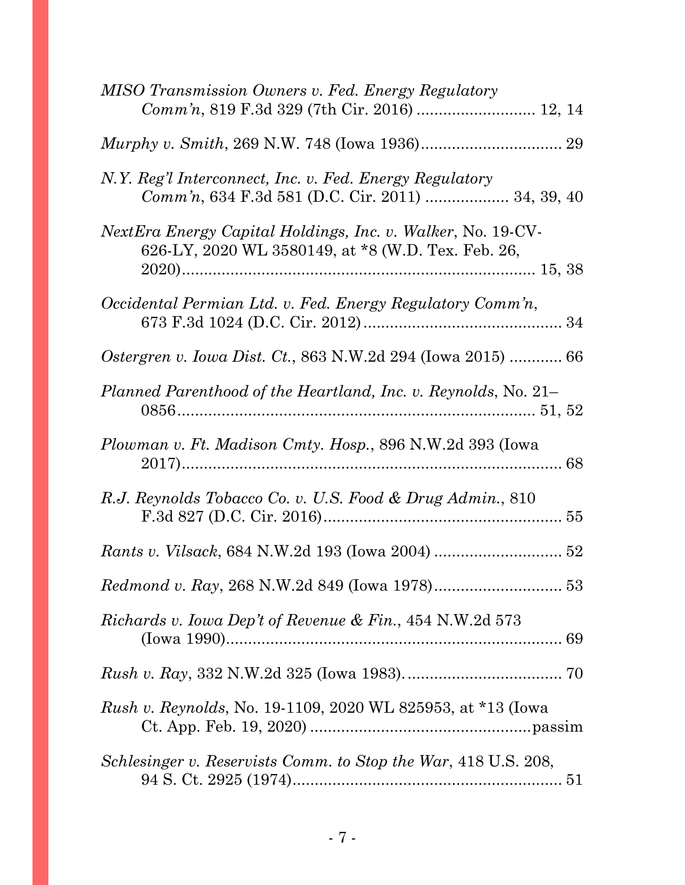*MISO Transmission Owners v. Fed. Energy Regulatory Comm'n*, 819 F.3d 329 (7th Cir. 2016) .......................... 12, 14

*Murphy v. Smith*, 269 N.W. 748 (Iowa 1936)................................ 29

*N.Y. Reg'l Interconnect, Inc. v. Fed. Energy Regulatory Comm'n*, 634 F.3d 581 (D.C. Cir. 2011) .................. 34, 39, 40

*NextEra Energy Capital Holdings, Inc. v. Walker*, No. 19-CV-626-LY, 2020 WL 3580149, at *8 (W.D. Tex. Feb. 26, 2020)................................................................................ 15, 38

*Occidental Permian Ltd. v. Fed. Energy Regulatory Comm'n*, 673 F.3d 1024 (D.C. Cir. 2012)............................................ 34

*Ostergren v. Iowa Dist. Ct.*, 863 N.W.2d 294 (Iowa 2015) ............ 66

*Planned Parenthood of the Heartland, Inc. v. Reynolds*, No. 21–0856................................................................................ 51, 52

*Plowman v. Ft. Madison Cmty. Hosp.*, 896 N.W.2d 393 (Iowa 2017).................................................................................... 68

*R.J. Reynolds Tobacco Co. v. U.S. Food & Drug Admin.*, 810 F.3d 827 (D.C. Cir. 2016)...................................................... 55

*Rants v. Vilsack*, 684 N.W.2d 193 (Iowa 2004) ............................ 52

*Redmond v. Ray*, 268 N.W.2d 849 (Iowa 1978)............................ 53

*Richards v. Iowa Dep't of Revenue & Fin.*, 454 N.W.2d 573 (Iowa 1990)............................................................................ 69

*Rush v. Ray*, 332 N.W.2d 325 (Iowa 1983)................................... 70

*Rush v. Reynolds*, No. 19-1109, 2020 WL 825953, at *13 (Iowa Ct. App. Feb. 19, 2020) .................................................passim

*Schlesinger v. Reservists Comm. to Stop the War*, 418 U.S. 208, 94 S. Ct. 2925 (1974)............................................................ 51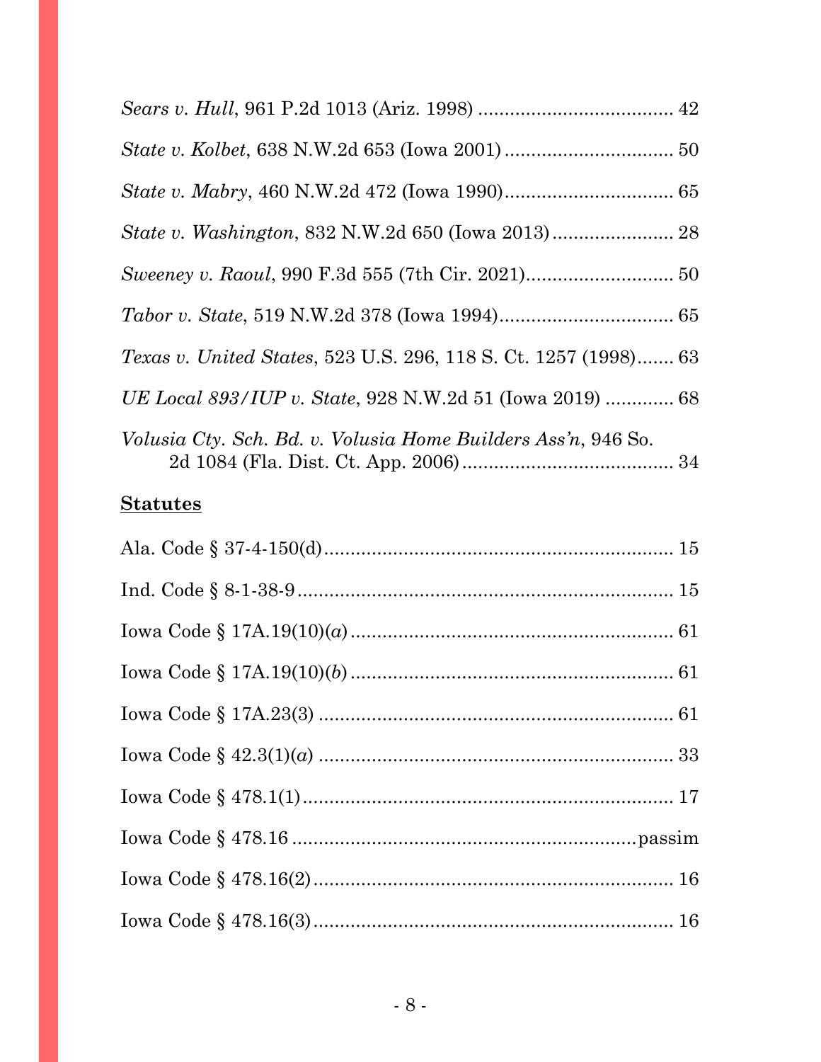*Sears v. Hull*, 961 P.2d 1013 (Ariz. 1998) .................................... 42

*State v. Kolbet*, 638 N.W.2d 653 (Iowa 2001) ............................... 50

*State v. Mabry*, 460 N.W.2d 472 (Iowa 1990)............................... 65

*State v. Washington*, 832 N.W.2d 650 (Iowa 2013)....................... 28

*Sweeney v. Raoul*, 990 F.3d 555 (7th Cir. 2021)........................... 50

*Tabor v. State*, 519 N.W.2d 378 (Iowa 1994)................................ 65

*Texas v. United States*, 523 U.S. 296, 118 S. Ct. 1257 (1998)....... 63

*UE Local 893/IUP v. State*, 928 N.W.2d 51 (Iowa 2019) ............. 68

*Volusia Cty. Sch. Bd. v. Volusia Home Builders Ass'n*, 946 So. 2d 1084 (Fla. Dist. Ct. App. 2006)........................................ 34

**Statutes**

Ala. Code § 37-4-150(d)................................................................. 15

Ind. Code § 8-1-38-9...................................................................... 15

Iowa Code § 17A.19(10)(*a*)............................................................ 61

Iowa Code § 17A.19(10)(*b*)............................................................ 61

Iowa Code § 17A.23(3) .................................................................. 61

Iowa Code § 42.3(1)(*a*) .................................................................. 33

Iowa Code § 478.1(1)..................................................................... 17

Iowa Code § 478.16 ................................................................passim

Iowa Code § 478.16(2)................................................................... 16

Iowa Code § 478.16(3)................................................................... 16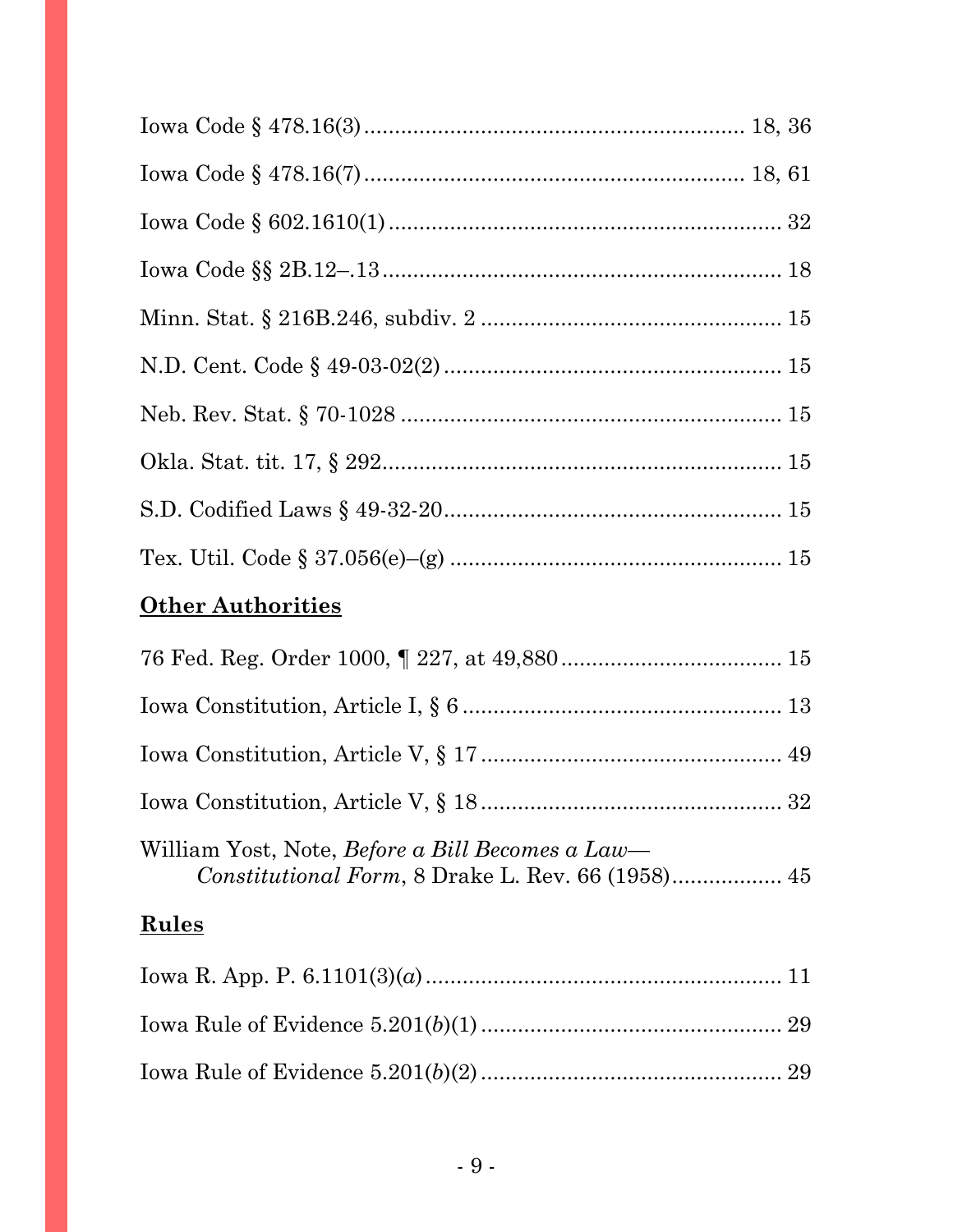Iowa Code § 478.16(3) .......................................................... 18, 36

Iowa Code § 478.16(7) .......................................................... 18, 61

Iowa Code § 602.1610(1) .............................................................. 32

Iowa Code §§ 2B.12–.13 ............................................................... 18

Minn. Stat. § 216B.246, subdiv. 2 ................................................ 15

N.D. Cent. Code § 49-03-02(2) ...................................................... 15

Neb. Rev. Stat. § 70-1028 ............................................................. 15

Okla. Stat. tit. 17, § 292................................................................ 15

S.D. Codified Laws § 49-32-20...................................................... 15

Tex. Util. Code § 37.056(e)–(g) ..................................................... 15

**<u>Other Authorities</u>**

76 Fed. Reg. Order 1000, ¶ 227, at 49,880.................................... 15

Iowa Constitution, Article I, § 6 .................................................... 13

Iowa Constitution, Article V, § 17 ................................................. 49

Iowa Constitution, Article V, § 18 ................................................. 32

William Yost, Note, *Before a Bill Becomes a Law— Constitutional Form*, 8 Drake L. Rev. 66 (1958).................. 45

**<u>Rules</u>**

Iowa R. App. P. 6.1101(3)(*a*) ......................................................... 11

Iowa Rule of Evidence 5.201(*b*)(1) ................................................. 29

Iowa Rule of Evidence 5.201(*b*)(2) ................................................. 29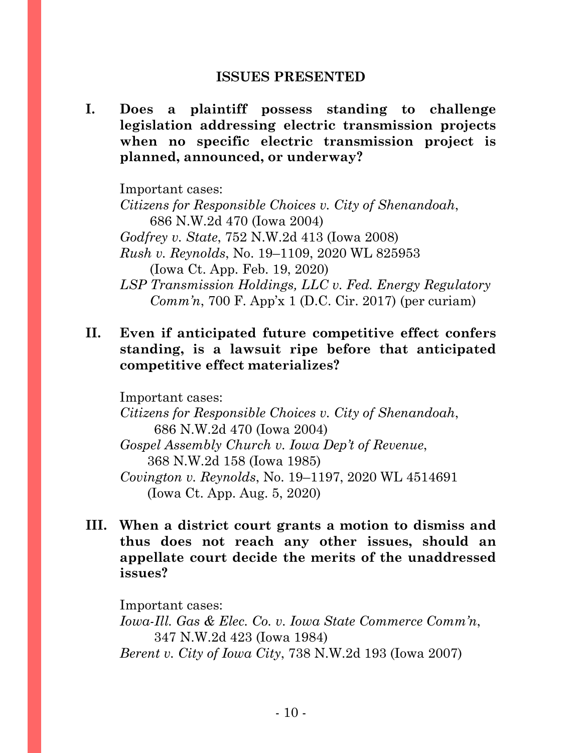## ISSUES PRESENTED

**I. Does a plaintiff possess standing to challenge legislation addressing electric transmission projects when no specific electric transmission project is planned, announced, or underway?**

Important cases:

*Citizens for Responsible Choices v. City of Shenandoah*, 686 N.W.2d 470 (Iowa 2004)

*Godfrey v. State*, 752 N.W.2d 413 (Iowa 2008)

*Rush v. Reynolds*, No. 19–1109, 2020 WL 825953 (Iowa Ct. App. Feb. 19, 2020)

*LSP Transmission Holdings, LLC v. Fed. Energy Regulatory Comm'n*, 700 F. App'x 1 (D.C. Cir. 2017) (per curiam)

**II. Even if anticipated future competitive effect confers standing, is a lawsuit ripe before that anticipated competitive effect materializes?**

Important cases:

*Citizens for Responsible Choices v. City of Shenandoah*, 686 N.W.2d 470 (Iowa 2004)

*Gospel Assembly Church v. Iowa Dep't of Revenue*, 368 N.W.2d 158 (Iowa 1985)

*Covington v. Reynolds*, No. 19–1197, 2020 WL 4514691 (Iowa Ct. App. Aug. 5, 2020)

**III. When a district court grants a motion to dismiss and thus does not reach any other issues, should an appellate court decide the merits of the unaddressed issues?**

Important cases:

*Iowa-Ill. Gas & Elec. Co. v. Iowa State Commerce Comm'n*, 347 N.W.2d 423 (Iowa 1984)

*Berent v. City of Iowa City*, 738 N.W.2d 193 (Iowa 2007)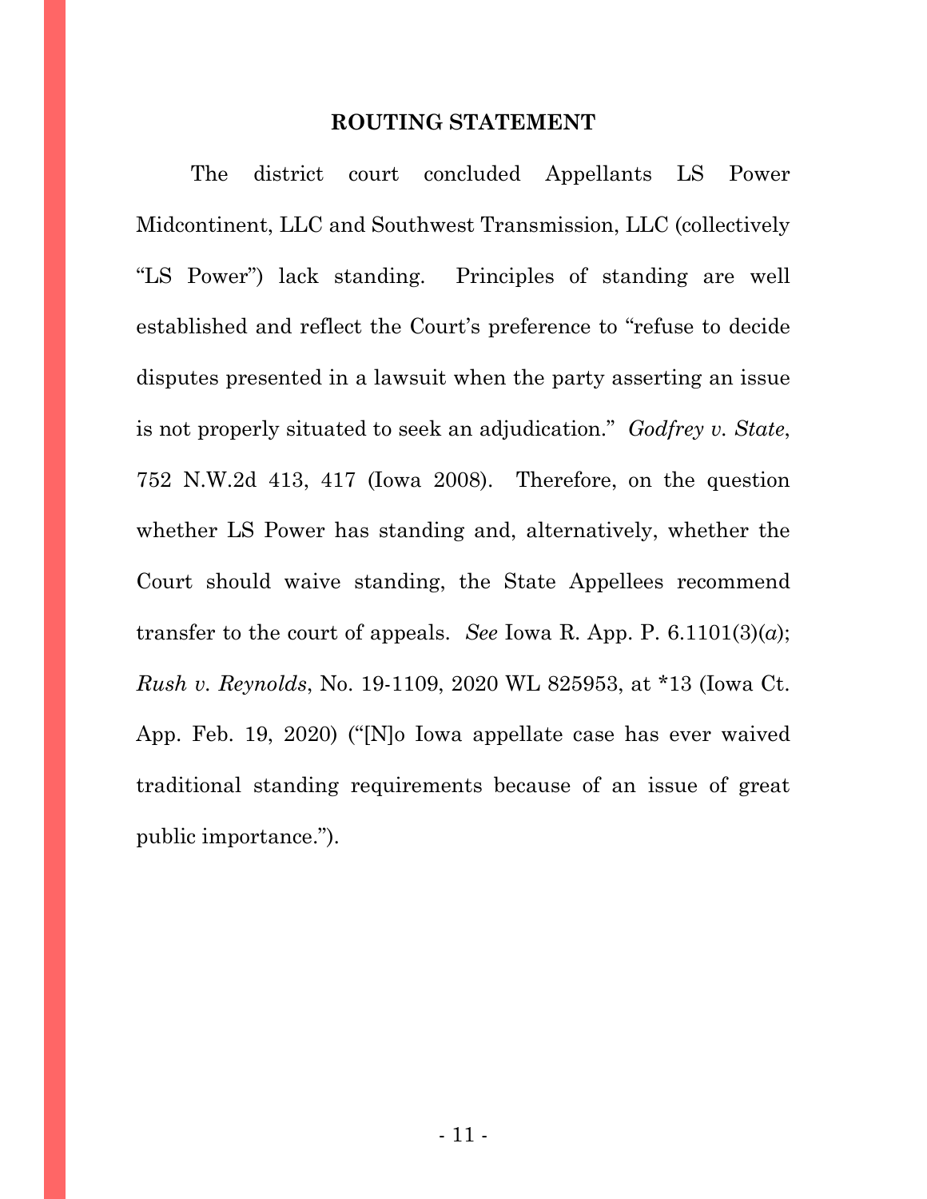**ROUTING STATEMENT**

The district court concluded Appellants LS Power Midcontinent, LLC and Southwest Transmission, LLC (collectively "LS Power") lack standing. Principles of standing are well established and reflect the Court's preference to "refuse to decide disputes presented in a lawsuit when the party asserting an issue is not properly situated to seek an adjudication." *Godfrey v. State*, 752 N.W.2d 413, 417 (Iowa 2008). Therefore, on the question whether LS Power has standing and, alternatively, whether the Court should waive standing, the State Appellees recommend transfer to the court of appeals. *See* Iowa R. App. P. 6.1101(3)(*a*); *Rush v. Reynolds*, No. 19-1109, 2020 WL 825953, at *13 (Iowa Ct. App. Feb. 19, 2020) ("[N]o Iowa appellate case has ever waived traditional standing requirements because of an issue of great public importance.").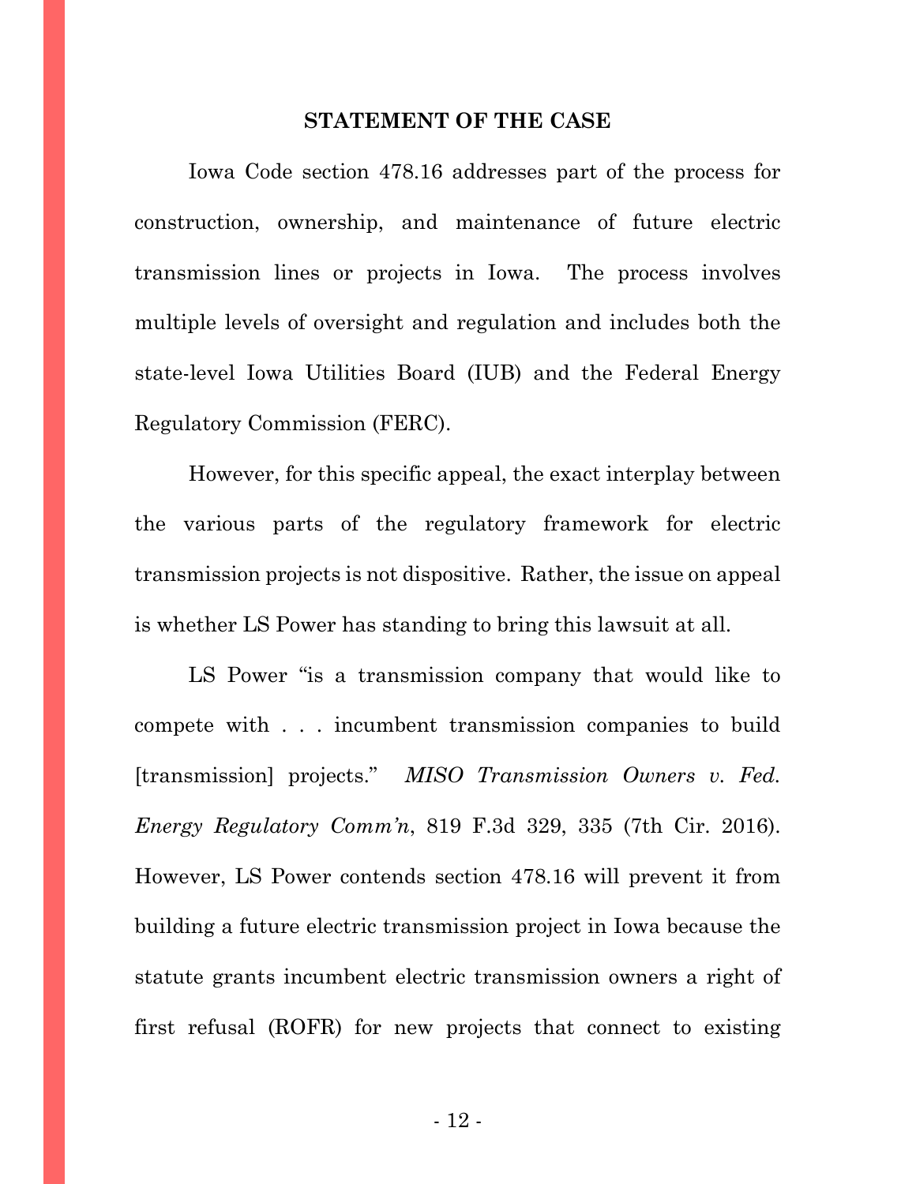## STATEMENT OF THE CASE

Iowa Code section 478.16 addresses part of the process for construction, ownership, and maintenance of future electric transmission lines or projects in Iowa. The process involves multiple levels of oversight and regulation and includes both the state-level Iowa Utilities Board (IUB) and the Federal Energy Regulatory Commission (FERC).

However, for this specific appeal, the exact interplay between the various parts of the regulatory framework for electric transmission projects is not dispositive. Rather, the issue on appeal is whether LS Power has standing to bring this lawsuit at all.

LS Power "is a transmission company that would like to compete with . . . incumbent transmission companies to build [transmission] projects." *MISO Transmission Owners v. Fed. Energy Regulatory Comm'n*, 819 F.3d 329, 335 (7th Cir. 2016). However, LS Power contends section 478.16 will prevent it from building a future electric transmission project in Iowa because the statute grants incumbent electric transmission owners a right of first refusal (ROFR) for new projects that connect to existing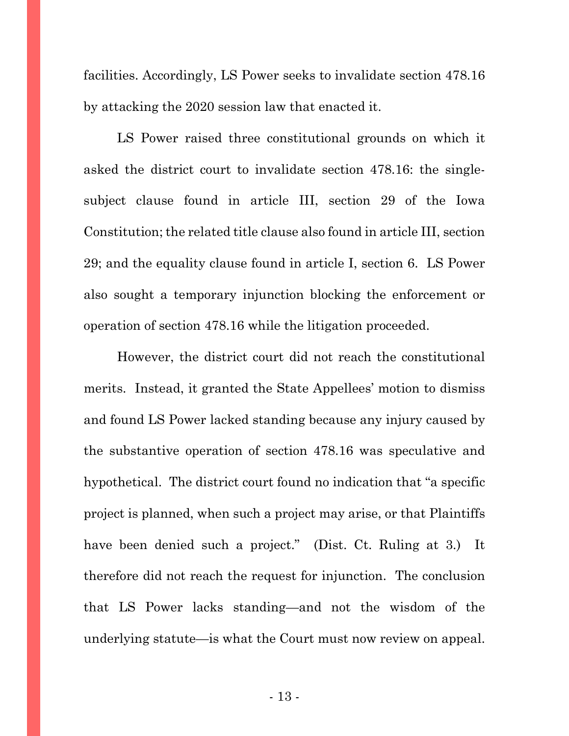facilities. Accordingly, LS Power seeks to invalidate section 478.16 by attacking the 2020 session law that enacted it.

LS Power raised three constitutional grounds on which it asked the district court to invalidate section 478.16: the single-subject clause found in article III, section 29 of the Iowa Constitution; the related title clause also found in article III, section 29; and the equality clause found in article I, section 6. LS Power also sought a temporary injunction blocking the enforcement or operation of section 478.16 while the litigation proceeded.

However, the district court did not reach the constitutional merits. Instead, it granted the State Appellees' motion to dismiss and found LS Power lacked standing because any injury caused by the substantive operation of section 478.16 was speculative and hypothetical. The district court found no indication that "a specific project is planned, when such a project may arise, or that Plaintiffs have been denied such a project." (Dist. Ct. Ruling at 3.) It therefore did not reach the request for injunction. The conclusion that LS Power lacks standing—and not the wisdom of the underlying statute—is what the Court must now review on appeal.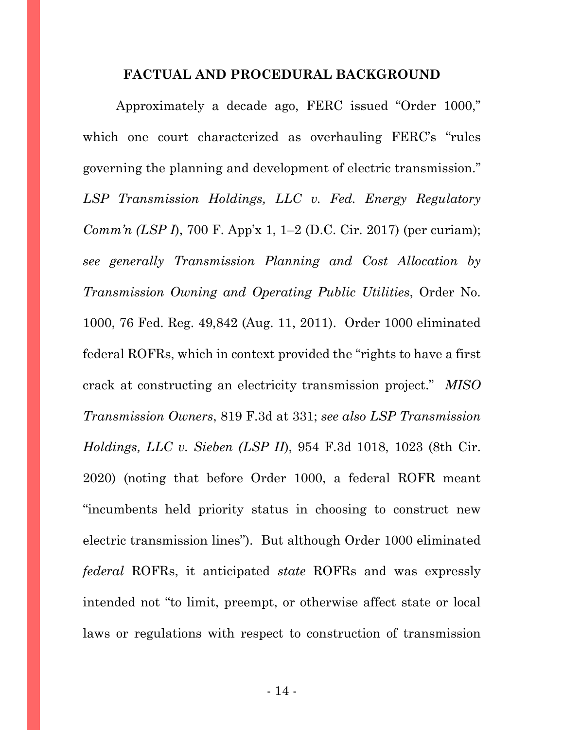## FACTUAL AND PROCEDURAL BACKGROUND

Approximately a decade ago, FERC issued "Order 1000," which one court characterized as overhauling FERC's "rules governing the planning and development of electric transmission." *LSP Transmission Holdings, LLC v. Fed. Energy Regulatory Comm'n (LSP I*), 700 F. App'x 1, 1–2 (D.C. Cir. 2017) (per curiam); *see generally Transmission Planning and Cost Allocation by Transmission Owning and Operating Public Utilities*, Order No. 1000, 76 Fed. Reg. 49,842 (Aug. 11, 2011). Order 1000 eliminated federal ROFRs, which in context provided the "rights to have a first crack at constructing an electricity transmission project." *MISO Transmission Owners*, 819 F.3d at 331; *see also LSP Transmission Holdings, LLC v. Sieben (LSP II*), 954 F.3d 1018, 1023 (8th Cir. 2020) (noting that before Order 1000, a federal ROFR meant "incumbents held priority status in choosing to construct new electric transmission lines"). But although Order 1000 eliminated *federal* ROFRs, it anticipated *state* ROFRs and was expressly intended not "to limit, preempt, or otherwise affect state or local laws or regulations with respect to construction of transmission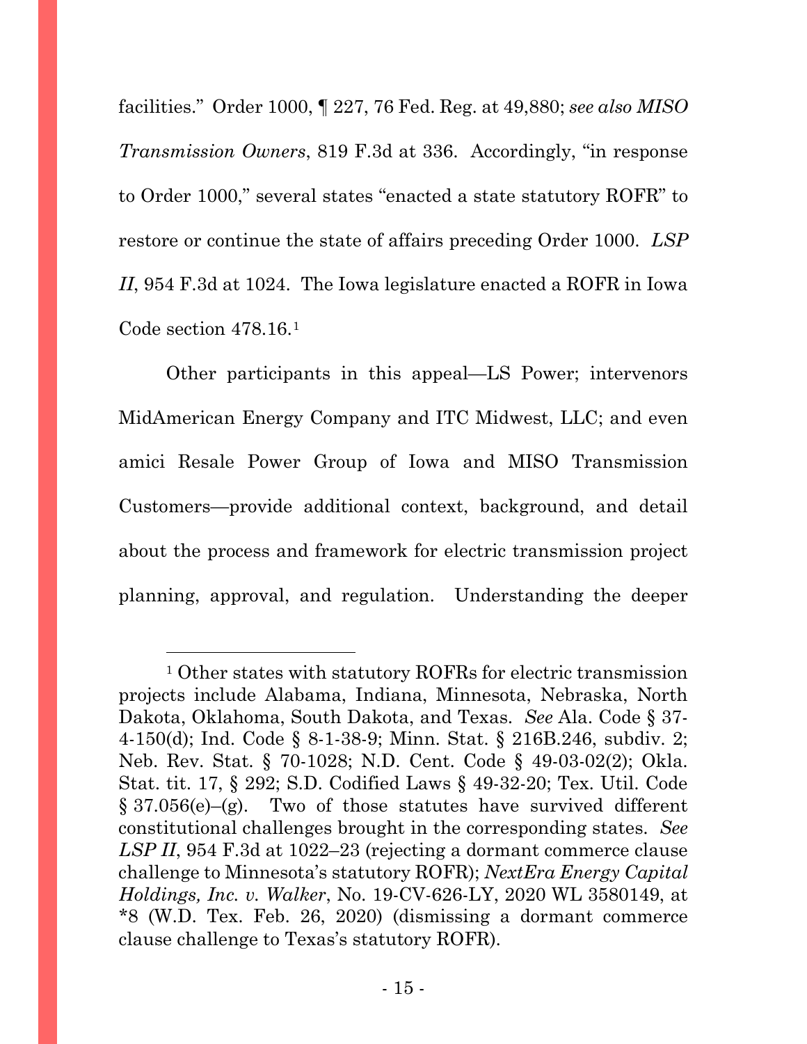facilities." Order 1000, ¶ 227, 76 Fed. Reg. at 49,880; *see also MISO Transmission Owners*, 819 F.3d at 336. Accordingly, "in response to Order 1000," several states "enacted a state statutory ROFR" to restore or continue the state of affairs preceding Order 1000. *LSP II*, 954 F.3d at 1024. The Iowa legislature enacted a ROFR in Iowa Code section 478.16.[1]

Other participants in this appeal—LS Power; intervenors MidAmerican Energy Company and ITC Midwest, LLC; and even amici Resale Power Group of Iowa and MISO Transmission Customers—provide additional context, background, and detail about the process and framework for electric transmission project planning, approval, and regulation. Understanding the deeper

---

[1] Other states with statutory ROFRs for electric transmission projects include Alabama, Indiana, Minnesota, Nebraska, North Dakota, Oklahoma, South Dakota, and Texas. *See* Ala. Code § 37-4-150(d); Ind. Code § 8-1-38-9; Minn. Stat. § 216B.246, subdiv. 2; Neb. Rev. Stat. § 70-1028; N.D. Cent. Code § 49-03-02(2); Okla. Stat. tit. 17, § 292; S.D. Codified Laws § 49-32-20; Tex. Util. Code § 37.056(e)–(g). Two of those statutes have survived different constitutional challenges brought in the corresponding states. *See LSP II*, 954 F.3d at 1022–23 (rejecting a dormant commerce clause challenge to Minnesota's statutory ROFR); *NextEra Energy Capital Holdings, Inc. v. Walker*, No. 19-CV-626-LY, 2020 WL 3580149, at *8 (W.D. Tex. Feb. 26, 2020) (dismissing a dormant commerce clause challenge to Texas's statutory ROFR).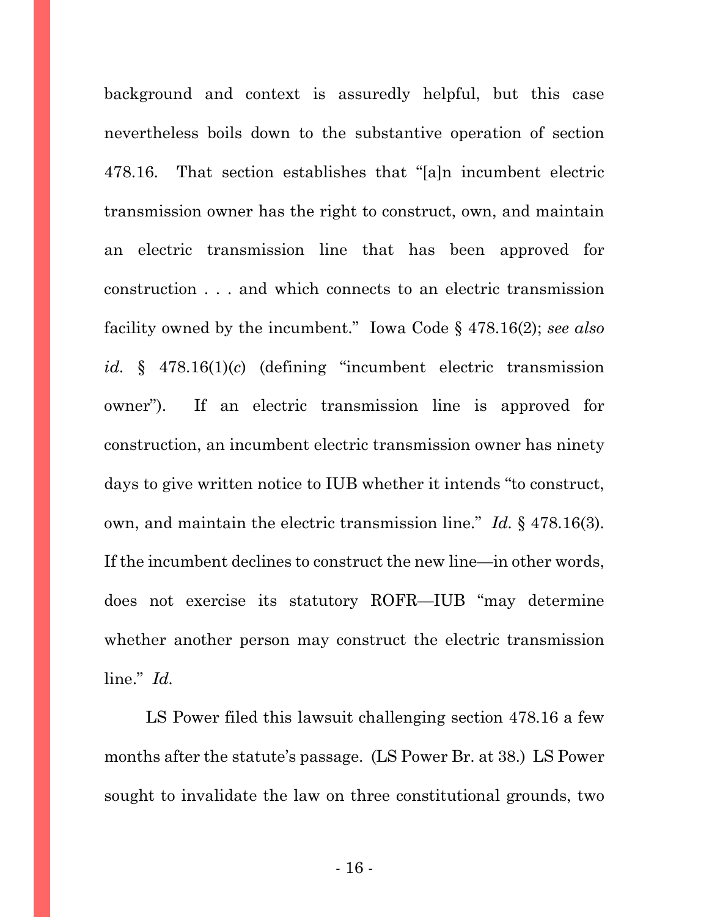background and context is assuredly helpful, but this case nevertheless boils down to the substantive operation of section 478.16. That section establishes that "[a]n incumbent electric transmission owner has the right to construct, own, and maintain an electric transmission line that has been approved for construction . . . and which connects to an electric transmission facility owned by the incumbent." Iowa Code § 478.16(2); *see also id.* § 478.16(1)(*c*) (defining "incumbent electric transmission owner"). If an electric transmission line is approved for construction, an incumbent electric transmission owner has ninety days to give written notice to IUB whether it intends "to construct, own, and maintain the electric transmission line." *Id.* § 478.16(3). If the incumbent declines to construct the new line—in other words, does not exercise its statutory ROFR—IUB "may determine whether another person may construct the electric transmission line." *Id.*

LS Power filed this lawsuit challenging section 478.16 a few months after the statute's passage. (LS Power Br. at 38.) LS Power sought to invalidate the law on three constitutional grounds, two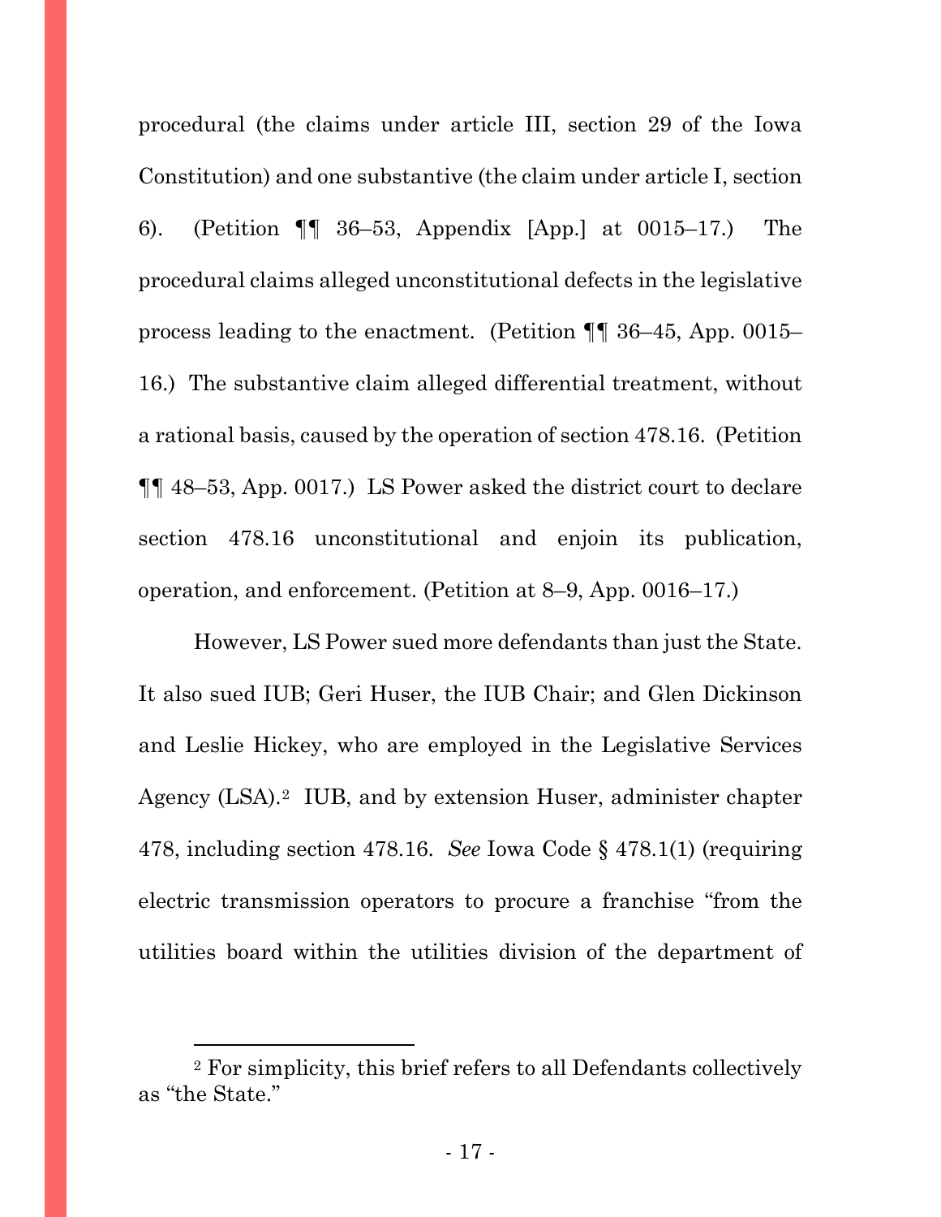procedural (the claims under article III, section 29 of the Iowa Constitution) and one substantive (the claim under article I, section 6). (Petition ¶¶ 36–53, Appendix [App.] at 0015–17.) The procedural claims alleged unconstitutional defects in the legislative process leading to the enactment. (Petition ¶¶ 36–45, App. 0015–16.) The substantive claim alleged differential treatment, without a rational basis, caused by the operation of section 478.16. (Petition ¶¶ 48–53, App. 0017.) LS Power asked the district court to declare section 478.16 unconstitutional and enjoin its publication, operation, and enforcement. (Petition at 8–9, App. 0016–17.)

However, LS Power sued more defendants than just the State. It also sued IUB; Geri Huser, the IUB Chair; and Glen Dickinson and Leslie Hickey, who are employed in the Legislative Services Agency (LSA).[2] IUB, and by extension Huser, administer chapter 478, including section 478.16. *See* Iowa Code § 478.1(1) (requiring electric transmission operators to procure a franchise "from the utilities board within the utilities division of the department of

---

[2] For simplicity, this brief refers to all Defendants collectively as "the State."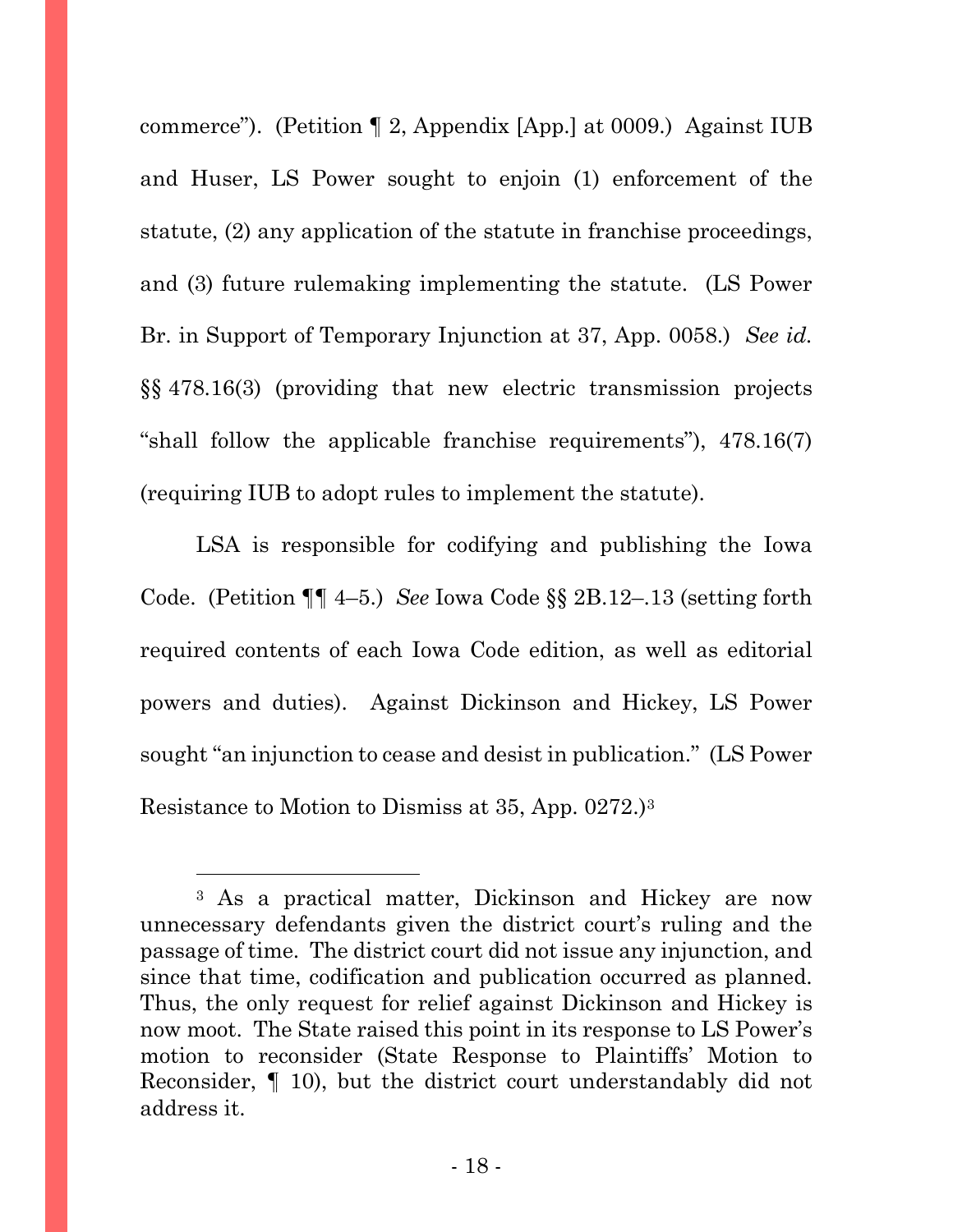commerce"). (Petition ¶ 2, Appendix [App.] at 0009.) Against IUB and Huser, LS Power sought to enjoin (1) enforcement of the statute, (2) any application of the statute in franchise proceedings, and (3) future rulemaking implementing the statute. (LS Power Br. in Support of Temporary Injunction at 37, App. 0058.) *See id.* §§ 478.16(3) (providing that new electric transmission projects "shall follow the applicable franchise requirements"), 478.16(7) (requiring IUB to adopt rules to implement the statute).

LSA is responsible for codifying and publishing the Iowa Code. (Petition ¶¶ 4–5.) *See* Iowa Code §§ 2B.12–.13 (setting forth required contents of each Iowa Code edition, as well as editorial powers and duties). Against Dickinson and Hickey, LS Power sought "an injunction to cease and desist in publication." (LS Power Resistance to Motion to Dismiss at 35, App. 0272.)[3]

---

[3] As a practical matter, Dickinson and Hickey are now unnecessary defendants given the district court's ruling and the passage of time. The district court did not issue any injunction, and since that time, codification and publication occurred as planned. Thus, the only request for relief against Dickinson and Hickey is now moot. The State raised this point in its response to LS Power's motion to reconsider (State Response to Plaintiffs' Motion to Reconsider, ¶ 10), but the district court understandably did not address it.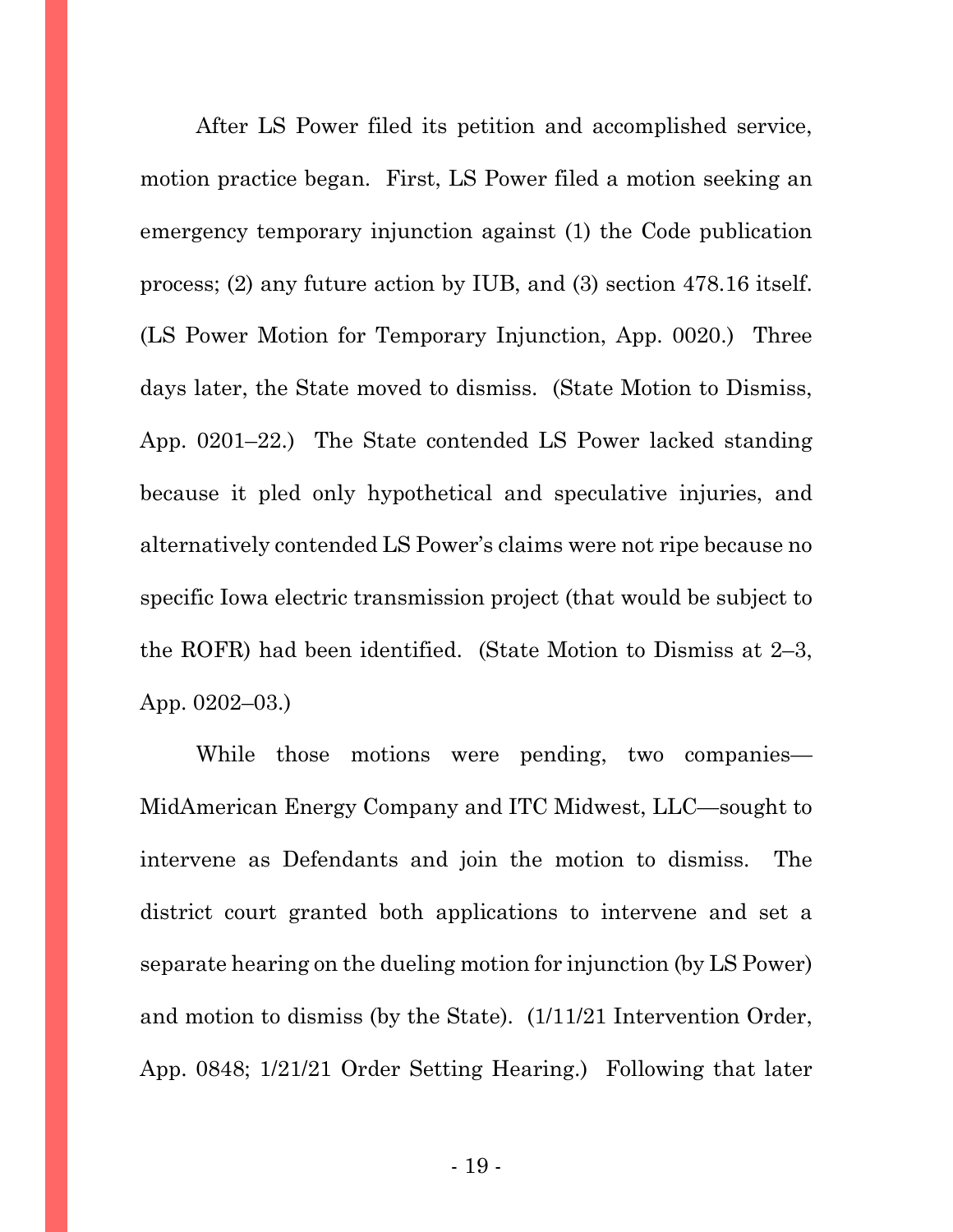After LS Power filed its petition and accomplished service, motion practice began. First, LS Power filed a motion seeking an emergency temporary injunction against (1) the Code publication process; (2) any future action by IUB, and (3) section 478.16 itself. (LS Power Motion for Temporary Injunction, App. 0020.) Three days later, the State moved to dismiss. (State Motion to Dismiss, App. 0201–22.) The State contended LS Power lacked standing because it pled only hypothetical and speculative injuries, and alternatively contended LS Power's claims were not ripe because no specific Iowa electric transmission project (that would be subject to the ROFR) had been identified. (State Motion to Dismiss at 2–3, App. 0202–03.)

While those motions were pending, two companies—MidAmerican Energy Company and ITC Midwest, LLC—sought to intervene as Defendants and join the motion to dismiss. The district court granted both applications to intervene and set a separate hearing on the dueling motion for injunction (by LS Power) and motion to dismiss (by the State). (1/11/21 Intervention Order, App. 0848; 1/21/21 Order Setting Hearing.) Following that later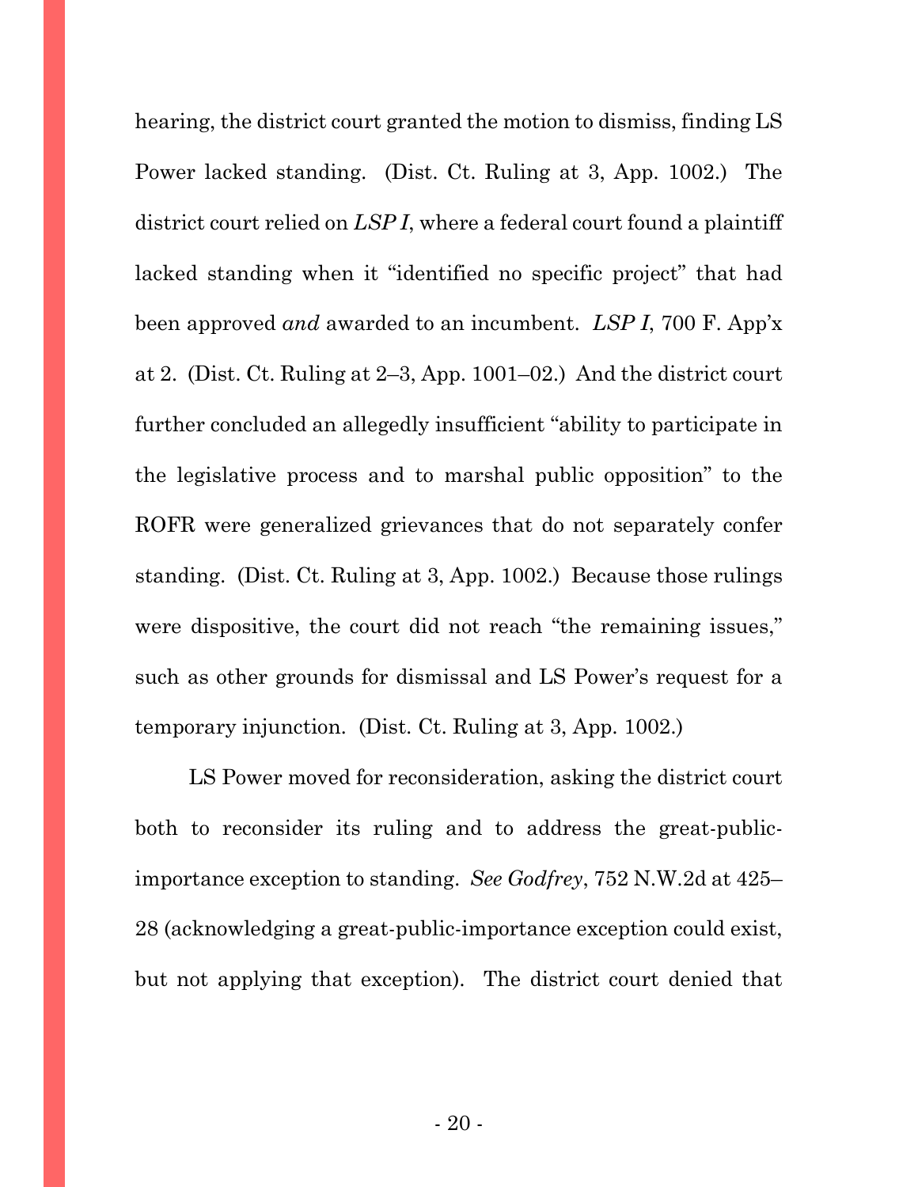hearing, the district court granted the motion to dismiss, finding LS Power lacked standing. (Dist. Ct. Ruling at 3, App. 1002.) The district court relied on *LSP I*, where a federal court found a plaintiff lacked standing when it "identified no specific project" that had been approved *and* awarded to an incumbent. *LSP I*, 700 F. App'x at 2. (Dist. Ct. Ruling at 2–3, App. 1001–02.) And the district court further concluded an allegedly insufficient "ability to participate in the legislative process and to marshal public opposition" to the ROFR were generalized grievances that do not separately confer standing. (Dist. Ct. Ruling at 3, App. 1002.) Because those rulings were dispositive, the court did not reach "the remaining issues," such as other grounds for dismissal and LS Power's request for a temporary injunction. (Dist. Ct. Ruling at 3, App. 1002.)

LS Power moved for reconsideration, asking the district court both to reconsider its ruling and to address the great-public-importance exception to standing. *See Godfrey*, 752 N.W.2d at 425–28 (acknowledging a great-public-importance exception could exist, but not applying that exception). The district court denied that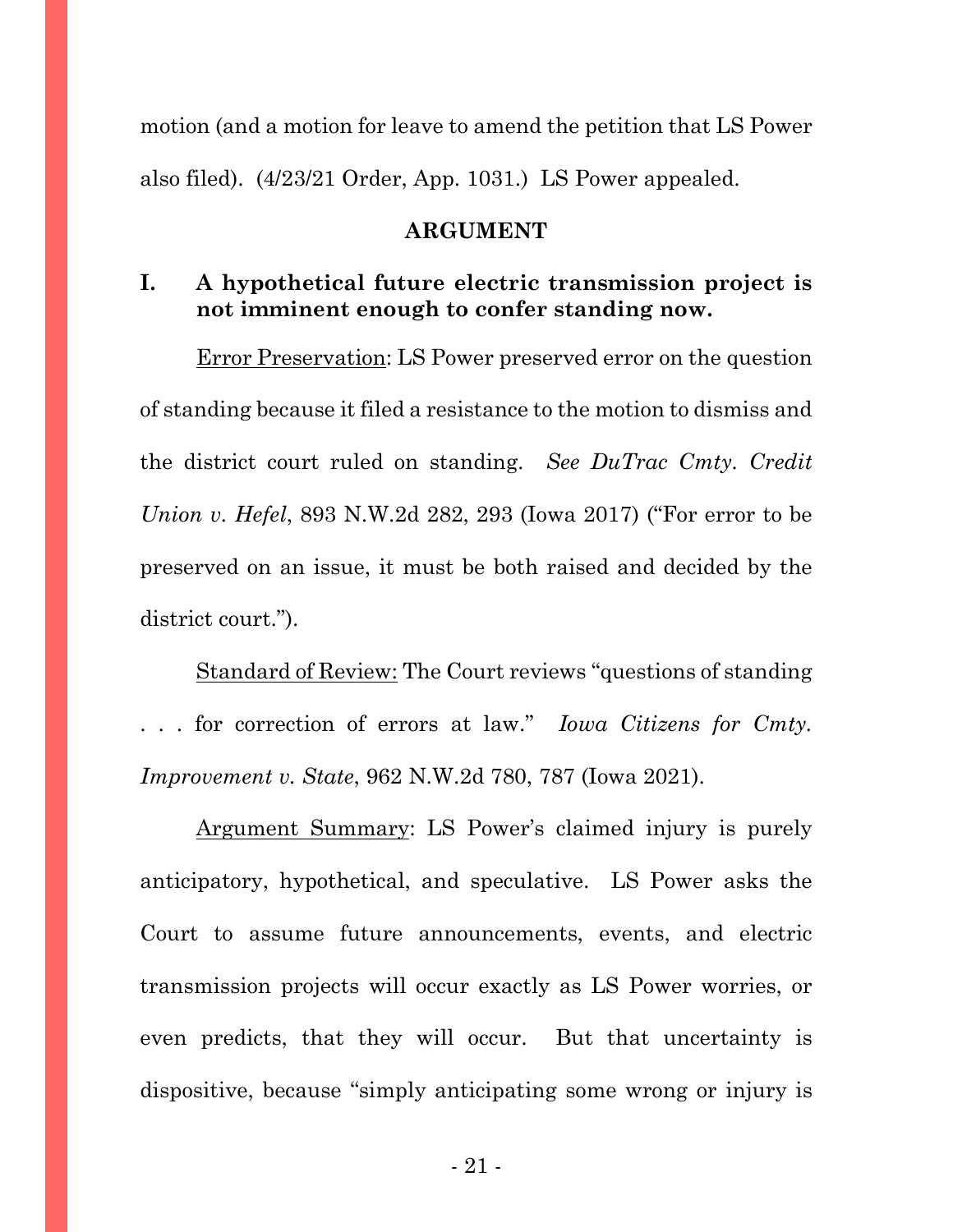motion (and a motion for leave to amend the petition that LS Power also filed). (4/23/21 Order, App. 1031.) LS Power appealed.

## ARGUMENT

### I. A hypothetical future electric transmission project is not imminent enough to confer standing now.

<u>Error Preservation</u>: LS Power preserved error on the question of standing because it filed a resistance to the motion to dismiss and the district court ruled on standing. *See DuTrac Cmty. Credit Union v. Hefel*, 893 N.W.2d 282, 293 (Iowa 2017) ("For error to be preserved on an issue, it must be both raised and decided by the district court.").

<u>Standard of Review:</u> The Court reviews "questions of standing . . . for correction of errors at law." *Iowa Citizens for Cmty. Improvement v. State*, 962 N.W.2d 780, 787 (Iowa 2021).

<u>Argument Summary</u>: LS Power's claimed injury is purely anticipatory, hypothetical, and speculative. LS Power asks the Court to assume future announcements, events, and electric transmission projects will occur exactly as LS Power worries, or even predicts, that they will occur. But that uncertainty is dispositive, because "simply anticipating some wrong or injury is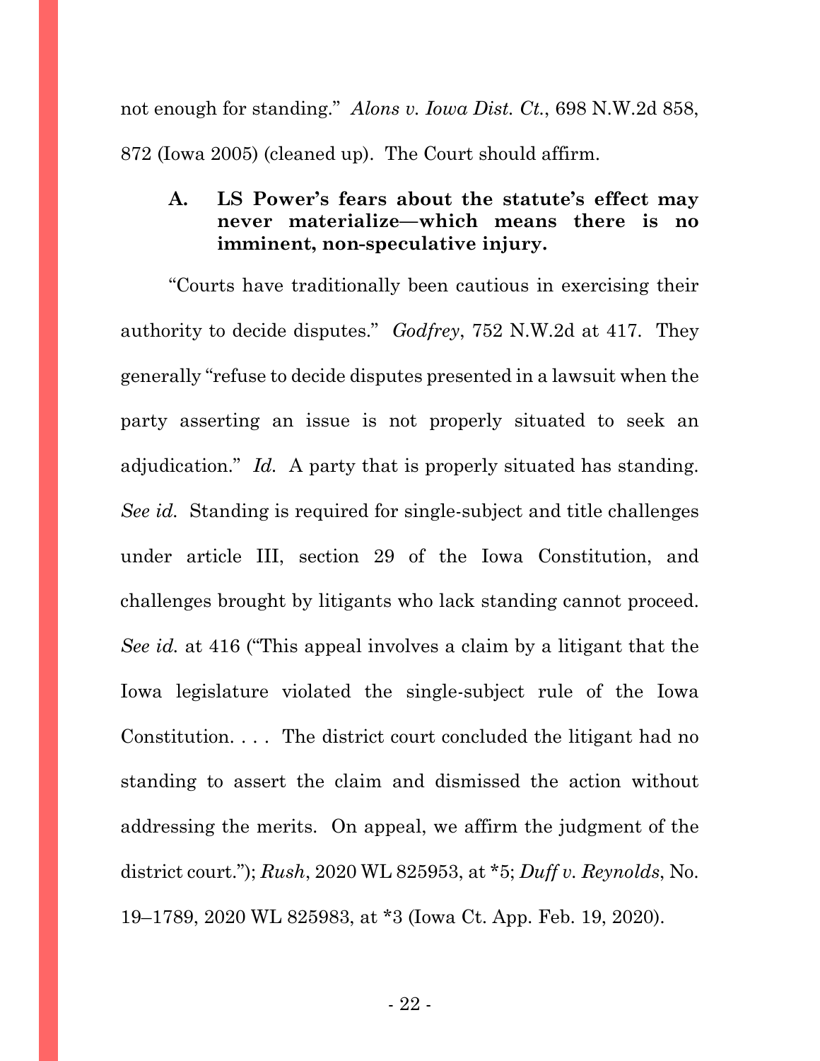not enough for standing." *Alons v. Iowa Dist. Ct.*, 698 N.W.2d 858, 872 (Iowa 2005) (cleaned up). The Court should affirm.

### A. LS Power's fears about the statute's effect may never materialize—which means there is no imminent, non-speculative injury.

"Courts have traditionally been cautious in exercising their authority to decide disputes." *Godfrey*, 752 N.W.2d at 417. They generally "refuse to decide disputes presented in a lawsuit when the party asserting an issue is not properly situated to seek an adjudication." *Id.* A party that is properly situated has standing. *See id.* Standing is required for single-subject and title challenges under article III, section 29 of the Iowa Constitution, and challenges brought by litigants who lack standing cannot proceed. *See id.* at 416 ("This appeal involves a claim by a litigant that the Iowa legislature violated the single-subject rule of the Iowa Constitution. . . . The district court concluded the litigant had no standing to assert the claim and dismissed the action without addressing the merits. On appeal, we affirm the judgment of the district court."); *Rush*, 2020 WL 825953, at *5; *Duff v. Reynolds*, No. 19–1789, 2020 WL 825983, at *3 (Iowa Ct. App. Feb. 19, 2020).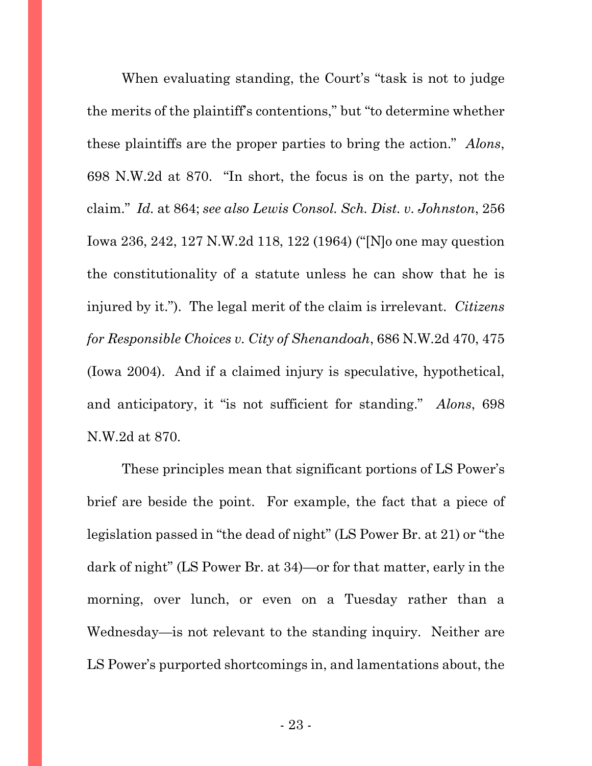When evaluating standing, the Court's "task is not to judge the merits of the plaintiff's contentions," but "to determine whether these plaintiffs are the proper parties to bring the action." *Alons*, 698 N.W.2d at 870. "In short, the focus is on the party, not the claim." *Id.* at 864; *see also Lewis Consol. Sch. Dist. v. Johnston*, 256 Iowa 236, 242, 127 N.W.2d 118, 122 (1964) ("[N]o one may question the constitutionality of a statute unless he can show that he is injured by it."). The legal merit of the claim is irrelevant. *Citizens for Responsible Choices v. City of Shenandoah*, 686 N.W.2d 470, 475 (Iowa 2004). And if a claimed injury is speculative, hypothetical, and anticipatory, it "is not sufficient for standing." *Alons*, 698 N.W.2d at 870.

These principles mean that significant portions of LS Power's brief are beside the point. For example, the fact that a piece of legislation passed in "the dead of night" (LS Power Br. at 21) or "the dark of night" (LS Power Br. at 34)—or for that matter, early in the morning, over lunch, or even on a Tuesday rather than a Wednesday—is not relevant to the standing inquiry. Neither are LS Power's purported shortcomings in, and lamentations about, the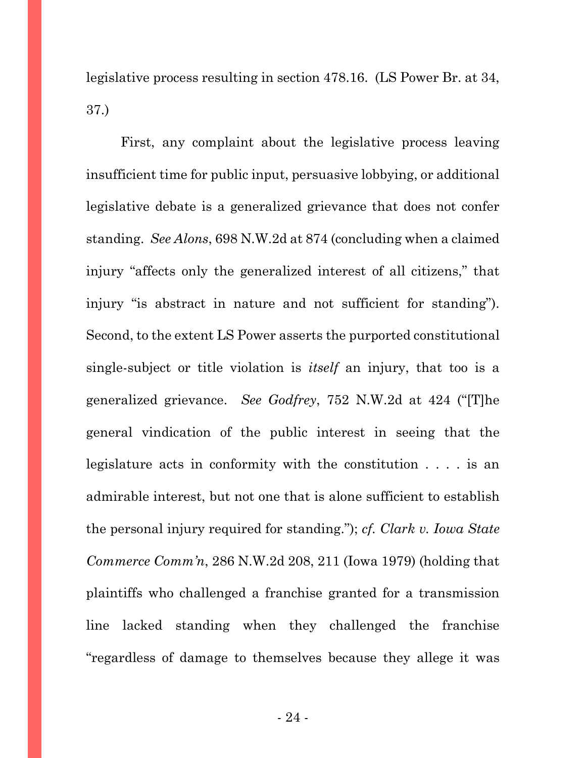legislative process resulting in section 478.16. (LS Power Br. at 34, 37.)

First, any complaint about the legislative process leaving insufficient time for public input, persuasive lobbying, or additional legislative debate is a generalized grievance that does not confer standing. *See Alons*, 698 N.W.2d at 874 (concluding when a claimed injury "affects only the generalized interest of all citizens," that injury "is abstract in nature and not sufficient for standing"). Second, to the extent LS Power asserts the purported constitutional single-subject or title violation is *itself* an injury, that too is a generalized grievance. *See Godfrey*, 752 N.W.2d at 424 ("[T]he general vindication of the public interest in seeing that the legislature acts in conformity with the constitution . . . . is an admirable interest, but not one that is alone sufficient to establish the personal injury required for standing."); *cf. Clark v. Iowa State Commerce Comm'n*, 286 N.W.2d 208, 211 (Iowa 1979) (holding that plaintiffs who challenged a franchise granted for a transmission line lacked standing when they challenged the franchise "regardless of damage to themselves because they allege it was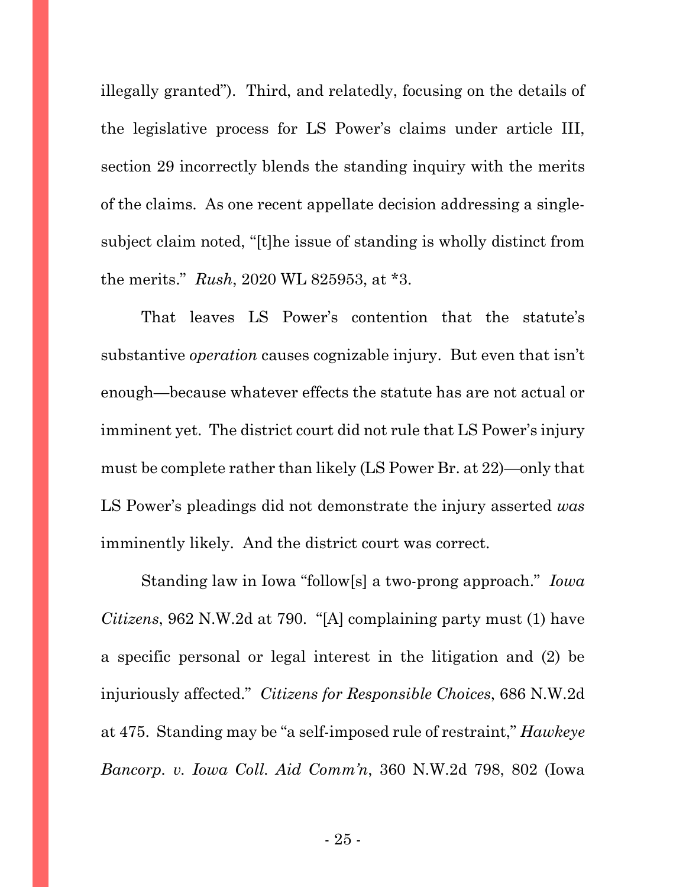illegally granted"). Third, and relatedly, focusing on the details of the legislative process for LS Power's claims under article III, section 29 incorrectly blends the standing inquiry with the merits of the claims. As one recent appellate decision addressing a single-subject claim noted, "[t]he issue of standing is wholly distinct from the merits." *Rush*, 2020 WL 825953, at *3.

That leaves LS Power's contention that the statute's substantive *operation* causes cognizable injury. But even that isn't enough—because whatever effects the statute has are not actual or imminent yet. The district court did not rule that LS Power's injury must be complete rather than likely (LS Power Br. at 22)—only that LS Power's pleadings did not demonstrate the injury asserted *was* imminently likely. And the district court was correct.

Standing law in Iowa "follow[s] a two-prong approach." *Iowa Citizens*, 962 N.W.2d at 790. "[A] complaining party must (1) have a specific personal or legal interest in the litigation and (2) be injuriously affected." *Citizens for Responsible Choices*, 686 N.W.2d at 475. Standing may be "a self-imposed rule of restraint," *Hawkeye Bancorp. v. Iowa Coll. Aid Comm'n*, 360 N.W.2d 798, 802 (Iowa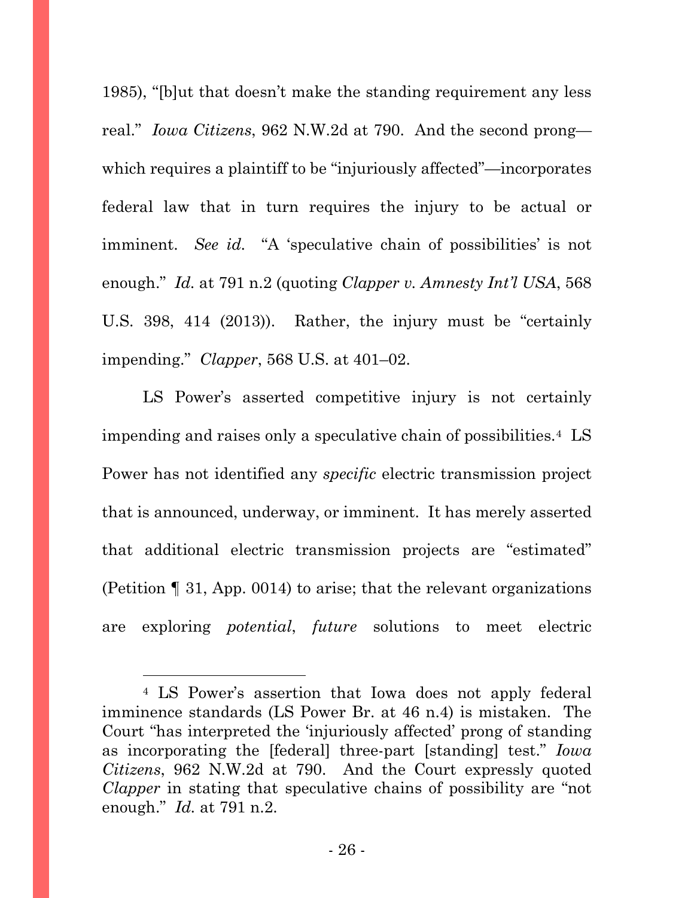1985), "[b]ut that doesn't make the standing requirement any less real." *Iowa Citizens*, 962 N.W.2d at 790. And the second prong—which requires a plaintiff to be "injuriously affected"—incorporates federal law that in turn requires the injury to be actual or imminent. *See id.* "A 'speculative chain of possibilities' is not enough." *Id.* at 791 n.2 (quoting *Clapper v. Amnesty Int'l USA*, 568 U.S. 398, 414 (2013)). Rather, the injury must be "certainly impending." *Clapper*, 568 U.S. at 401–02.

LS Power's asserted competitive injury is not certainly impending and raises only a speculative chain of possibilities.[4] LS Power has not identified any *specific* electric transmission project that is announced, underway, or imminent. It has merely asserted that additional electric transmission projects are "estimated" (Petition ¶ 31, App. 0014) to arise; that the relevant organizations are exploring *potential*, *future* solutions to meet electric

[4] LS Power's assertion that Iowa does not apply federal imminence standards (LS Power Br. at 46 n.4) is mistaken. The Court "has interpreted the 'injuriously affected' prong of standing as incorporating the [federal] three-part [standing] test." *Iowa Citizens*, 962 N.W.2d at 790. And the Court expressly quoted *Clapper* in stating that speculative chains of possibility are "not enough." *Id.* at 791 n.2.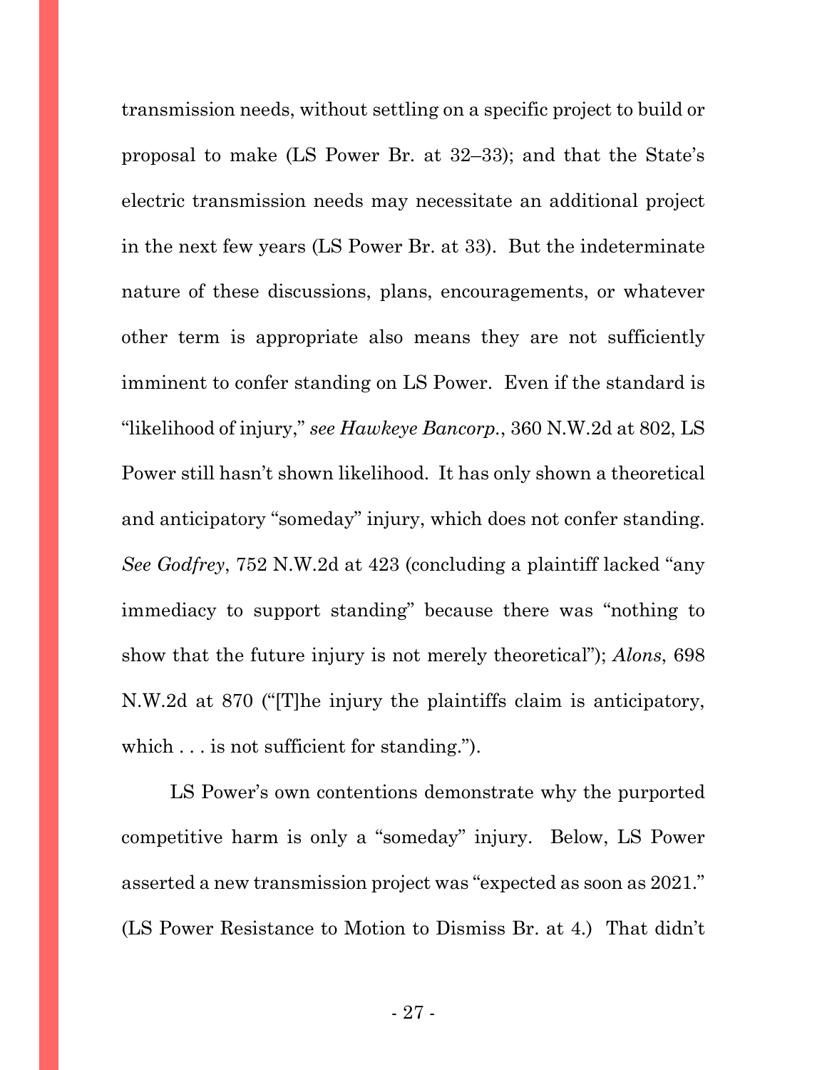transmission needs, without settling on a specific project to build or proposal to make (LS Power Br. at 32–33); and that the State's electric transmission needs may necessitate an additional project in the next few years (LS Power Br. at 33). But the indeterminate nature of these discussions, plans, encouragements, or whatever other term is appropriate also means they are not sufficiently imminent to confer standing on LS Power. Even if the standard is "likelihood of injury," *see Hawkeye Bancorp.*, 360 N.W.2d at 802, LS Power still hasn't shown likelihood. It has only shown a theoretical and anticipatory "someday" injury, which does not confer standing. *See Godfrey*, 752 N.W.2d at 423 (concluding a plaintiff lacked "any immediacy to support standing" because there was "nothing to show that the future injury is not merely theoretical"); *Alons*, 698 N.W.2d at 870 ("[T]he injury the plaintiffs claim is anticipatory, which . . . is not sufficient for standing.").

LS Power's own contentions demonstrate why the purported competitive harm is only a "someday" injury. Below, LS Power asserted a new transmission project was "expected as soon as 2021." (LS Power Resistance to Motion to Dismiss Br. at 4.) That didn't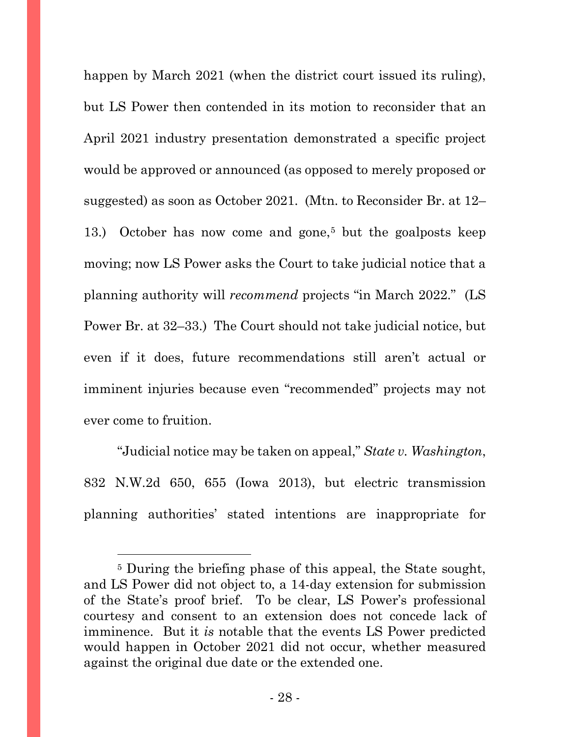happen by March 2021 (when the district court issued its ruling), but LS Power then contended in its motion to reconsider that an April 2021 industry presentation demonstrated a specific project would be approved or announced (as opposed to merely proposed or suggested) as soon as October 2021. (Mtn. to Reconsider Br. at 12–13.) October has now come and gone,[5] but the goalposts keep moving; now LS Power asks the Court to take judicial notice that a planning authority will *recommend* projects "in March 2022." (LS Power Br. at 32–33.) The Court should not take judicial notice, but even if it does, future recommendations still aren't actual or imminent injuries because even "recommended" projects may not ever come to fruition.

"Judicial notice may be taken on appeal," *State v. Washington*, 832 N.W.2d 650, 655 (Iowa 2013), but electric transmission planning authorities' stated intentions are inappropriate for

---

[5] During the briefing phase of this appeal, the State sought, and LS Power did not object to, a 14-day extension for submission of the State's proof brief. To be clear, LS Power's professional courtesy and consent to an extension does not concede lack of imminence. But it *is* notable that the events LS Power predicted would happen in October 2021 did not occur, whether measured against the original due date or the extended one.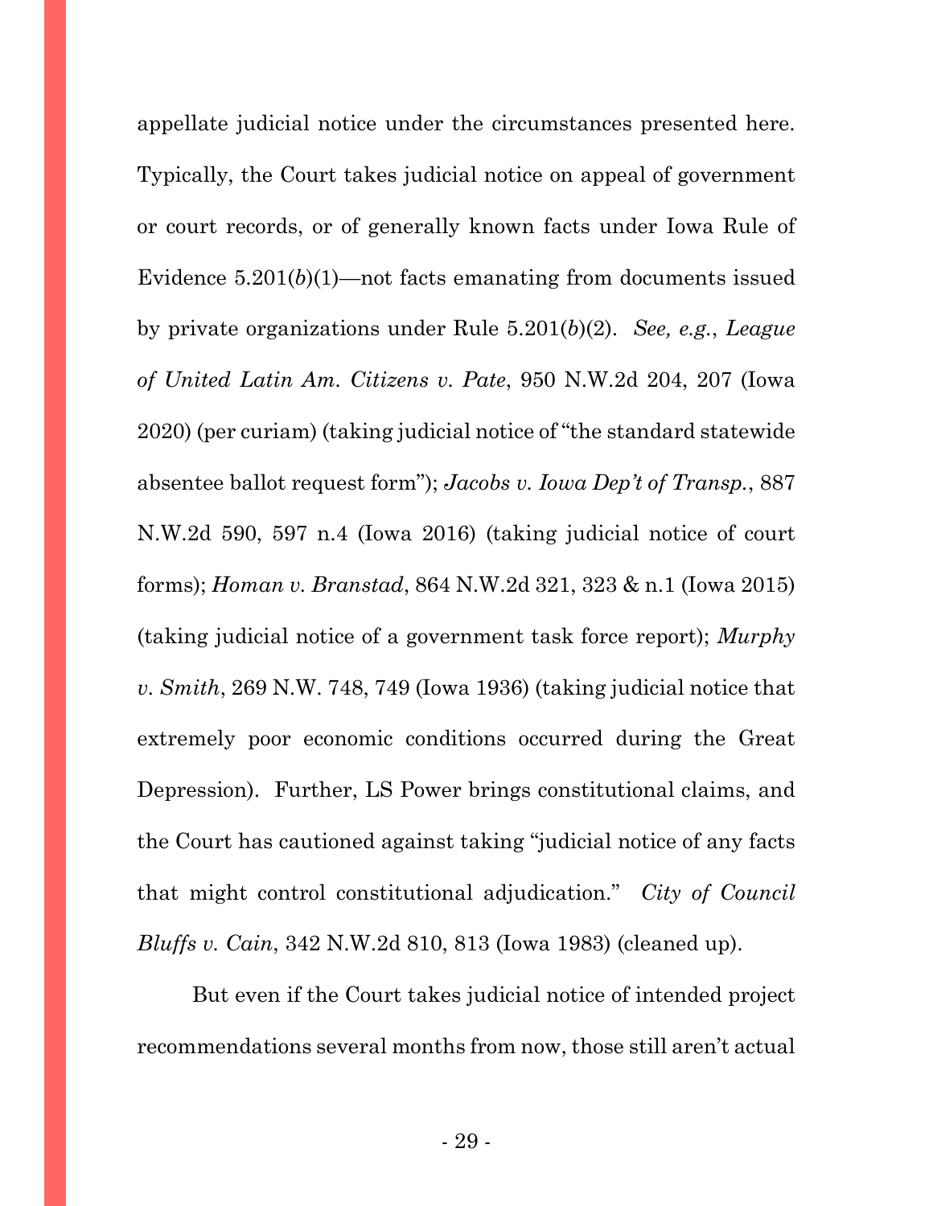appellate judicial notice under the circumstances presented here. Typically, the Court takes judicial notice on appeal of government or court records, or of generally known facts under Iowa Rule of Evidence 5.201(*b*)(1)—not facts emanating from documents issued by private organizations under Rule 5.201(*b*)(2). *See, e.g.*, *League of United Latin Am. Citizens v. Pate*, 950 N.W.2d 204, 207 (Iowa 2020) (per curiam) (taking judicial notice of "the standard statewide absentee ballot request form"); *Jacobs v. Iowa Dep't of Transp.*, 887 N.W.2d 590, 597 n.4 (Iowa 2016) (taking judicial notice of court forms); *Homan v. Branstad*, 864 N.W.2d 321, 323 & n.1 (Iowa 2015) (taking judicial notice of a government task force report); *Murphy v. Smith*, 269 N.W. 748, 749 (Iowa 1936) (taking judicial notice that extremely poor economic conditions occurred during the Great Depression). Further, LS Power brings constitutional claims, and the Court has cautioned against taking "judicial notice of any facts that might control constitutional adjudication." *City of Council Bluffs v. Cain*, 342 N.W.2d 810, 813 (Iowa 1983) (cleaned up).

But even if the Court takes judicial notice of intended project recommendations several months from now, those still aren't actual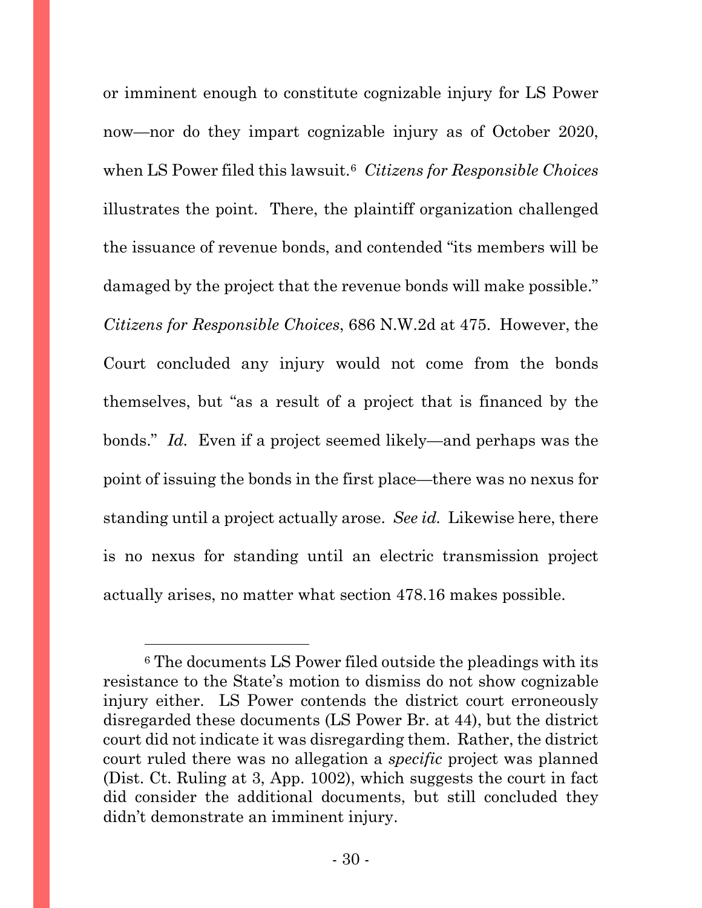or imminent enough to constitute cognizable injury for LS Power now—nor do they impart cognizable injury as of October 2020, when LS Power filed this lawsuit.[6] *Citizens for Responsible Choices* illustrates the point. There, the plaintiff organization challenged the issuance of revenue bonds, and contended "its members will be damaged by the project that the revenue bonds will make possible." *Citizens for Responsible Choices*, 686 N.W.2d at 475. However, the Court concluded any injury would not come from the bonds themselves, but "as a result of a project that is financed by the bonds." *Id.* Even if a project seemed likely—and perhaps was the point of issuing the bonds in the first place—there was no nexus for standing until a project actually arose. *See id.* Likewise here, there is no nexus for standing until an electric transmission project actually arises, no matter what section 478.16 makes possible.

---

[6] The documents LS Power filed outside the pleadings with its resistance to the State's motion to dismiss do not show cognizable injury either. LS Power contends the district court erroneously disregarded these documents (LS Power Br. at 44), but the district court did not indicate it was disregarding them. Rather, the district court ruled there was no allegation a *specific* project was planned (Dist. Ct. Ruling at 3, App. 1002), which suggests the court in fact did consider the additional documents, but still concluded they didn't demonstrate an imminent injury.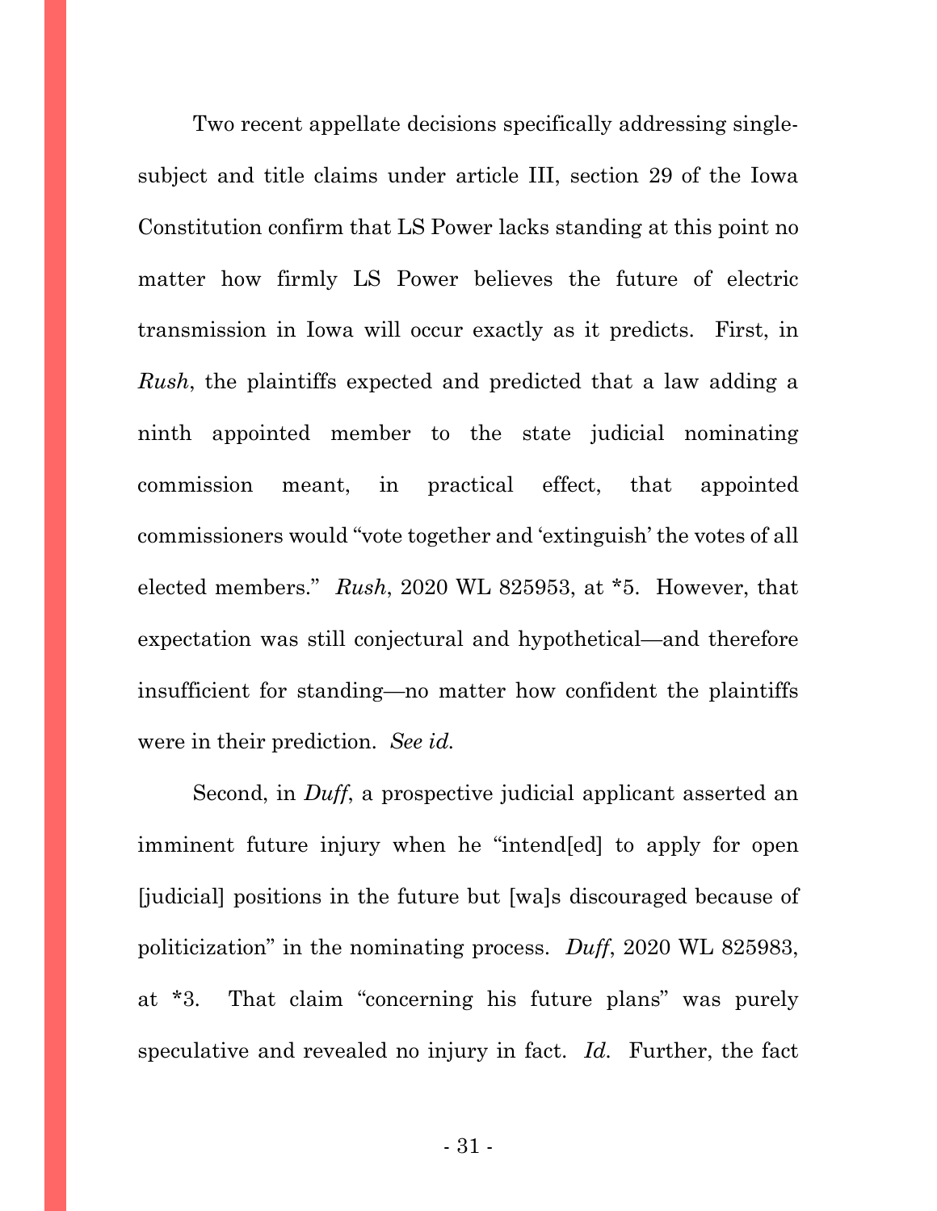Two recent appellate decisions specifically addressing single-subject and title claims under article III, section 29 of the Iowa Constitution confirm that LS Power lacks standing at this point no matter how firmly LS Power believes the future of electric transmission in Iowa will occur exactly as it predicts. First, in *Rush*, the plaintiffs expected and predicted that a law adding a ninth appointed member to the state judicial nominating commission meant, in practical effect, that appointed commissioners would "vote together and 'extinguish' the votes of all elected members." *Rush*, 2020 WL 825953, at *5. However, that expectation was still conjectural and hypothetical—and therefore insufficient for standing—no matter how confident the plaintiffs were in their prediction. *See id.*

Second, in *Duff*, a prospective judicial applicant asserted an imminent future injury when he "intend[ed] to apply for open [judicial] positions in the future but [wa]s discouraged because of politicization" in the nominating process. *Duff*, 2020 WL 825983, at *3. That claim "concerning his future plans" was purely speculative and revealed no injury in fact. *Id.* Further, the fact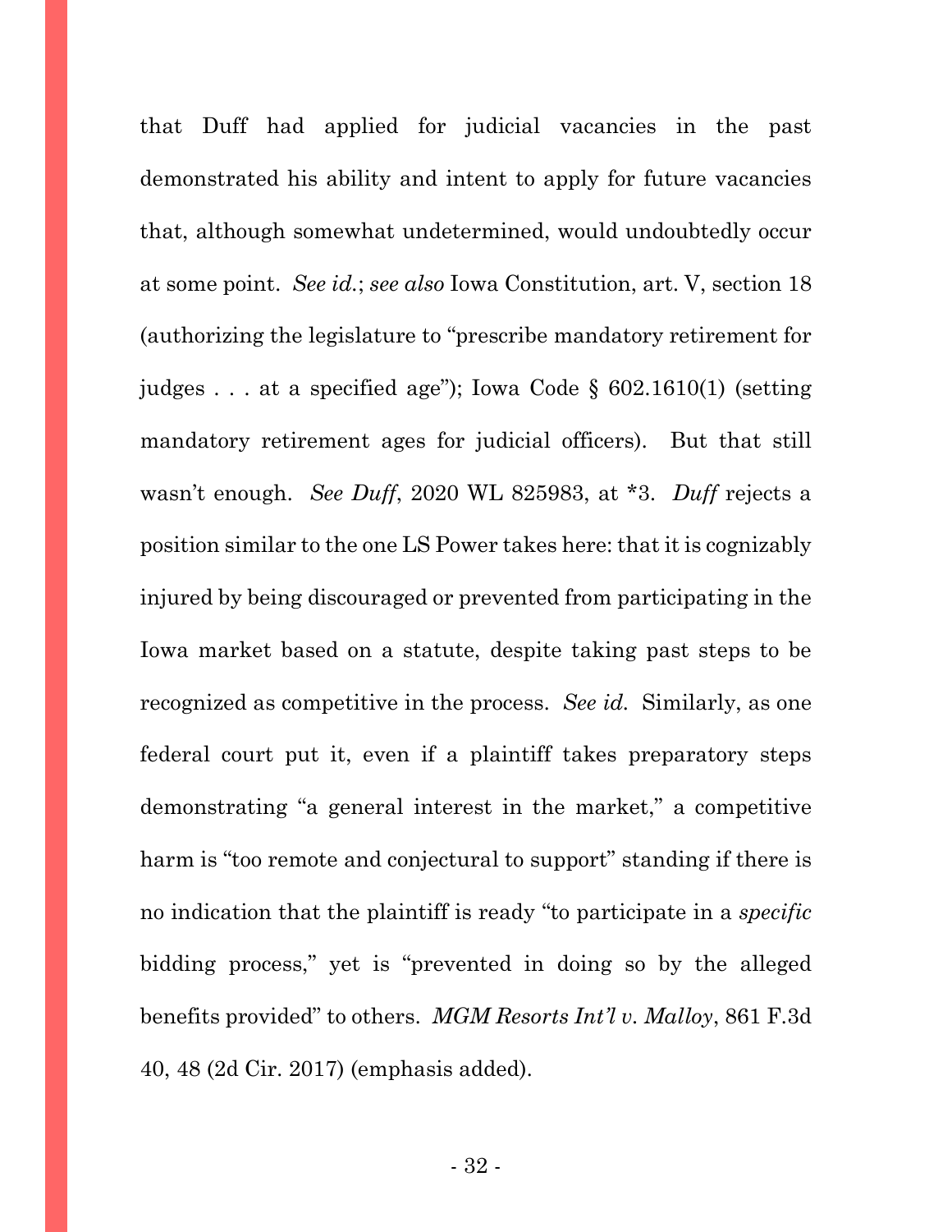that Duff had applied for judicial vacancies in the past demonstrated his ability and intent to apply for future vacancies that, although somewhat undetermined, would undoubtedly occur at some point. *See id.*; *see also* Iowa Constitution, art. V, section 18 (authorizing the legislature to "prescribe mandatory retirement for judges . . . at a specified age"); Iowa Code § 602.1610(1) (setting mandatory retirement ages for judicial officers). But that still wasn't enough. *See Duff*, 2020 WL 825983, at *3. *Duff* rejects a position similar to the one LS Power takes here: that it is cognizably injured by being discouraged or prevented from participating in the Iowa market based on a statute, despite taking past steps to be recognized as competitive in the process. *See id.* Similarly, as one federal court put it, even if a plaintiff takes preparatory steps demonstrating "a general interest in the market," a competitive harm is "too remote and conjectural to support" standing if there is no indication that the plaintiff is ready "to participate in a *specific* bidding process," yet is "prevented in doing so by the alleged benefits provided" to others. *MGM Resorts Int'l v. Malloy*, 861 F.3d 40, 48 (2d Cir. 2017) (emphasis added).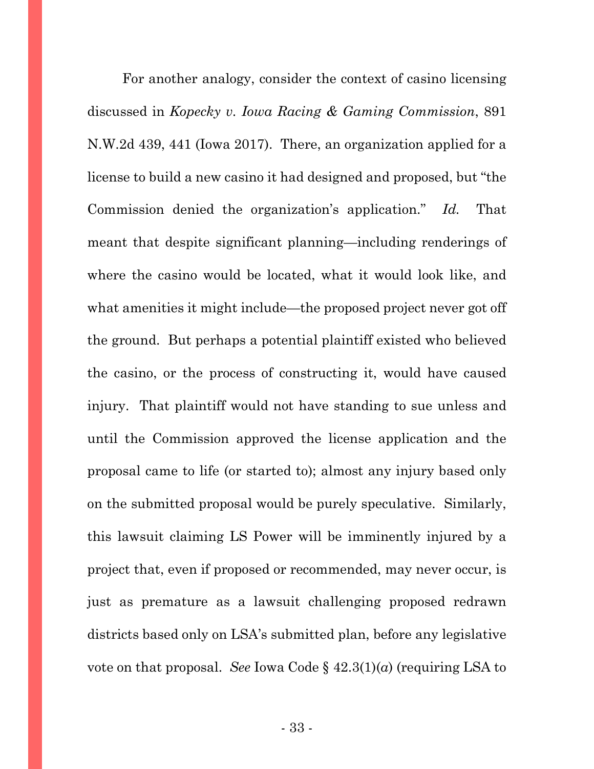For another analogy, consider the context of casino licensing discussed in *Kopecky v. Iowa Racing & Gaming Commission*, 891 N.W.2d 439, 441 (Iowa 2017). There, an organization applied for a license to build a new casino it had designed and proposed, but "the Commission denied the organization's application." *Id.* That meant that despite significant planning—including renderings of where the casino would be located, what it would look like, and what amenities it might include—the proposed project never got off the ground. But perhaps a potential plaintiff existed who believed the casino, or the process of constructing it, would have caused injury. That plaintiff would not have standing to sue unless and until the Commission approved the license application and the proposal came to life (or started to); almost any injury based only on the submitted proposal would be purely speculative. Similarly, this lawsuit claiming LS Power will be imminently injured by a project that, even if proposed or recommended, may never occur, is just as premature as a lawsuit challenging proposed redrawn districts based only on LSA's submitted plan, before any legislative vote on that proposal. *See* Iowa Code § 42.3(1)(*a*) (requiring LSA to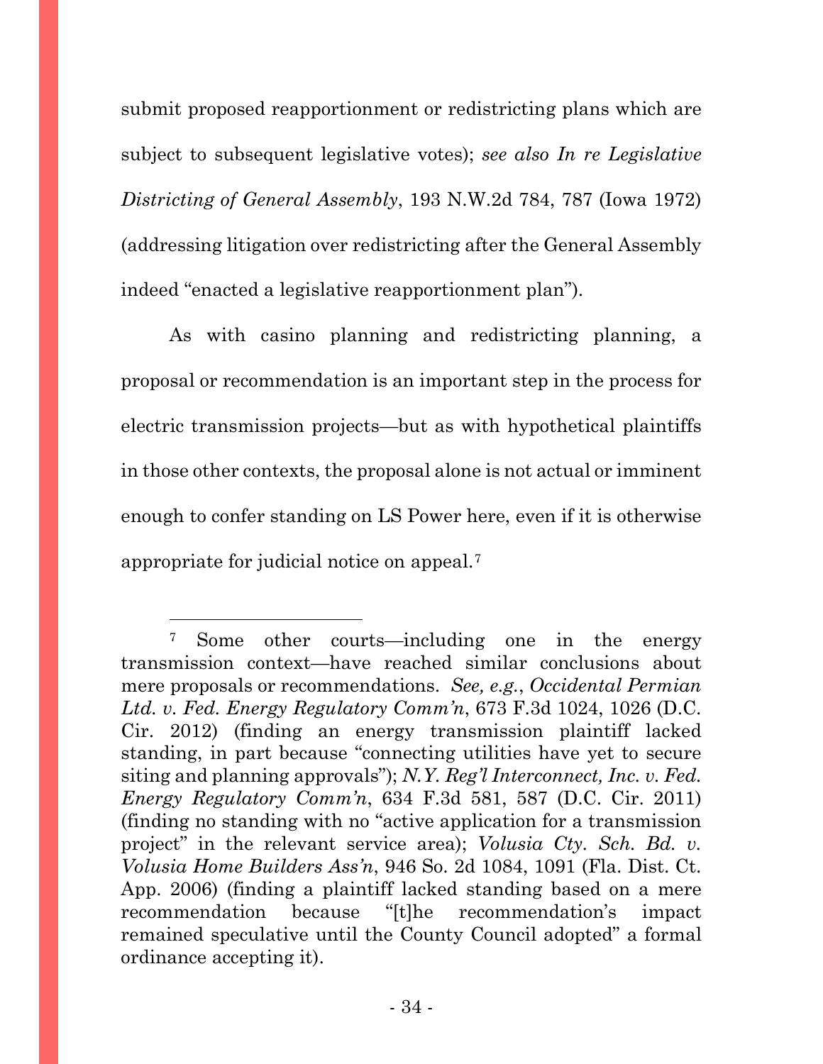submit proposed reapportionment or redistricting plans which are subject to subsequent legislative votes); *see also In re Legislative Districting of General Assembly*, 193 N.W.2d 784, 787 (Iowa 1972) (addressing litigation over redistricting after the General Assembly indeed "enacted a legislative reapportionment plan").

As with casino planning and redistricting planning, a proposal or recommendation is an important step in the process for electric transmission projects—but as with hypothetical plaintiffs in those other contexts, the proposal alone is not actual or imminent enough to confer standing on LS Power here, even if it is otherwise appropriate for judicial notice on appeal.[7]

---

[7] Some other courts—including one in the energy transmission context—have reached similar conclusions about mere proposals or recommendations. *See, e.g.*, *Occidental Permian Ltd. v. Fed. Energy Regulatory Comm'n*, 673 F.3d 1024, 1026 (D.C. Cir. 2012) (finding an energy transmission plaintiff lacked standing, in part because "connecting utilities have yet to secure siting and planning approvals"); *N.Y. Reg'l Interconnect, Inc. v. Fed. Energy Regulatory Comm'n*, 634 F.3d 581, 587 (D.C. Cir. 2011) (finding no standing with no "active application for a transmission project" in the relevant service area); *Volusia Cty. Sch. Bd. v. Volusia Home Builders Ass'n*, 946 So. 2d 1084, 1091 (Fla. Dist. Ct. App. 2006) (finding a plaintiff lacked standing based on a mere recommendation because "[t]he recommendation's impact remained speculative until the County Council adopted" a formal ordinance accepting it).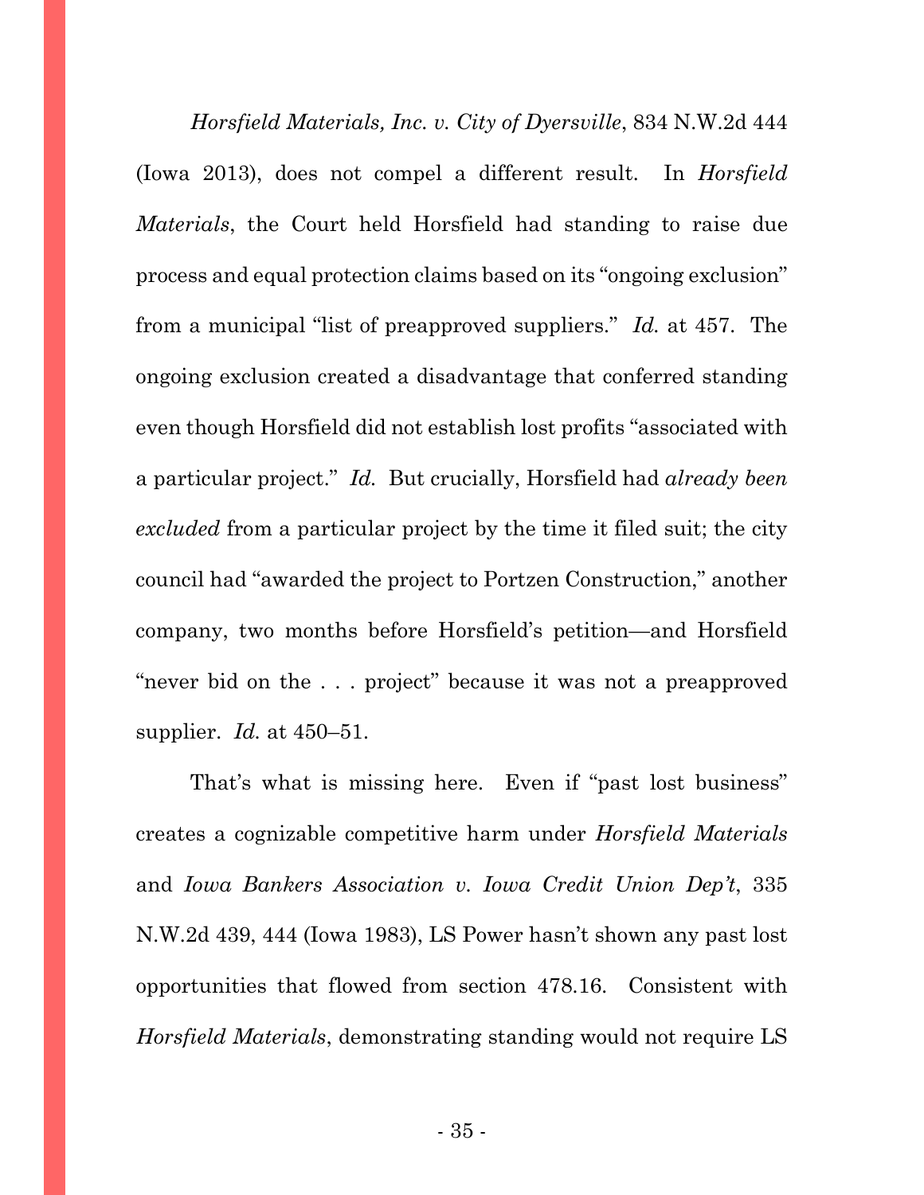*Horsfield Materials, Inc. v. City of Dyersville*, 834 N.W.2d 444 (Iowa 2013), does not compel a different result. In *Horsfield Materials*, the Court held Horsfield had standing to raise due process and equal protection claims based on its "ongoing exclusion" from a municipal "list of preapproved suppliers." *Id.* at 457. The ongoing exclusion created a disadvantage that conferred standing even though Horsfield did not establish lost profits "associated with a particular project." *Id.* But crucially, Horsfield had *already been excluded* from a particular project by the time it filed suit; the city council had "awarded the project to Portzen Construction," another company, two months before Horsfield's petition—and Horsfield "never bid on the . . . project" because it was not a preapproved supplier. *Id.* at 450–51.

That's what is missing here. Even if "past lost business" creates a cognizable competitive harm under *Horsfield Materials* and *Iowa Bankers Association v. Iowa Credit Union Dep't*, 335 N.W.2d 439, 444 (Iowa 1983), LS Power hasn't shown any past lost opportunities that flowed from section 478.16. Consistent with *Horsfield Materials*, demonstrating standing would not require LS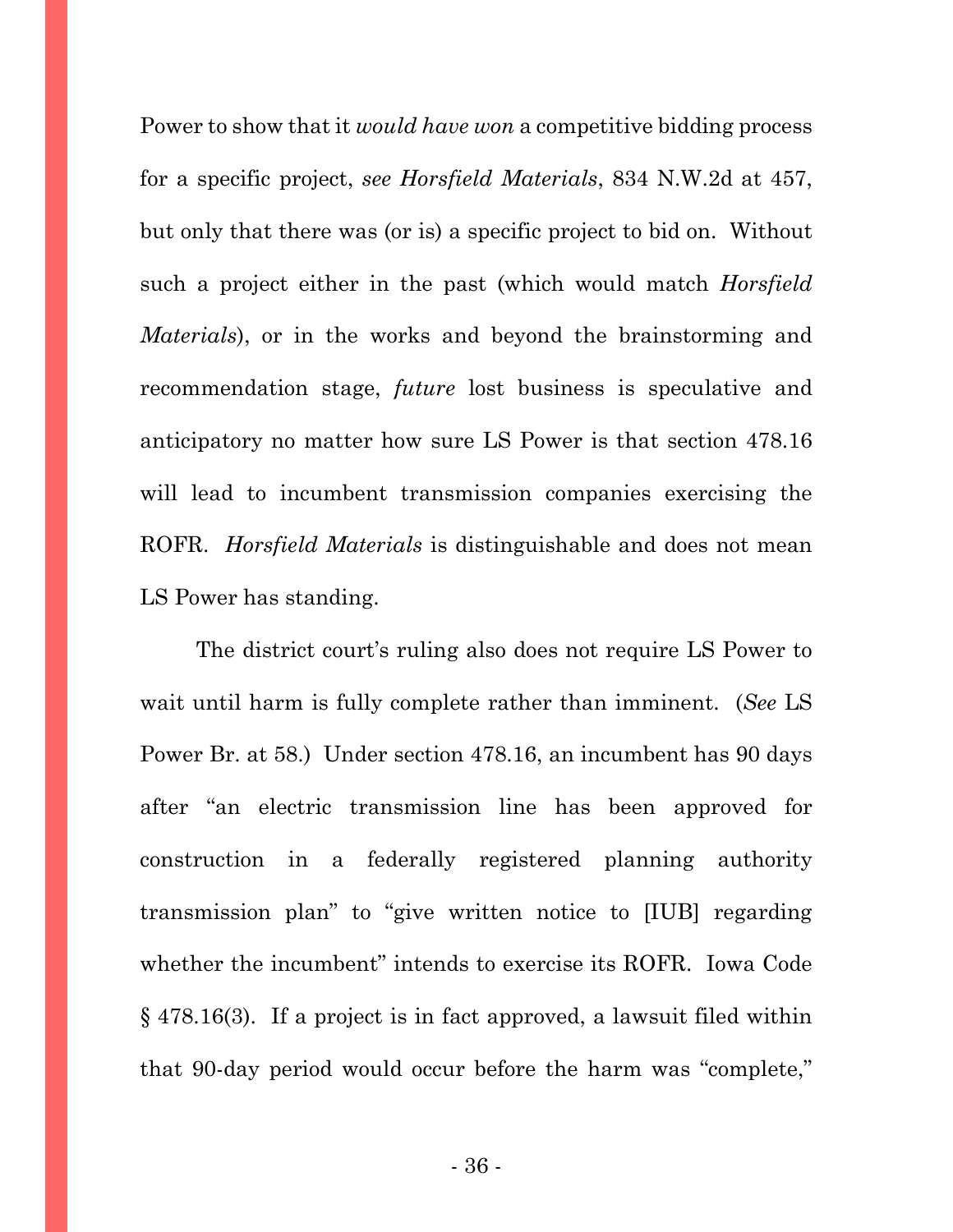Power to show that it *would have won* a competitive bidding process for a specific project, *see Horsfield Materials*, 834 N.W.2d at 457, but only that there was (or is) a specific project to bid on. Without such a project either in the past (which would match *Horsfield Materials*), or in the works and beyond the brainstorming and recommendation stage, *future* lost business is speculative and anticipatory no matter how sure LS Power is that section 478.16 will lead to incumbent transmission companies exercising the ROFR. *Horsfield Materials* is distinguishable and does not mean LS Power has standing.

The district court's ruling also does not require LS Power to wait until harm is fully complete rather than imminent. (*See* LS Power Br. at 58.) Under section 478.16, an incumbent has 90 days after "an electric transmission line has been approved for construction in a federally registered planning authority transmission plan" to "give written notice to [IUB] regarding whether the incumbent" intends to exercise its ROFR. Iowa Code § 478.16(3). If a project is in fact approved, a lawsuit filed within that 90-day period would occur before the harm was "complete,"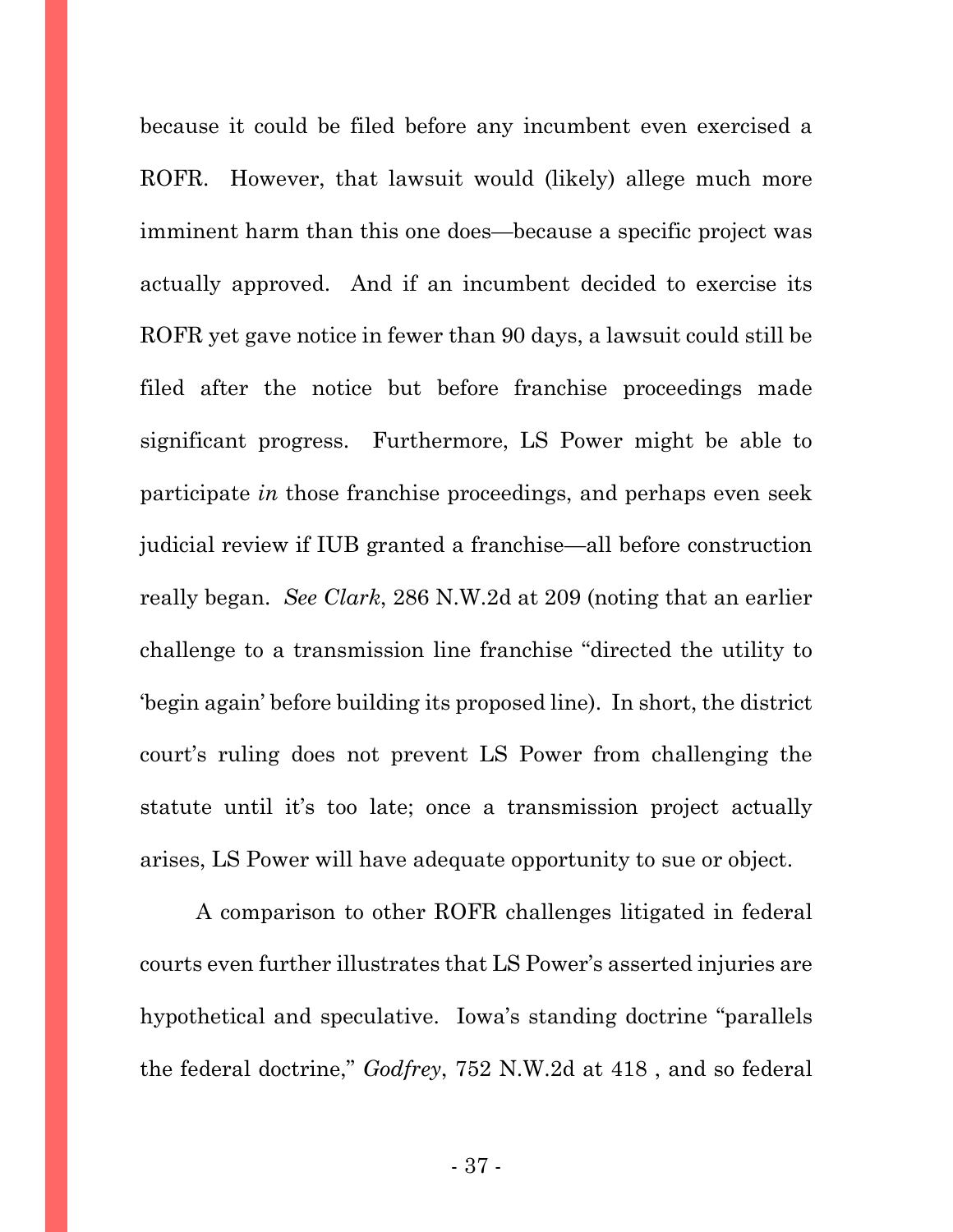because it could be filed before any incumbent even exercised a ROFR. However, that lawsuit would (likely) allege much more imminent harm than this one does—because a specific project was actually approved. And if an incumbent decided to exercise its ROFR yet gave notice in fewer than 90 days, a lawsuit could still be filed after the notice but before franchise proceedings made significant progress. Furthermore, LS Power might be able to participate *in* those franchise proceedings, and perhaps even seek judicial review if IUB granted a franchise—all before construction really began. *See Clark*, 286 N.W.2d at 209 (noting that an earlier challenge to a transmission line franchise "directed the utility to 'begin again' before building its proposed line). In short, the district court's ruling does not prevent LS Power from challenging the statute until it's too late; once a transmission project actually arises, LS Power will have adequate opportunity to sue or object.

A comparison to other ROFR challenges litigated in federal courts even further illustrates that LS Power's asserted injuries are hypothetical and speculative. Iowa's standing doctrine "parallels the federal doctrine," *Godfrey*, 752 N.W.2d at 418 , and so federal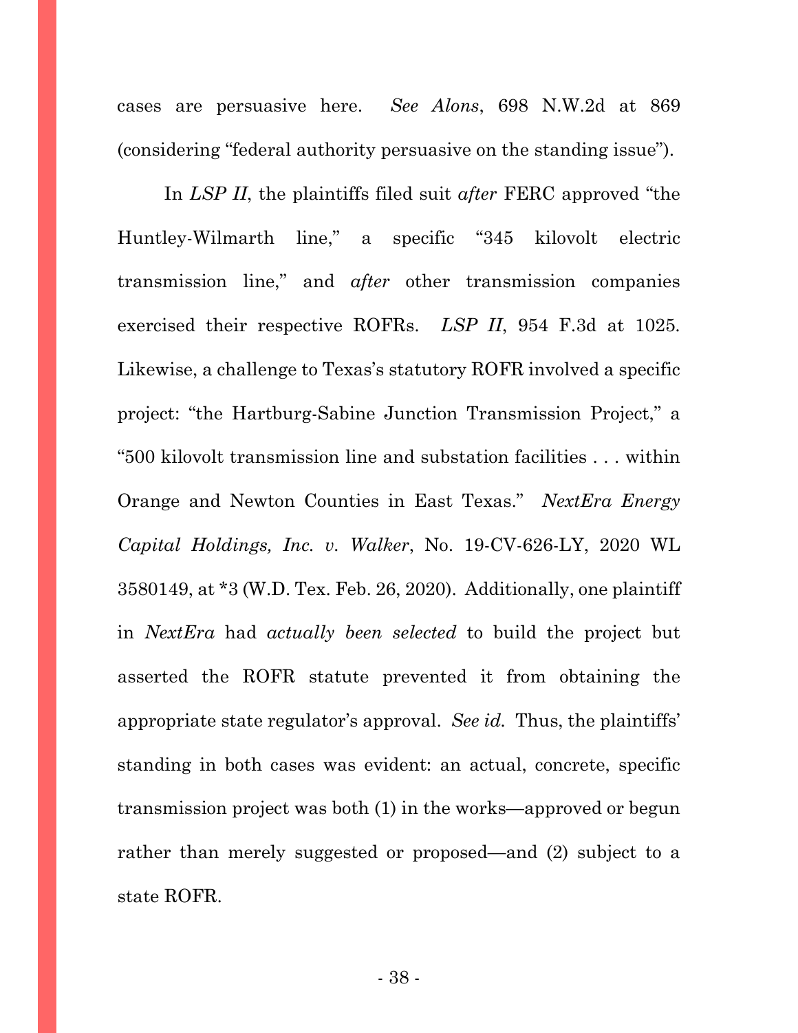cases are persuasive here. *See Alons*, 698 N.W.2d at 869 (considering "federal authority persuasive on the standing issue").

In *LSP II*, the plaintiffs filed suit *after* FERC approved "the Huntley-Wilmarth line," a specific "345 kilovolt electric transmission line," and *after* other transmission companies exercised their respective ROFRs. *LSP II*, 954 F.3d at 1025. Likewise, a challenge to Texas's statutory ROFR involved a specific project: "the Hartburg-Sabine Junction Transmission Project," a "500 kilovolt transmission line and substation facilities . . . within Orange and Newton Counties in East Texas." *NextEra Energy Capital Holdings, Inc. v. Walker*, No. 19-CV-626-LY, 2020 WL 3580149, at *3 (W.D. Tex. Feb. 26, 2020). Additionally, one plaintiff in *NextEra* had *actually been selected* to build the project but asserted the ROFR statute prevented it from obtaining the appropriate state regulator's approval. *See id.* Thus, the plaintiffs' standing in both cases was evident: an actual, concrete, specific transmission project was both (1) in the works—approved or begun rather than merely suggested or proposed—and (2) subject to a state ROFR.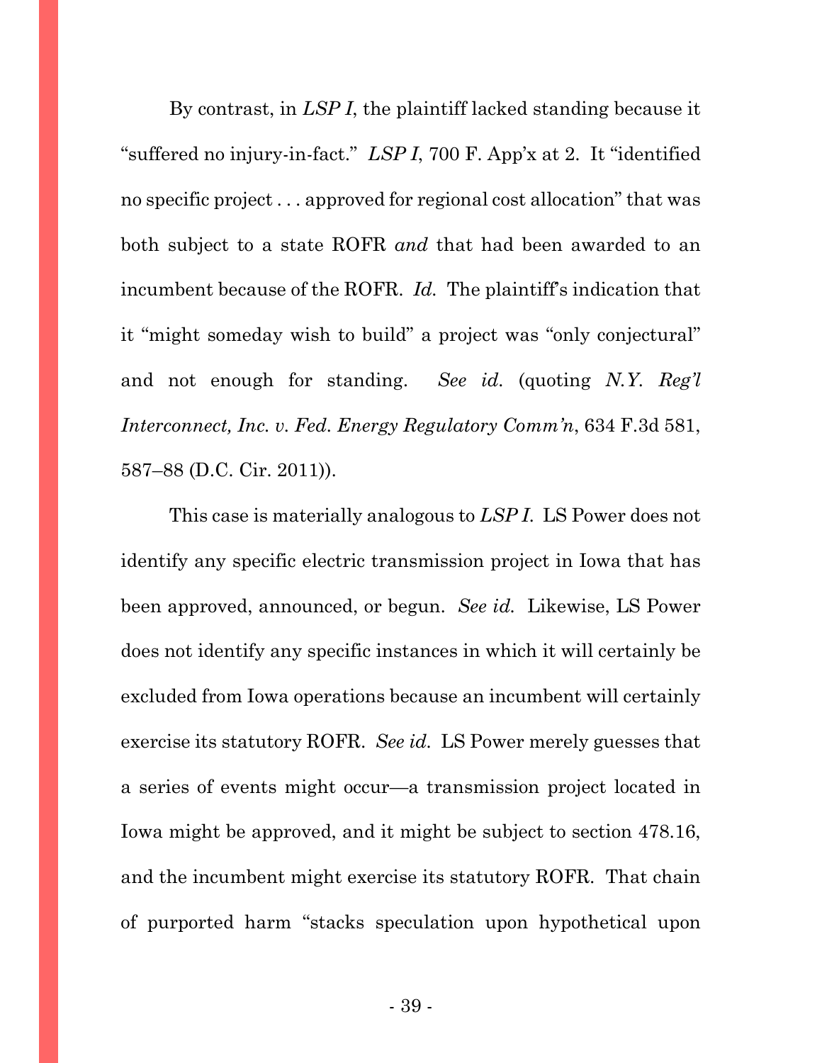By contrast, in *LSP I*, the plaintiff lacked standing because it "suffered no injury-in-fact." *LSP I*, 700 F. App'x at 2. It "identified no specific project . . . approved for regional cost allocation" that was both subject to a state ROFR *and* that had been awarded to an incumbent because of the ROFR. *Id.* The plaintiff's indication that it "might someday wish to build" a project was "only conjectural" and not enough for standing. *See id.* (quoting *N.Y. Reg'l Interconnect, Inc. v. Fed. Energy Regulatory Comm'n*, 634 F.3d 581, 587–88 (D.C. Cir. 2011)).

This case is materially analogous to *LSP I*. LS Power does not identify any specific electric transmission project in Iowa that has been approved, announced, or begun. *See id.* Likewise, LS Power does not identify any specific instances in which it will certainly be excluded from Iowa operations because an incumbent will certainly exercise its statutory ROFR. *See id.* LS Power merely guesses that a series of events might occur—a transmission project located in Iowa might be approved, and it might be subject to section 478.16, and the incumbent might exercise its statutory ROFR. That chain of purported harm "stacks speculation upon hypothetical upon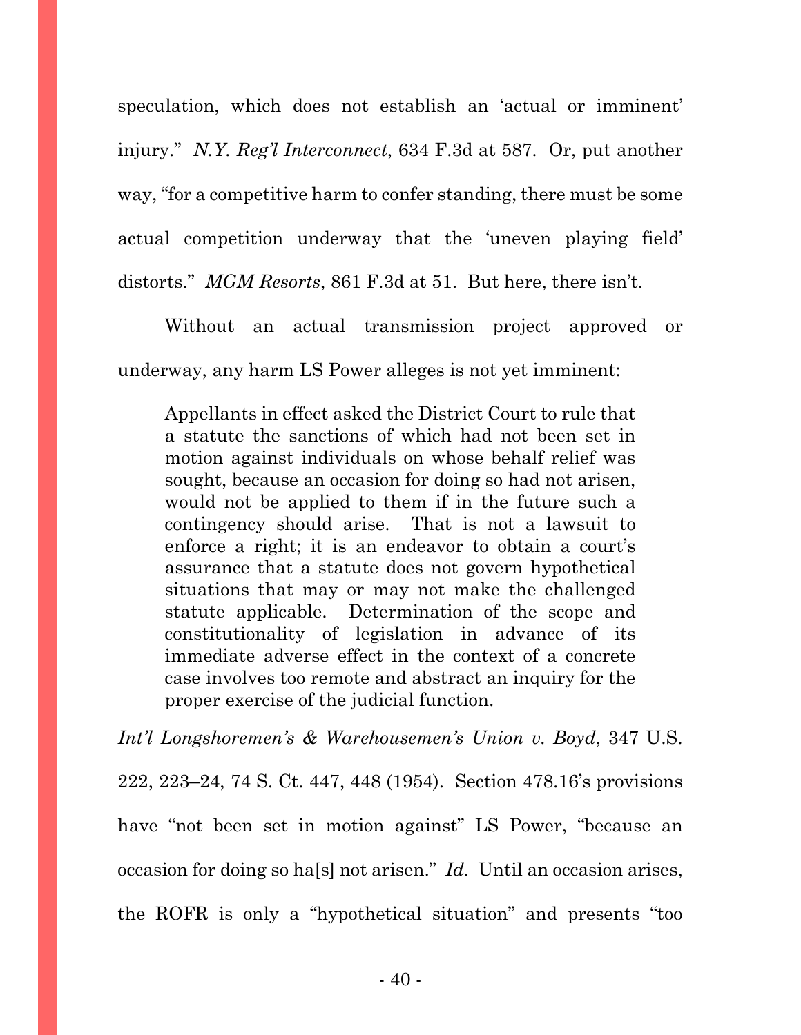speculation, which does not establish an 'actual or imminent' injury." *N.Y. Reg'l Interconnect*, 634 F.3d at 587. Or, put another way, "for a competitive harm to confer standing, there must be some actual competition underway that the 'uneven playing field' distorts." *MGM Resorts*, 861 F.3d at 51. But here, there isn't.

Without an actual transmission project approved or underway, any harm LS Power alleges is not yet imminent:

> Appellants in effect asked the District Court to rule that a statute the sanctions of which had not been set in motion against individuals on whose behalf relief was sought, because an occasion for doing so had not arisen, would not be applied to them if in the future such a contingency should arise. That is not a lawsuit to enforce a right; it is an endeavor to obtain a court's assurance that a statute does not govern hypothetical situations that may or may not make the challenged statute applicable. Determination of the scope and constitutionality of legislation in advance of its immediate adverse effect in the context of a concrete case involves too remote and abstract an inquiry for the proper exercise of the judicial function.

*Int'l Longshoremen's & Warehousemen's Union v. Boyd*, 347 U.S. 222, 223–24, 74 S. Ct. 447, 448 (1954). Section 478.16's provisions have "not been set in motion against" LS Power, "because an occasion for doing so ha[s] not arisen." *Id.* Until an occasion arises, the ROFR is only a "hypothetical situation" and presents "too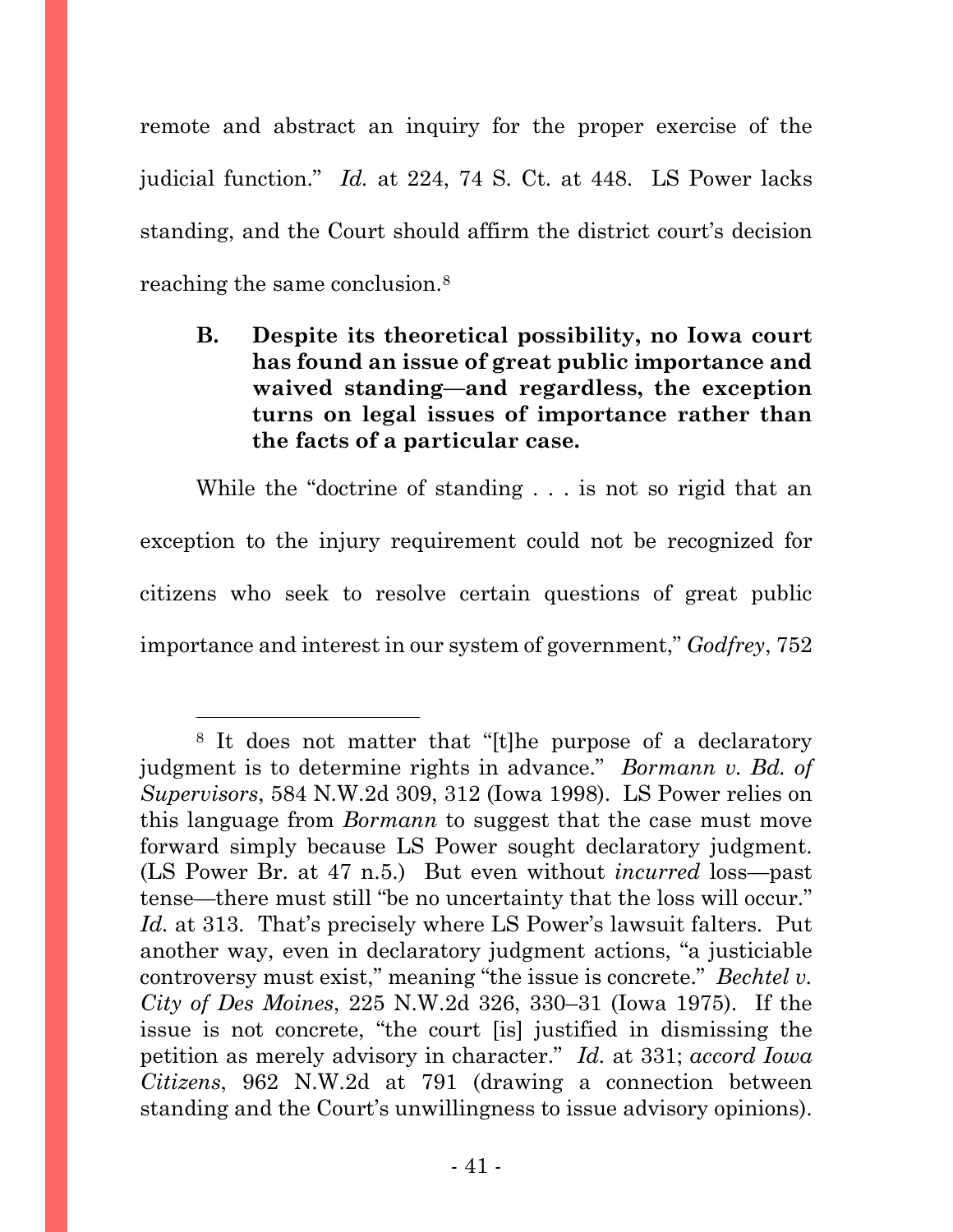remote and abstract an inquiry for the proper exercise of the judicial function." *Id.* at 224, 74 S. Ct. at 448. LS Power lacks standing, and the Court should affirm the district court's decision reaching the same conclusion.[8]

### B. Despite its theoretical possibility, no Iowa court has found an issue of great public importance and waived standing—and regardless, the exception turns on legal issues of importance rather than the facts of a particular case.

While the "doctrine of standing . . . is not so rigid that an exception to the injury requirement could not be recognized for citizens who seek to resolve certain questions of great public importance and interest in our system of government," *Godfrey*, 752

---

[8] It does not matter that "[t]he purpose of a declaratory judgment is to determine rights in advance." *Bormann v. Bd. of Supervisors*, 584 N.W.2d 309, 312 (Iowa 1998). LS Power relies on this language from *Bormann* to suggest that the case must move forward simply because LS Power sought declaratory judgment. (LS Power Br. at 47 n.5.) But even without *incurred* loss—past tense—there must still "be no uncertainty that the loss will occur." *Id.* at 313. That's precisely where LS Power's lawsuit falters. Put another way, even in declaratory judgment actions, "a justiciable controversy must exist," meaning "the issue is concrete." *Bechtel v. City of Des Moines*, 225 N.W.2d 326, 330–31 (Iowa 1975). If the issue is not concrete, "the court [is] justified in dismissing the petition as merely advisory in character." *Id.* at 331; *accord Iowa Citizens*, 962 N.W.2d at 791 (drawing a connection between standing and the Court's unwillingness to issue advisory opinions).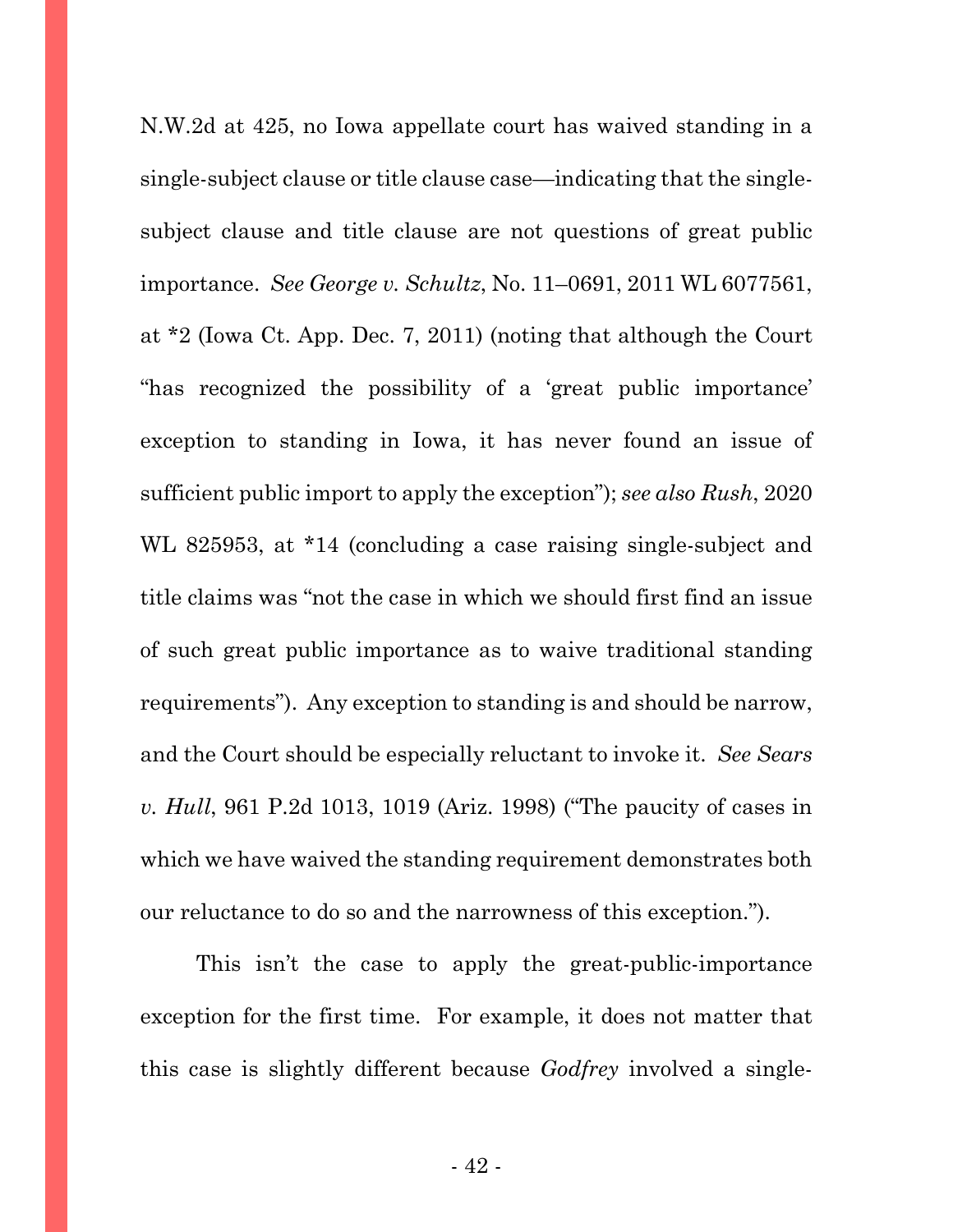N.W.2d at 425, no Iowa appellate court has waived standing in a single-subject clause or title clause case—indicating that the single-subject clause and title clause are not questions of great public importance. *See George v. Schultz*, No. 11–0691, 2011 WL 6077561, at *2 (Iowa Ct. App. Dec. 7, 2011) (noting that although the Court "has recognized the possibility of a 'great public importance' exception to standing in Iowa, it has never found an issue of sufficient public import to apply the exception"); *see also Rush*, 2020 WL 825953, at *14 (concluding a case raising single-subject and title claims was "not the case in which we should first find an issue of such great public importance as to waive traditional standing requirements"). Any exception to standing is and should be narrow, and the Court should be especially reluctant to invoke it. *See Sears v. Hull*, 961 P.2d 1013, 1019 (Ariz. 1998) ("The paucity of cases in which we have waived the standing requirement demonstrates both our reluctance to do so and the narrowness of this exception.").

This isn't the case to apply the great-public-importance exception for the first time. For example, it does not matter that this case is slightly different because *Godfrey* involved a single-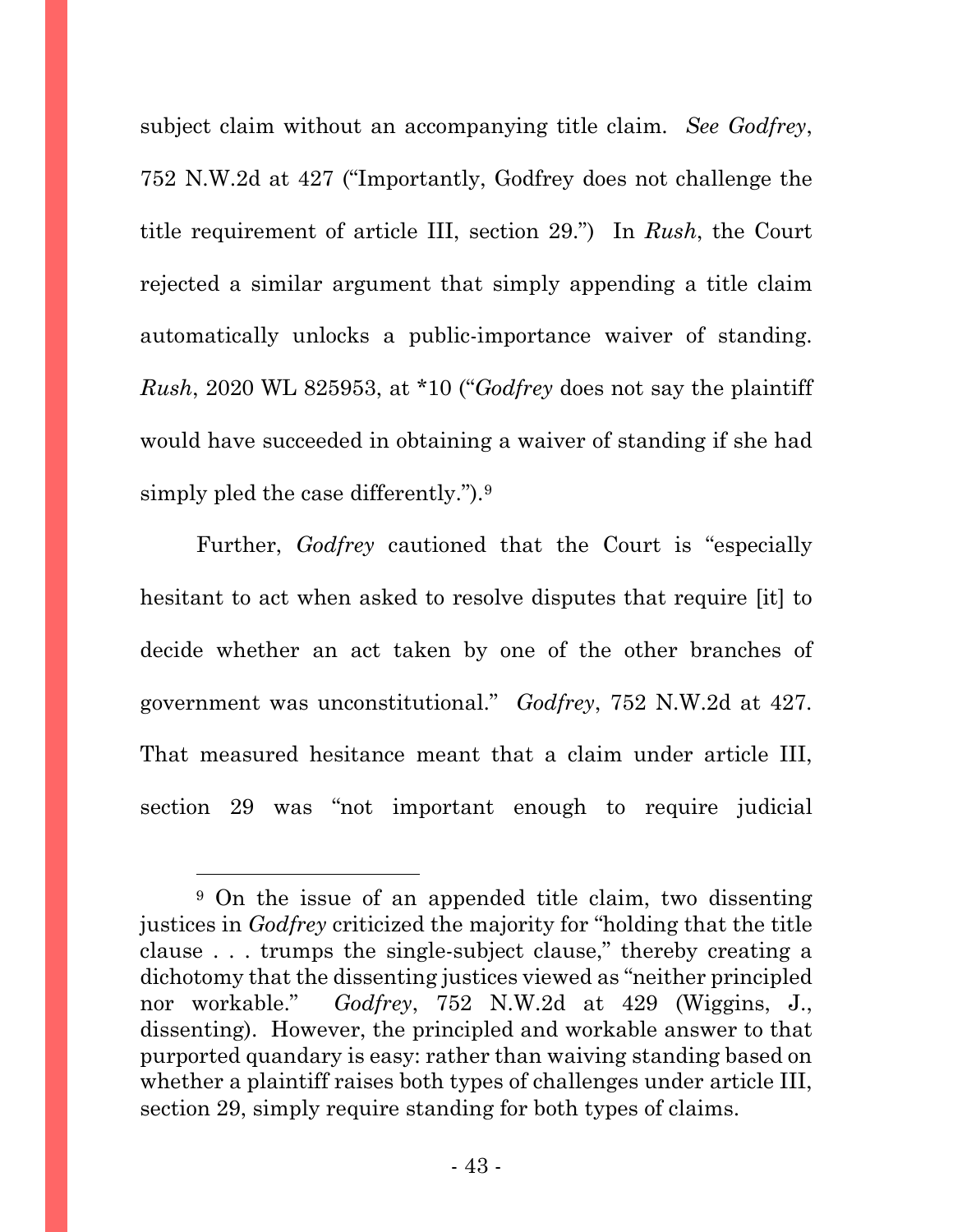subject claim without an accompanying title claim. *See Godfrey*, 752 N.W.2d at 427 ("Importantly, Godfrey does not challenge the title requirement of article III, section 29.") In *Rush*, the Court rejected a similar argument that simply appending a title claim automatically unlocks a public-importance waiver of standing. *Rush*, 2020 WL 825953, at *10 ("*Godfrey* does not say the plaintiff would have succeeded in obtaining a waiver of standing if she had simply pled the case differently.").[9]

Further, *Godfrey* cautioned that the Court is "especially hesitant to act when asked to resolve disputes that require [it] to decide whether an act taken by one of the other branches of government was unconstitutional." *Godfrey*, 752 N.W.2d at 427. That measured hesitance meant that a claim under article III, section 29 was "not important enough to require judicial

[9] On the issue of an appended title claim, two dissenting justices in *Godfrey* criticized the majority for "holding that the title clause . . . trumps the single-subject clause," thereby creating a dichotomy that the dissenting justices viewed as "neither principled nor workable." *Godfrey*, 752 N.W.2d at 429 (Wiggins, J., dissenting). However, the principled and workable answer to that purported quandary is easy: rather than waiving standing based on whether a plaintiff raises both types of challenges under article III, section 29, simply require standing for both types of claims.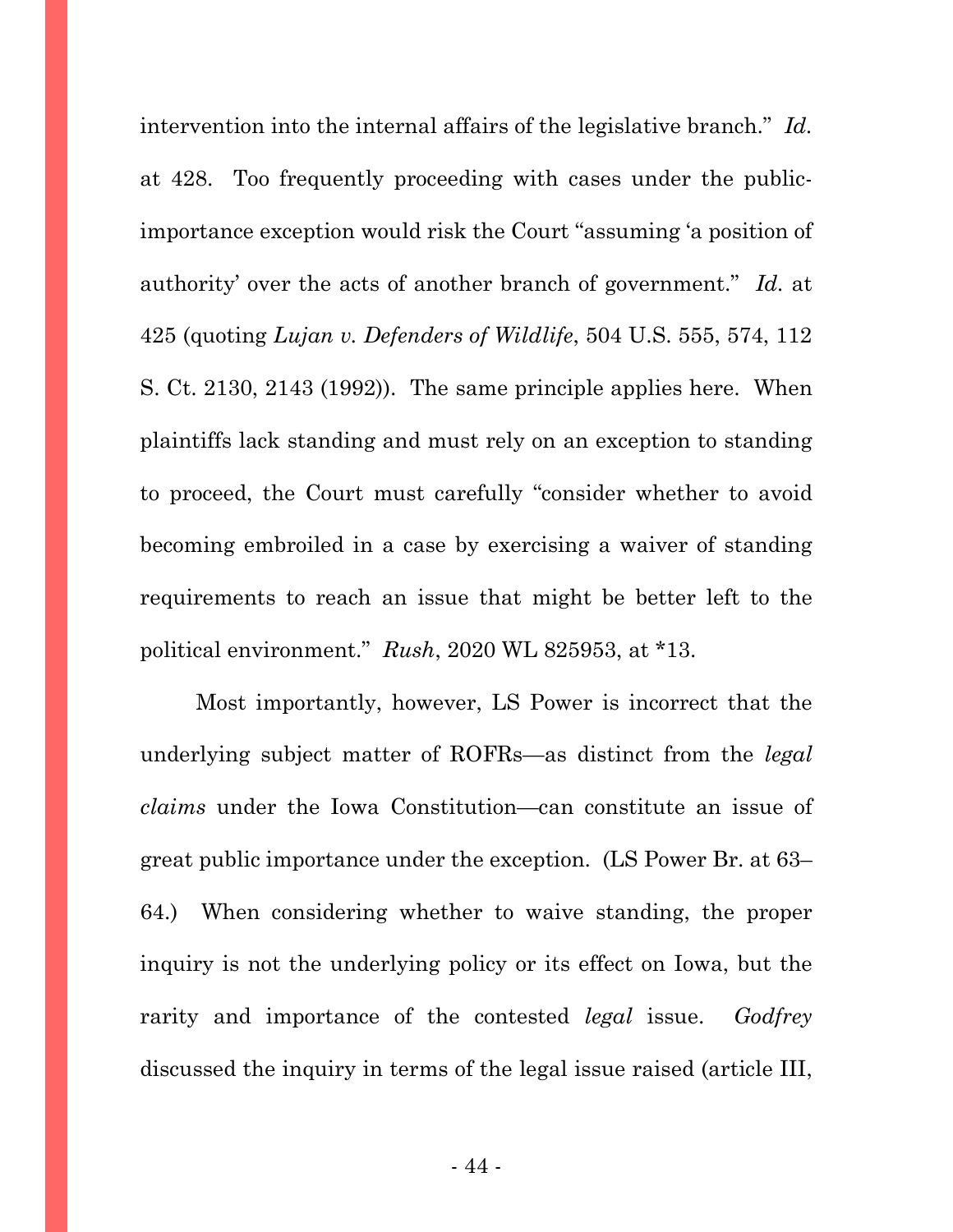intervention into the internal affairs of the legislative branch." *Id.* at 428. Too frequently proceeding with cases under the public-importance exception would risk the Court "assuming 'a position of authority' over the acts of another branch of government." *Id.* at 425 (quoting *Lujan v. Defenders of Wildlife*, 504 U.S. 555, 574, 112 S. Ct. 2130, 2143 (1992)). The same principle applies here. When plaintiffs lack standing and must rely on an exception to standing to proceed, the Court must carefully "consider whether to avoid becoming embroiled in a case by exercising a waiver of standing requirements to reach an issue that might be better left to the political environment." *Rush*, 2020 WL 825953, at *13.

Most importantly, however, LS Power is incorrect that the underlying subject matter of ROFRs—as distinct from the *legal claims* under the Iowa Constitution—can constitute an issue of great public importance under the exception. (LS Power Br. at 63–64.) When considering whether to waive standing, the proper inquiry is not the underlying policy or its effect on Iowa, but the rarity and importance of the contested *legal* issue. *Godfrey* discussed the inquiry in terms of the legal issue raised (article III,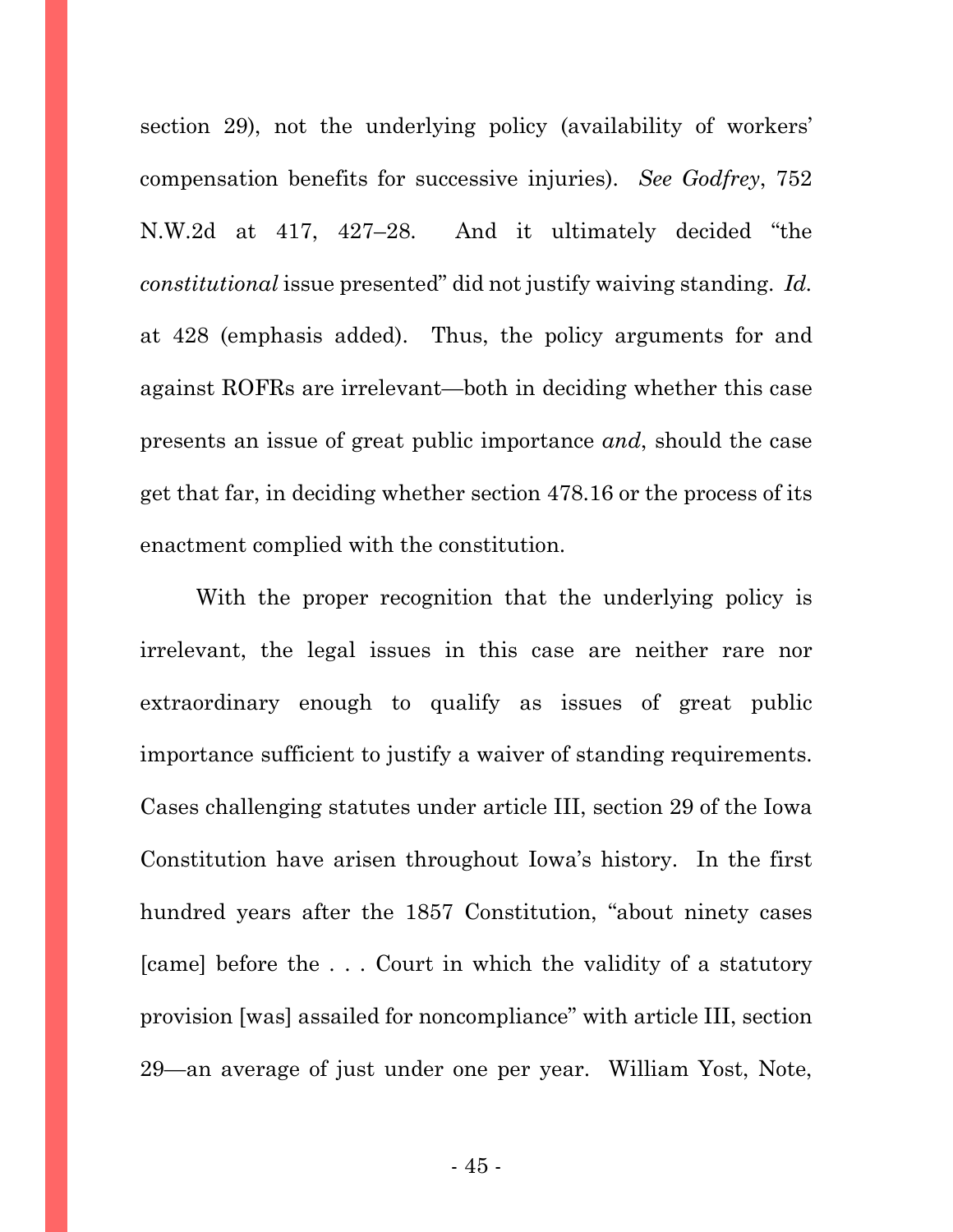section 29), not the underlying policy (availability of workers' compensation benefits for successive injuries). *See Godfrey*, 752 N.W.2d at 417, 427–28. And it ultimately decided "the *constitutional* issue presented" did not justify waiving standing. *Id.* at 428 (emphasis added). Thus, the policy arguments for and against ROFRs are irrelevant—both in deciding whether this case presents an issue of great public importance *and*, should the case get that far, in deciding whether section 478.16 or the process of its enactment complied with the constitution.

With the proper recognition that the underlying policy is irrelevant, the legal issues in this case are neither rare nor extraordinary enough to qualify as issues of great public importance sufficient to justify a waiver of standing requirements. Cases challenging statutes under article III, section 29 of the Iowa Constitution have arisen throughout Iowa's history. In the first hundred years after the 1857 Constitution, "about ninety cases [came] before the . . . Court in which the validity of a statutory provision [was] assailed for noncompliance" with article III, section 29—an average of just under one per year. William Yost, Note,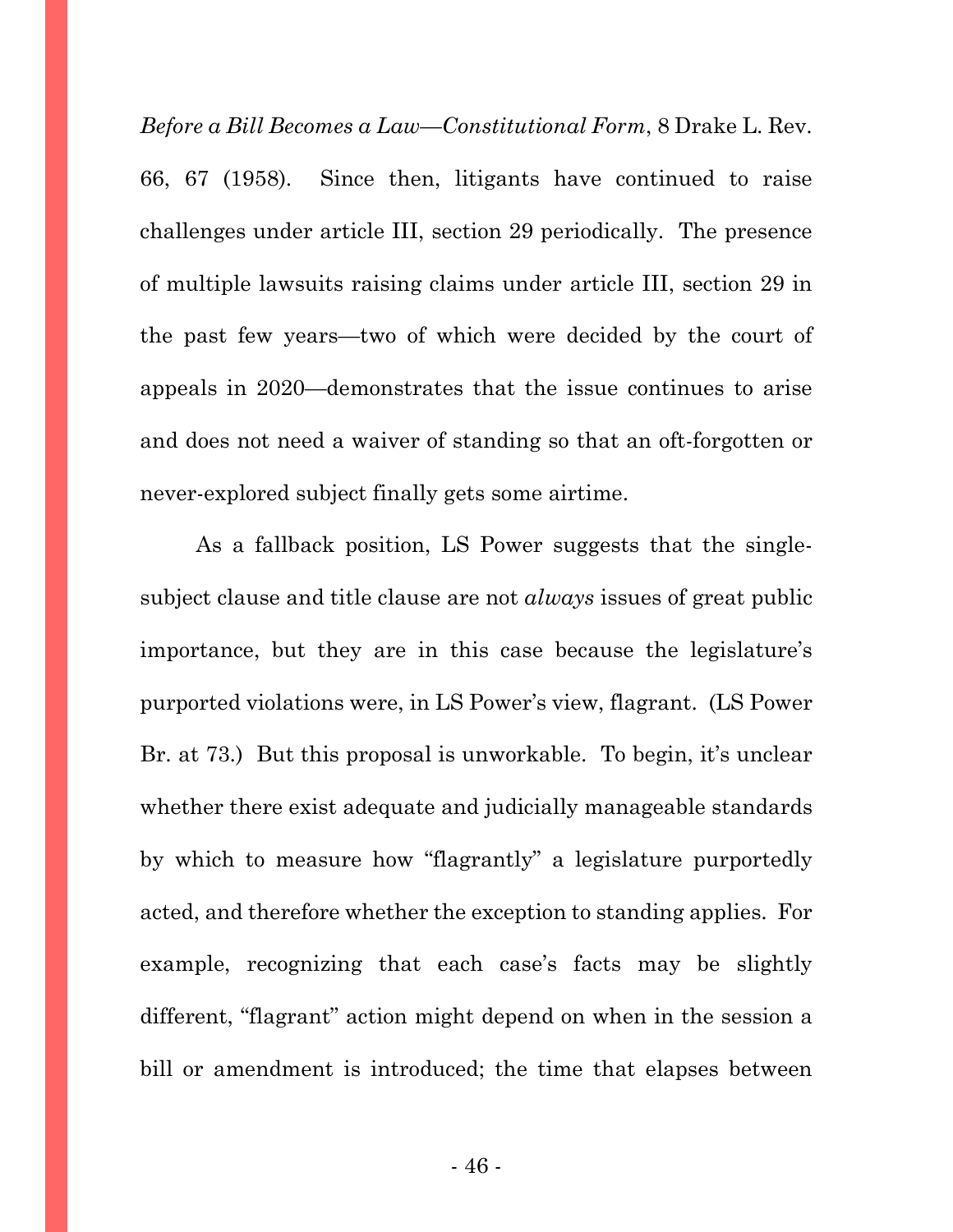*Before a Bill Becomes a Law—Constitutional Form*, 8 Drake L. Rev. 66, 67 (1958). Since then, litigants have continued to raise challenges under article III, section 29 periodically. The presence of multiple lawsuits raising claims under article III, section 29 in the past few years—two of which were decided by the court of appeals in 2020—demonstrates that the issue continues to arise and does not need a waiver of standing so that an oft-forgotten or never-explored subject finally gets some airtime.

As a fallback position, LS Power suggests that the single-subject clause and title clause are not *always* issues of great public importance, but they are in this case because the legislature's purported violations were, in LS Power's view, flagrant. (LS Power Br. at 73.) But this proposal is unworkable. To begin, it's unclear whether there exist adequate and judicially manageable standards by which to measure how "flagrantly" a legislature purportedly acted, and therefore whether the exception to standing applies. For example, recognizing that each case's facts may be slightly different, "flagrant" action might depend on when in the session a bill or amendment is introduced; the time that elapses between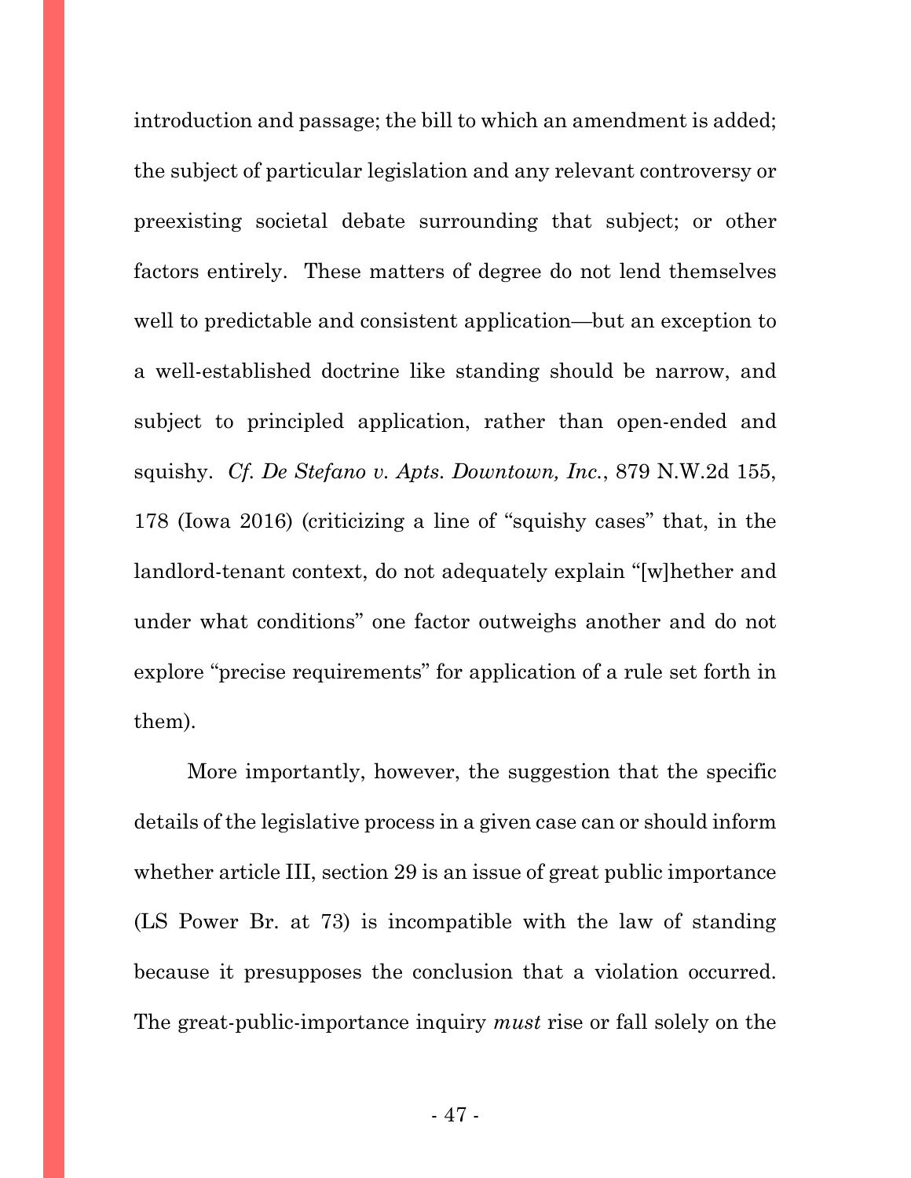introduction and passage; the bill to which an amendment is added; the subject of particular legislation and any relevant controversy or preexisting societal debate surrounding that subject; or other factors entirely. These matters of degree do not lend themselves well to predictable and consistent application—but an exception to a well-established doctrine like standing should be narrow, and subject to principled application, rather than open-ended and squishy. *Cf. De Stefano v. Apts. Downtown, Inc.*, 879 N.W.2d 155, 178 (Iowa 2016) (criticizing a line of "squishy cases" that, in the landlord-tenant context, do not adequately explain "[w]hether and under what conditions" one factor outweighs another and do not explore "precise requirements" for application of a rule set forth in them).

More importantly, however, the suggestion that the specific details of the legislative process in a given case can or should inform whether article III, section 29 is an issue of great public importance (LS Power Br. at 73) is incompatible with the law of standing because it presupposes the conclusion that a violation occurred. The great-public-importance inquiry *must* rise or fall solely on the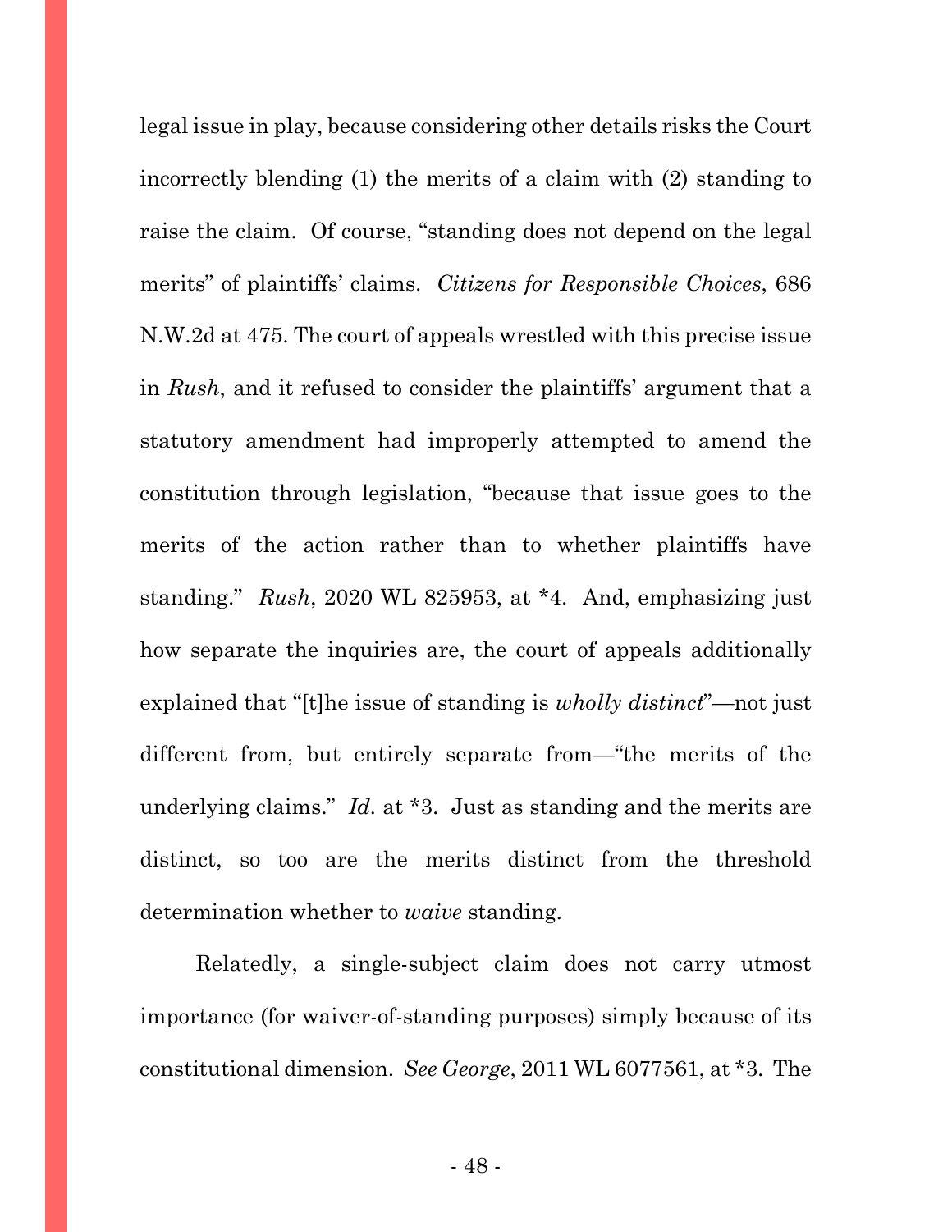legal issue in play, because considering other details risks the Court incorrectly blending (1) the merits of a claim with (2) standing to raise the claim. Of course, "standing does not depend on the legal merits" of plaintiffs' claims. *Citizens for Responsible Choices*, 686 N.W.2d at 475. The court of appeals wrestled with this precise issue in *Rush*, and it refused to consider the plaintiffs' argument that a statutory amendment had improperly attempted to amend the constitution through legislation, "because that issue goes to the merits of the action rather than to whether plaintiffs have standing." *Rush*, 2020 WL 825953, at *4. And, emphasizing just how separate the inquiries are, the court of appeals additionally explained that "[t]he issue of standing is *wholly distinct*"—not just different from, but entirely separate from—"the merits of the underlying claims." *Id.* at *3. Just as standing and the merits are distinct, so too are the merits distinct from the threshold determination whether to *waive* standing.

Relatedly, a single-subject claim does not carry utmost importance (for waiver-of-standing purposes) simply because of its constitutional dimension. *See George*, 2011 WL 6077561, at *3. The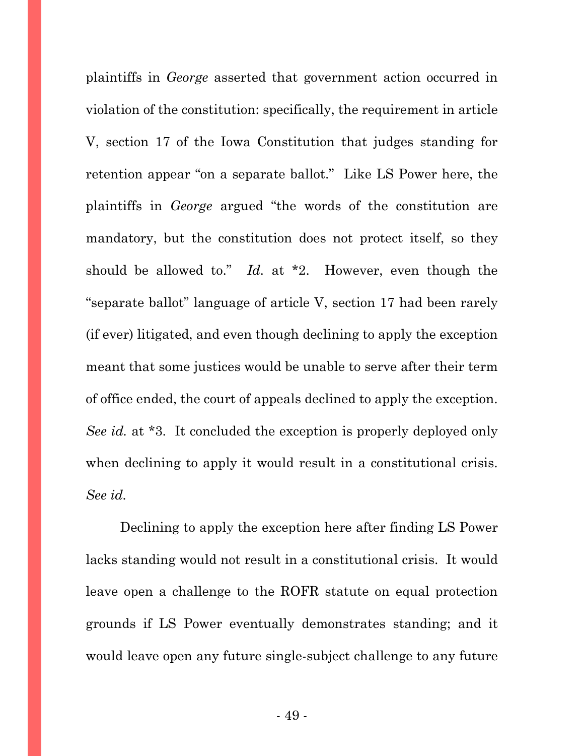plaintiffs in *George* asserted that government action occurred in violation of the constitution: specifically, the requirement in article V, section 17 of the Iowa Constitution that judges standing for retention appear "on a separate ballot." Like LS Power here, the plaintiffs in *George* argued "the words of the constitution are mandatory, but the constitution does not protect itself, so they should be allowed to." *Id.* at *2. However, even though the "separate ballot" language of article V, section 17 had been rarely (if ever) litigated, and even though declining to apply the exception meant that some justices would be unable to serve after their term of office ended, the court of appeals declined to apply the exception. *See id.* at *3. It concluded the exception is properly deployed only when declining to apply it would result in a constitutional crisis. *See id.*

Declining to apply the exception here after finding LS Power lacks standing would not result in a constitutional crisis. It would leave open a challenge to the ROFR statute on equal protection grounds if LS Power eventually demonstrates standing; and it would leave open any future single-subject challenge to any future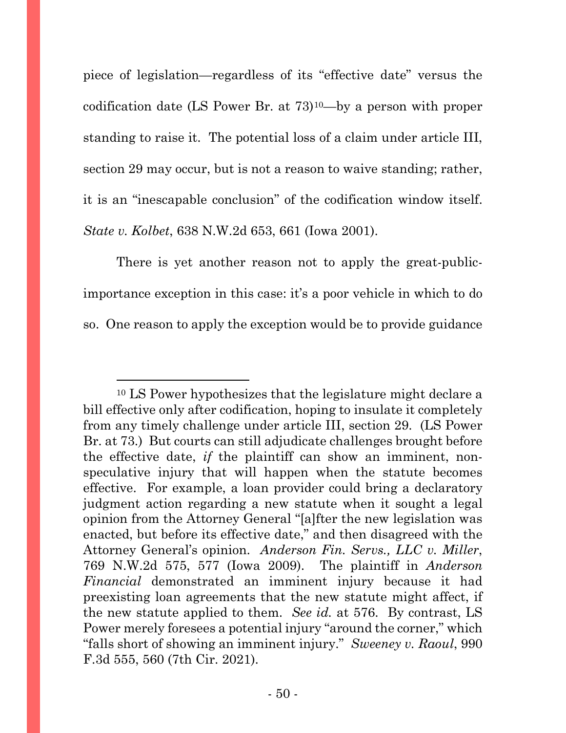piece of legislation—regardless of its "effective date" versus the codification date (LS Power Br. at 73)[10]—by a person with proper standing to raise it. The potential loss of a claim under article III, section 29 may occur, but is not a reason to waive standing; rather, it is an "inescapable conclusion" of the codification window itself. *State v. Kolbet*, 638 N.W.2d 653, 661 (Iowa 2001).

There is yet another reason not to apply the great-public-importance exception in this case: it's a poor vehicle in which to do so. One reason to apply the exception would be to provide guidance

---

[10] LS Power hypothesizes that the legislature might declare a bill effective only after codification, hoping to insulate it completely from any timely challenge under article III, section 29. (LS Power Br. at 73.) But courts can still adjudicate challenges brought before the effective date, *if* the plaintiff can show an imminent, non-speculative injury that will happen when the statute becomes effective. For example, a loan provider could bring a declaratory judgment action regarding a new statute when it sought a legal opinion from the Attorney General "[a]fter the new legislation was enacted, but before its effective date," and then disagreed with the Attorney General's opinion. *Anderson Fin. Servs., LLC v. Miller*, 769 N.W.2d 575, 577 (Iowa 2009). The plaintiff in *Anderson Financial* demonstrated an imminent injury because it had preexisting loan agreements that the new statute might affect, if the new statute applied to them. *See id.* at 576. By contrast, LS Power merely foresees a potential injury "around the corner," which "falls short of showing an imminent injury." *Sweeney v. Raoul*, 990 F.3d 555, 560 (7th Cir. 2021).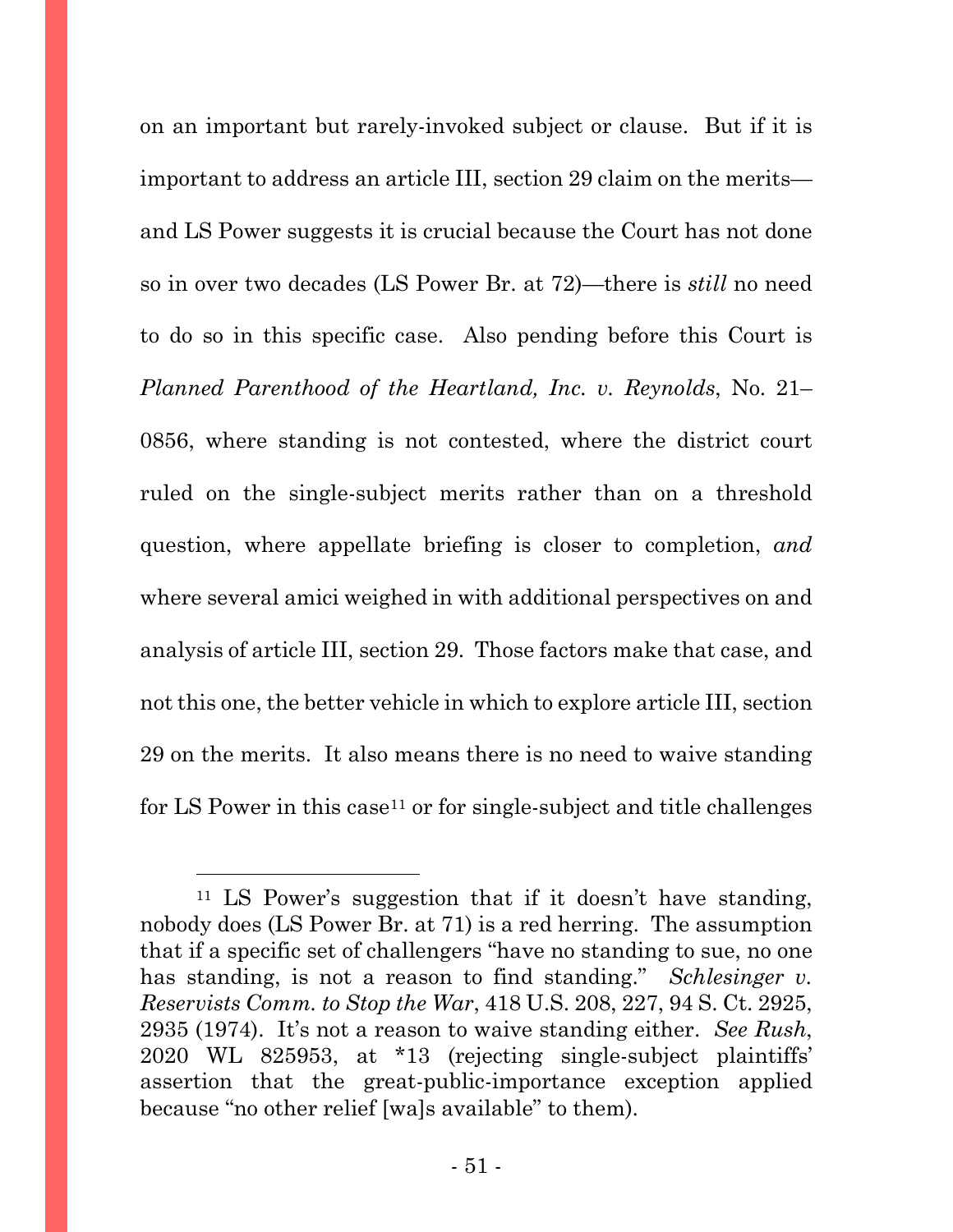on an important but rarely-invoked subject or clause. But if it is important to address an article III, section 29 claim on the merits—and LS Power suggests it is crucial because the Court has not done so in over two decades (LS Power Br. at 72)—there is *still* no need to do so in this specific case. Also pending before this Court is *Planned Parenthood of the Heartland, Inc. v. Reynolds*, No. 21–0856, where standing is not contested, where the district court ruled on the single-subject merits rather than on a threshold question, where appellate briefing is closer to completion, *and* where several amici weighed in with additional perspectives on and analysis of article III, section 29. Those factors make that case, and not this one, the better vehicle in which to explore article III, section 29 on the merits. It also means there is no need to waive standing for LS Power in this case[11] or for single-subject and title challenges

---

[11] LS Power's suggestion that if it doesn't have standing, nobody does (LS Power Br. at 71) is a red herring. The assumption that if a specific set of challengers "have no standing to sue, no one has standing, is not a reason to find standing." *Schlesinger v. Reservists Comm. to Stop the War*, 418 U.S. 208, 227, 94 S. Ct. 2925, 2935 (1974). It's not a reason to waive standing either. *See Rush*, 2020 WL 825953, at *13 (rejecting single-subject plaintiffs' assertion that the great-public-importance exception applied because "no other relief [wa]s available" to them).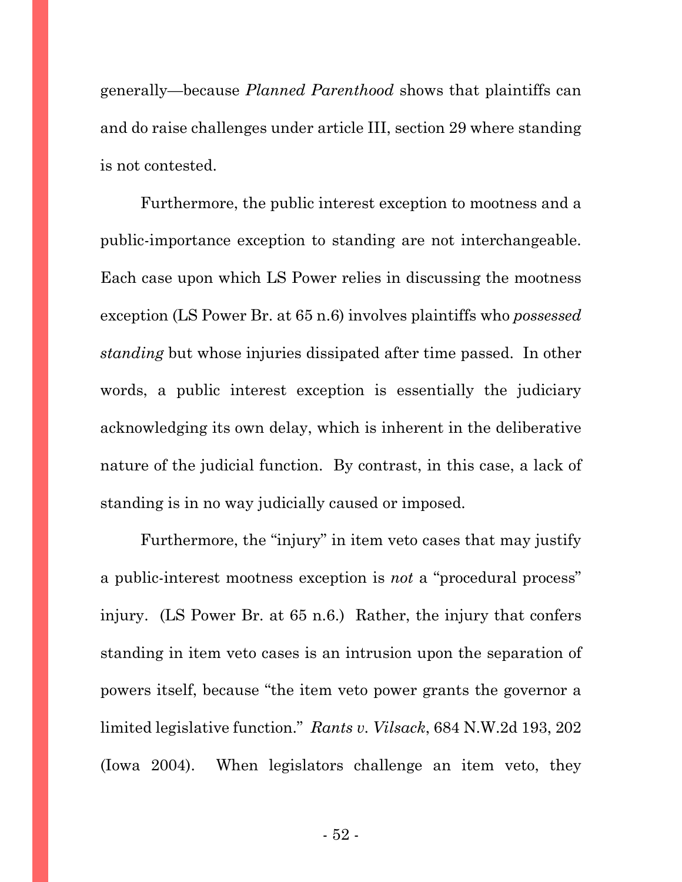generally—because *Planned Parenthood* shows that plaintiffs can and do raise challenges under article III, section 29 where standing is not contested.

Furthermore, the public interest exception to mootness and a public-importance exception to standing are not interchangeable. Each case upon which LS Power relies in discussing the mootness exception (LS Power Br. at 65 n.6) involves plaintiffs who *possessed standing* but whose injuries dissipated after time passed. In other words, a public interest exception is essentially the judiciary acknowledging its own delay, which is inherent in the deliberative nature of the judicial function. By contrast, in this case, a lack of standing is in no way judicially caused or imposed.

Furthermore, the "injury" in item veto cases that may justify a public-interest mootness exception is *not* a "procedural process" injury. (LS Power Br. at 65 n.6.) Rather, the injury that confers standing in item veto cases is an intrusion upon the separation of powers itself, because "the item veto power grants the governor a limited legislative function." *Rants v. Vilsack*, 684 N.W.2d 193, 202 (Iowa 2004). When legislators challenge an item veto, they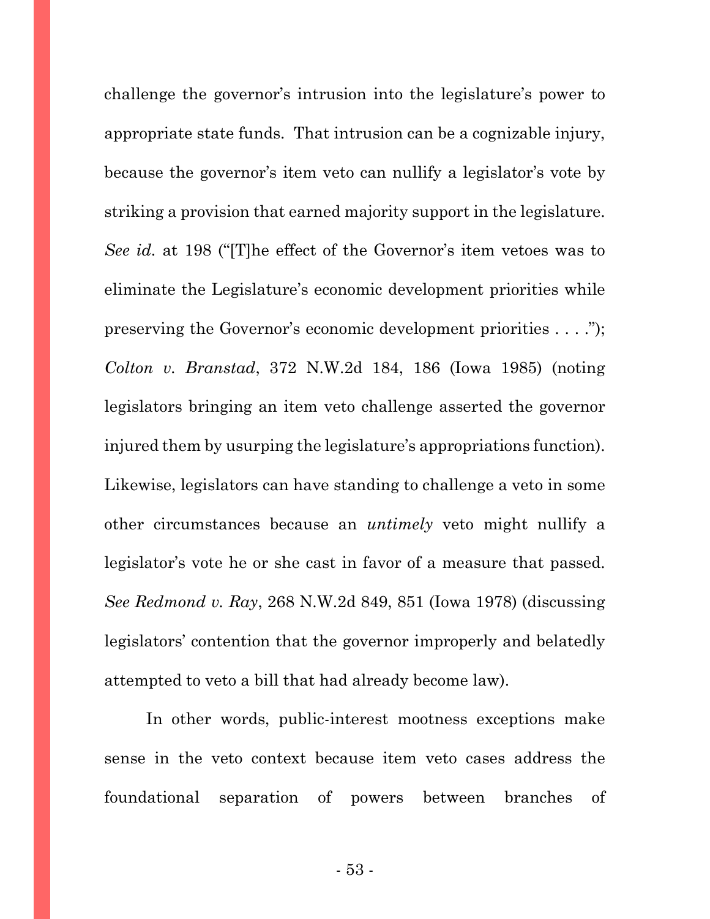challenge the governor's intrusion into the legislature's power to appropriate state funds. That intrusion can be a cognizable injury, because the governor's item veto can nullify a legislator's vote by striking a provision that earned majority support in the legislature. *See id.* at 198 ("[T]he effect of the Governor's item vetoes was to eliminate the Legislature's economic development priorities while preserving the Governor's economic development priorities . . . ."); *Colton v. Branstad*, 372 N.W.2d 184, 186 (Iowa 1985) (noting legislators bringing an item veto challenge asserted the governor injured them by usurping the legislature's appropriations function). Likewise, legislators can have standing to challenge a veto in some other circumstances because an *untimely* veto might nullify a legislator's vote he or she cast in favor of a measure that passed. *See Redmond v. Ray*, 268 N.W.2d 849, 851 (Iowa 1978) (discussing legislators' contention that the governor improperly and belatedly attempted to veto a bill that had already become law).

In other words, public-interest mootness exceptions make sense in the veto context because item veto cases address the foundational separation of powers between branches of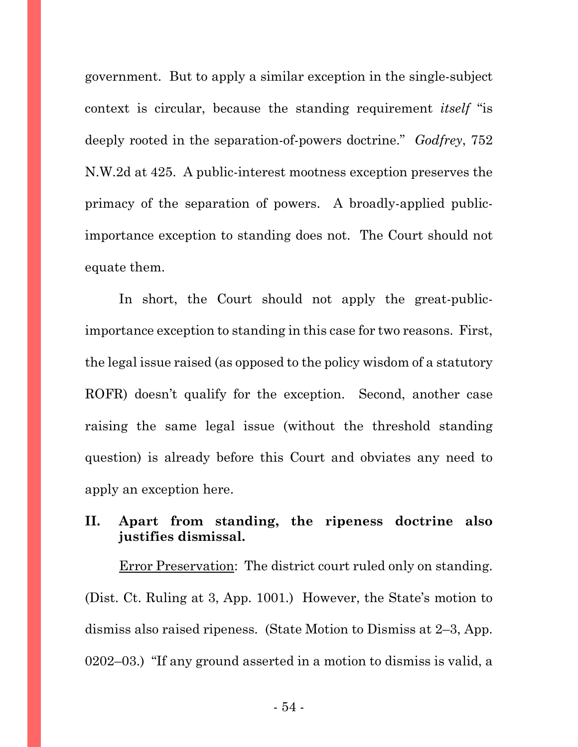government. But to apply a similar exception in the single-subject context is circular, because the standing requirement *itself* "is deeply rooted in the separation-of-powers doctrine." *Godfrey*, 752 N.W.2d at 425. A public-interest mootness exception preserves the primacy of the separation of powers. A broadly-applied public-importance exception to standing does not. The Court should not equate them.

In short, the Court should not apply the great-public-importance exception to standing in this case for two reasons. First, the legal issue raised (as opposed to the policy wisdom of a statutory ROFR) doesn't qualify for the exception. Second, another case raising the same legal issue (without the threshold standing question) is already before this Court and obviates any need to apply an exception here.

## II. Apart from standing, the ripeness doctrine also justifies dismissal.

<u>Error Preservation</u>: The district court ruled only on standing. (Dist. Ct. Ruling at 3, App. 1001.) However, the State's motion to dismiss also raised ripeness. (State Motion to Dismiss at 2–3, App. 0202–03.) "If any ground asserted in a motion to dismiss is valid, a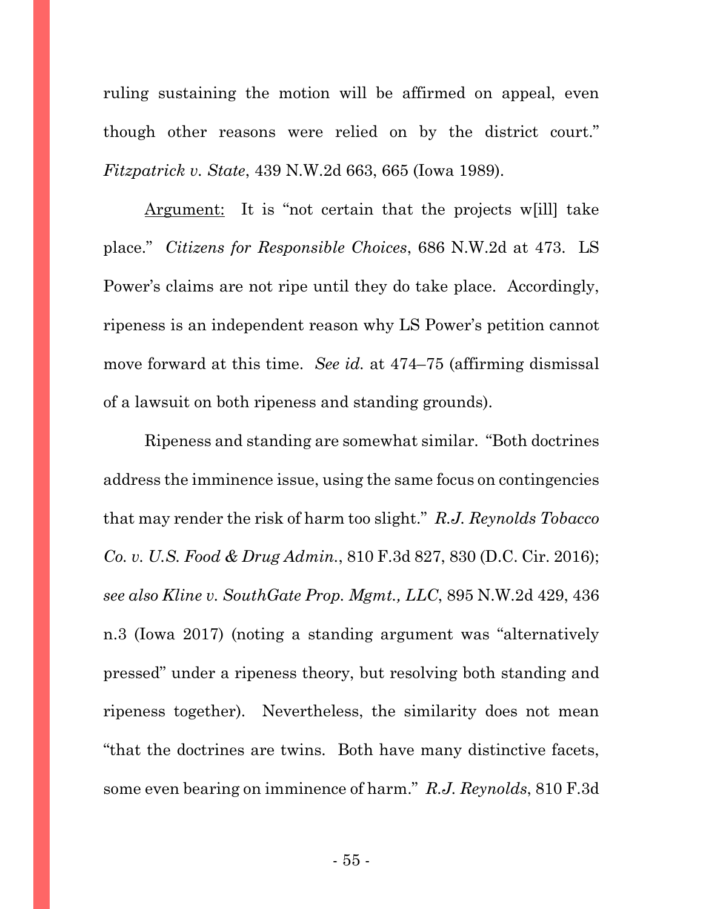ruling sustaining the motion will be affirmed on appeal, even though other reasons were relied on by the district court." *Fitzpatrick v. State*, 439 N.W.2d 663, 665 (Iowa 1989).

Argument: It is "not certain that the projects w[ill] take place." *Citizens for Responsible Choices*, 686 N.W.2d at 473. LS Power's claims are not ripe until they do take place. Accordingly, ripeness is an independent reason why LS Power's petition cannot move forward at this time. *See id.* at 474–75 (affirming dismissal of a lawsuit on both ripeness and standing grounds).

Ripeness and standing are somewhat similar. "Both doctrines address the imminence issue, using the same focus on contingencies that may render the risk of harm too slight." *R.J. Reynolds Tobacco Co. v. U.S. Food & Drug Admin.*, 810 F.3d 827, 830 (D.C. Cir. 2016); *see also Kline v. SouthGate Prop. Mgmt., LLC*, 895 N.W.2d 429, 436 n.3 (Iowa 2017) (noting a standing argument was "alternatively pressed" under a ripeness theory, but resolving both standing and ripeness together). Nevertheless, the similarity does not mean "that the doctrines are twins. Both have many distinctive facets, some even bearing on imminence of harm." *R.J. Reynolds*, 810 F.3d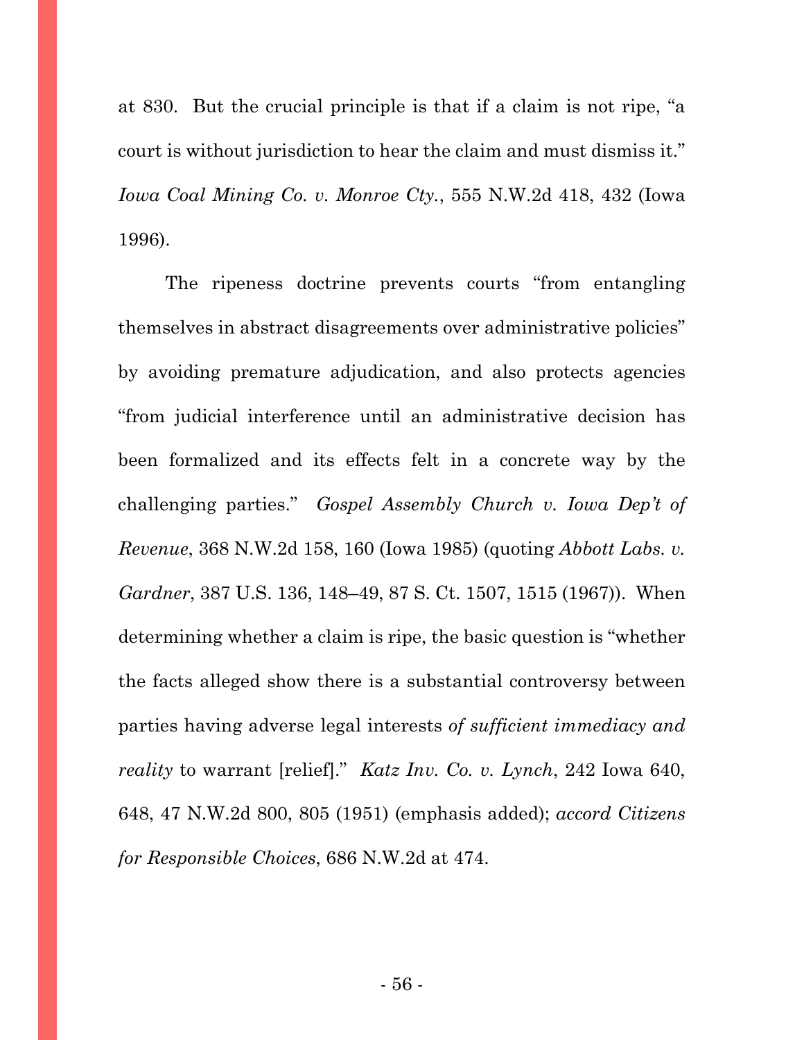at 830. But the crucial principle is that if a claim is not ripe, "a court is without jurisdiction to hear the claim and must dismiss it." *Iowa Coal Mining Co. v. Monroe Cty.*, 555 N.W.2d 418, 432 (Iowa 1996).

The ripeness doctrine prevents courts "from entangling themselves in abstract disagreements over administrative policies" by avoiding premature adjudication, and also protects agencies "from judicial interference until an administrative decision has been formalized and its effects felt in a concrete way by the challenging parties." *Gospel Assembly Church v. Iowa Dep't of Revenue*, 368 N.W.2d 158, 160 (Iowa 1985) (quoting *Abbott Labs. v. Gardner*, 387 U.S. 136, 148–49, 87 S. Ct. 1507, 1515 (1967)). When determining whether a claim is ripe, the basic question is "whether the facts alleged show there is a substantial controversy between parties having adverse legal interests *of sufficient immediacy and reality* to warrant [relief]." *Katz Inv. Co. v. Lynch*, 242 Iowa 640, 648, 47 N.W.2d 800, 805 (1951) (emphasis added); *accord Citizens for Responsible Choices*, 686 N.W.2d at 474.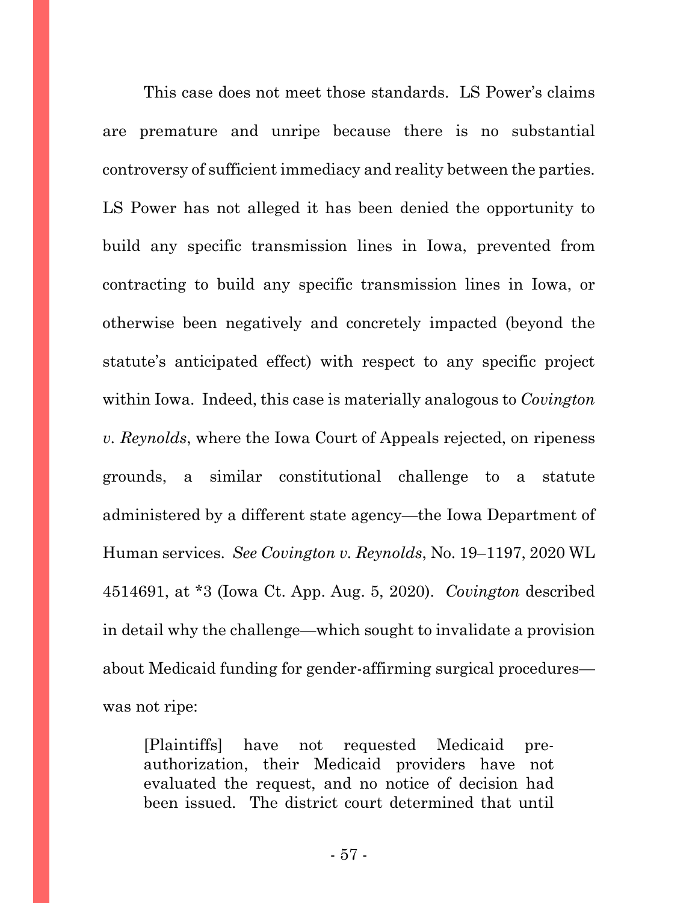This case does not meet those standards. LS Power's claims are premature and unripe because there is no substantial controversy of sufficient immediacy and reality between the parties. LS Power has not alleged it has been denied the opportunity to build any specific transmission lines in Iowa, prevented from contracting to build any specific transmission lines in Iowa, or otherwise been negatively and concretely impacted (beyond the statute's anticipated effect) with respect to any specific project within Iowa. Indeed, this case is materially analogous to *Covington v. Reynolds*, where the Iowa Court of Appeals rejected, on ripeness grounds, a similar constitutional challenge to a statute administered by a different state agency—the Iowa Department of Human services. *See Covington v. Reynolds*, No. 19–1197, 2020 WL 4514691, at *3 (Iowa Ct. App. Aug. 5, 2020). *Covington* described in detail why the challenge—which sought to invalidate a provision about Medicaid funding for gender-affirming surgical procedures—was not ripe:

> [Plaintiffs] have not requested Medicaid pre-authorization, their Medicaid providers have not evaluated the request, and no notice of decision had been issued. The district court determined that until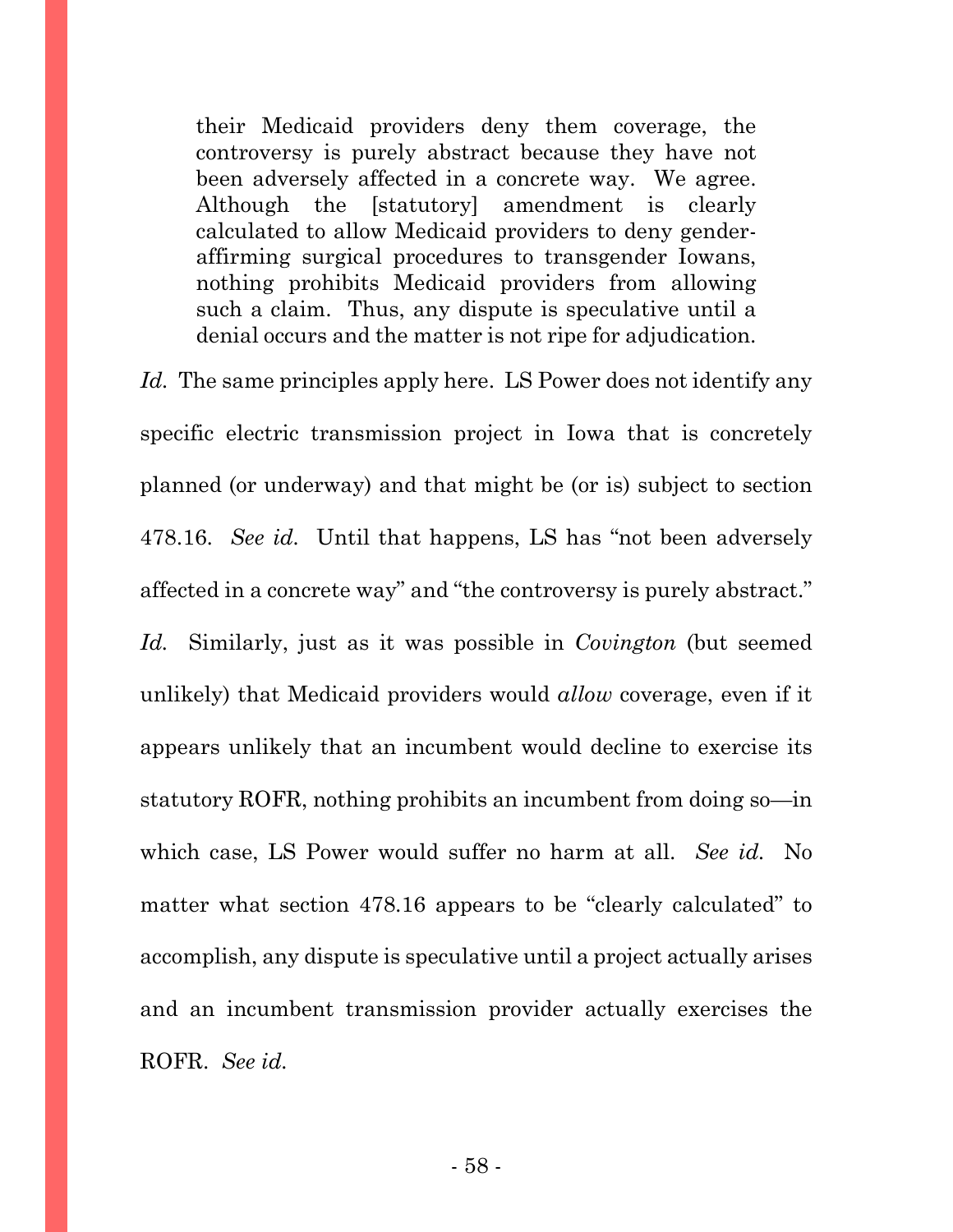> their Medicaid providers deny them coverage, the controversy is purely abstract because they have not been adversely affected in a concrete way. We agree. Although the [statutory] amendment is clearly calculated to allow Medicaid providers to deny gender-affirming surgical procedures to transgender Iowans, nothing prohibits Medicaid providers from allowing such a claim. Thus, any dispute is speculative until a denial occurs and the matter is not ripe for adjudication.

*Id.* The same principles apply here. LS Power does not identify any specific electric transmission project in Iowa that is concretely planned (or underway) and that might be (or is) subject to section 478.16. *See id.* Until that happens, LS has "not been adversely affected in a concrete way" and "the controversy is purely abstract." *Id.* Similarly, just as it was possible in *Covington* (but seemed unlikely) that Medicaid providers would *allow* coverage, even if it appears unlikely that an incumbent would decline to exercise its statutory ROFR, nothing prohibits an incumbent from doing so—in which case, LS Power would suffer no harm at all. *See id.* No matter what section 478.16 appears to be "clearly calculated" to accomplish, any dispute is speculative until a project actually arises and an incumbent transmission provider actually exercises the ROFR. *See id.*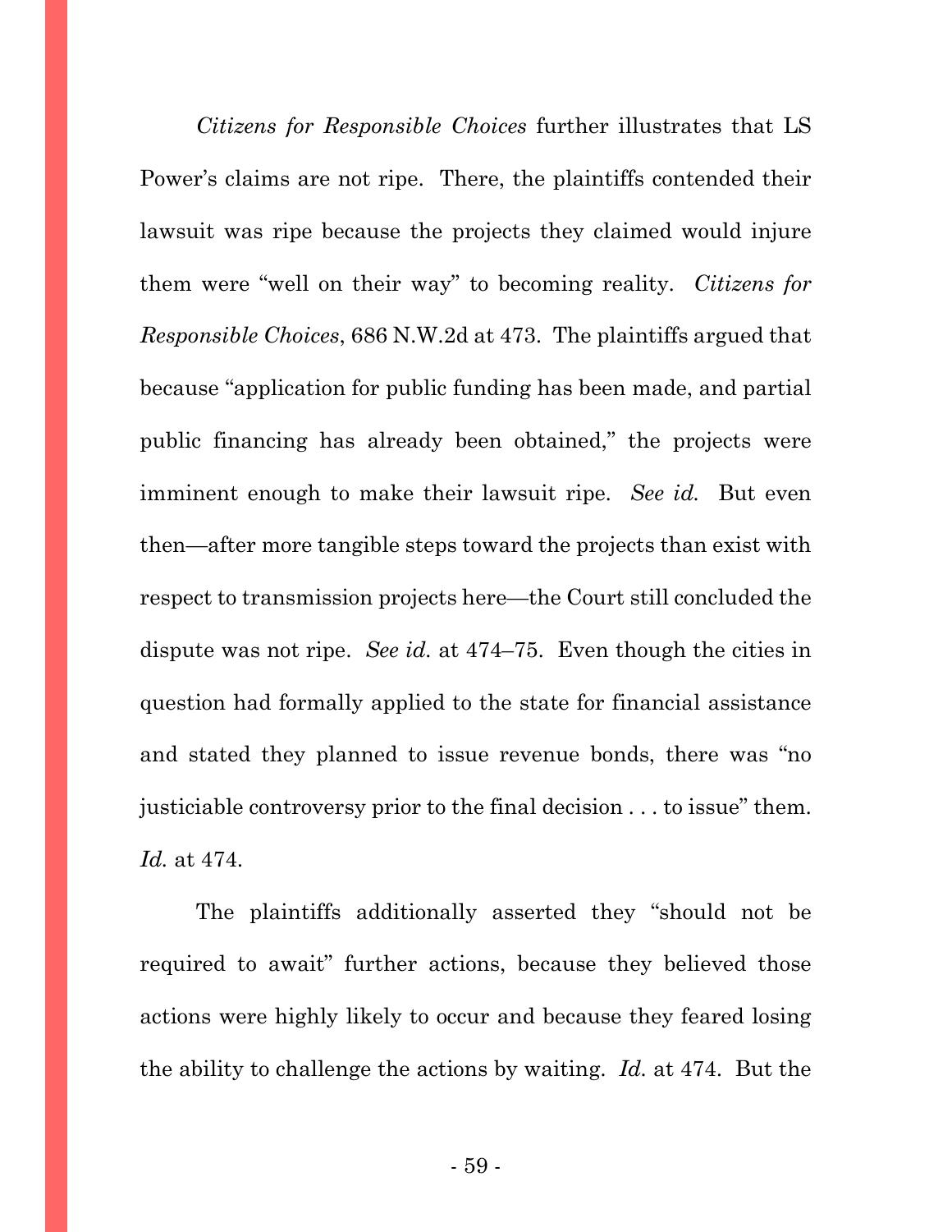*Citizens for Responsible Choices* further illustrates that LS Power's claims are not ripe. There, the plaintiffs contended their lawsuit was ripe because the projects they claimed would injure them were "well on their way" to becoming reality. *Citizens for Responsible Choices*, 686 N.W.2d at 473. The plaintiffs argued that because "application for public funding has been made, and partial public financing has already been obtained," the projects were imminent enough to make their lawsuit ripe. *See id.* But even then—after more tangible steps toward the projects than exist with respect to transmission projects here—the Court still concluded the dispute was not ripe. *See id.* at 474–75. Even though the cities in question had formally applied to the state for financial assistance and stated they planned to issue revenue bonds, there was "no justiciable controversy prior to the final decision . . . to issue" them. *Id.* at 474.

The plaintiffs additionally asserted they "should not be required to await" further actions, because they believed those actions were highly likely to occur and because they feared losing the ability to challenge the actions by waiting. *Id.* at 474. But the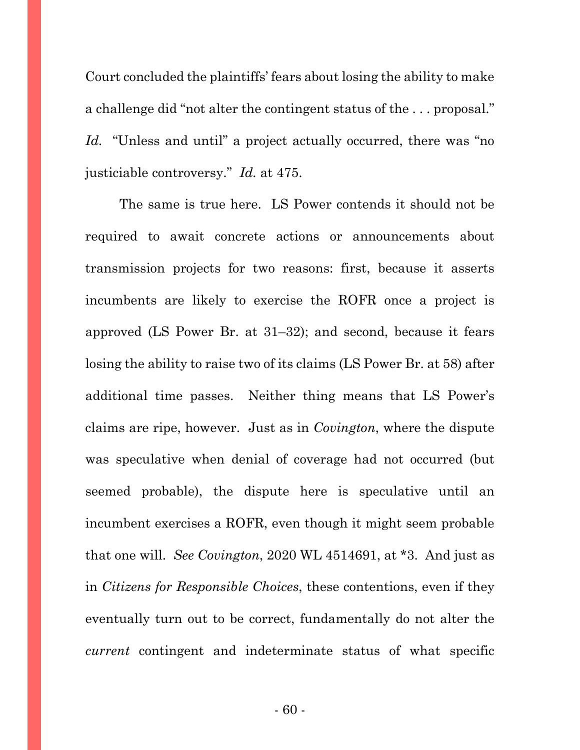Court concluded the plaintiffs' fears about losing the ability to make a challenge did "not alter the contingent status of the . . . proposal." *Id.* "Unless and until" a project actually occurred, there was "no justiciable controversy." *Id.* at 475.

The same is true here. LS Power contends it should not be required to await concrete actions or announcements about transmission projects for two reasons: first, because it asserts incumbents are likely to exercise the ROFR once a project is approved (LS Power Br. at 31–32); and second, because it fears losing the ability to raise two of its claims (LS Power Br. at 58) after additional time passes. Neither thing means that LS Power's claims are ripe, however. Just as in *Covington*, where the dispute was speculative when denial of coverage had not occurred (but seemed probable), the dispute here is speculative until an incumbent exercises a ROFR, even though it might seem probable that one will. *See Covington*, 2020 WL 4514691, at *3. And just as in *Citizens for Responsible Choices*, these contentions, even if they eventually turn out to be correct, fundamentally do not alter the *current* contingent and indeterminate status of what specific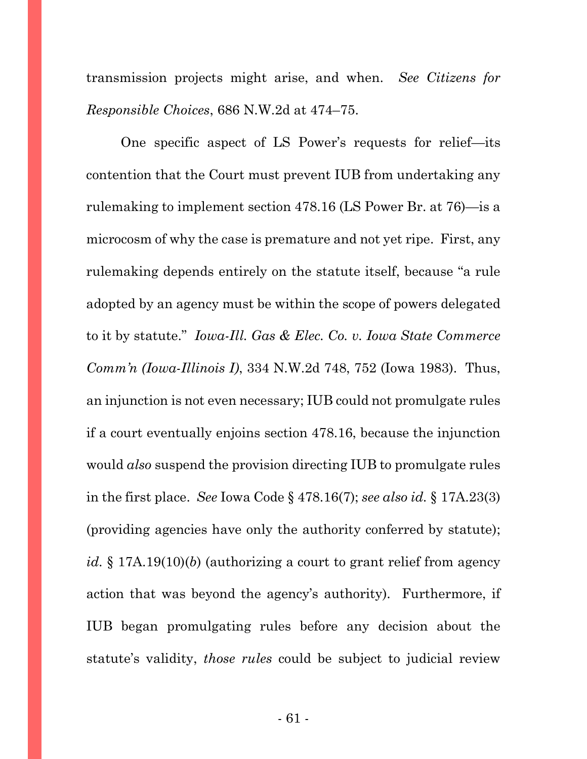transmission projects might arise, and when. *See Citizens for Responsible Choices*, 686 N.W.2d at 474–75.

One specific aspect of LS Power's requests for relief—its contention that the Court must prevent IUB from undertaking any rulemaking to implement section 478.16 (LS Power Br. at 76)—is a microcosm of why the case is premature and not yet ripe. First, any rulemaking depends entirely on the statute itself, because "a rule adopted by an agency must be within the scope of powers delegated to it by statute." *Iowa-Ill. Gas & Elec. Co. v. Iowa State Commerce Comm'n (Iowa-Illinois I)*, 334 N.W.2d 748, 752 (Iowa 1983). Thus, an injunction is not even necessary; IUB could not promulgate rules if a court eventually enjoins section 478.16, because the injunction would *also* suspend the provision directing IUB to promulgate rules in the first place. *See* Iowa Code § 478.16(7); *see also id.* § 17A.23(3) (providing agencies have only the authority conferred by statute); *id.* § 17A.19(10)(*b*) (authorizing a court to grant relief from agency action that was beyond the agency's authority). Furthermore, if IUB began promulgating rules before any decision about the statute's validity, *those rules* could be subject to judicial review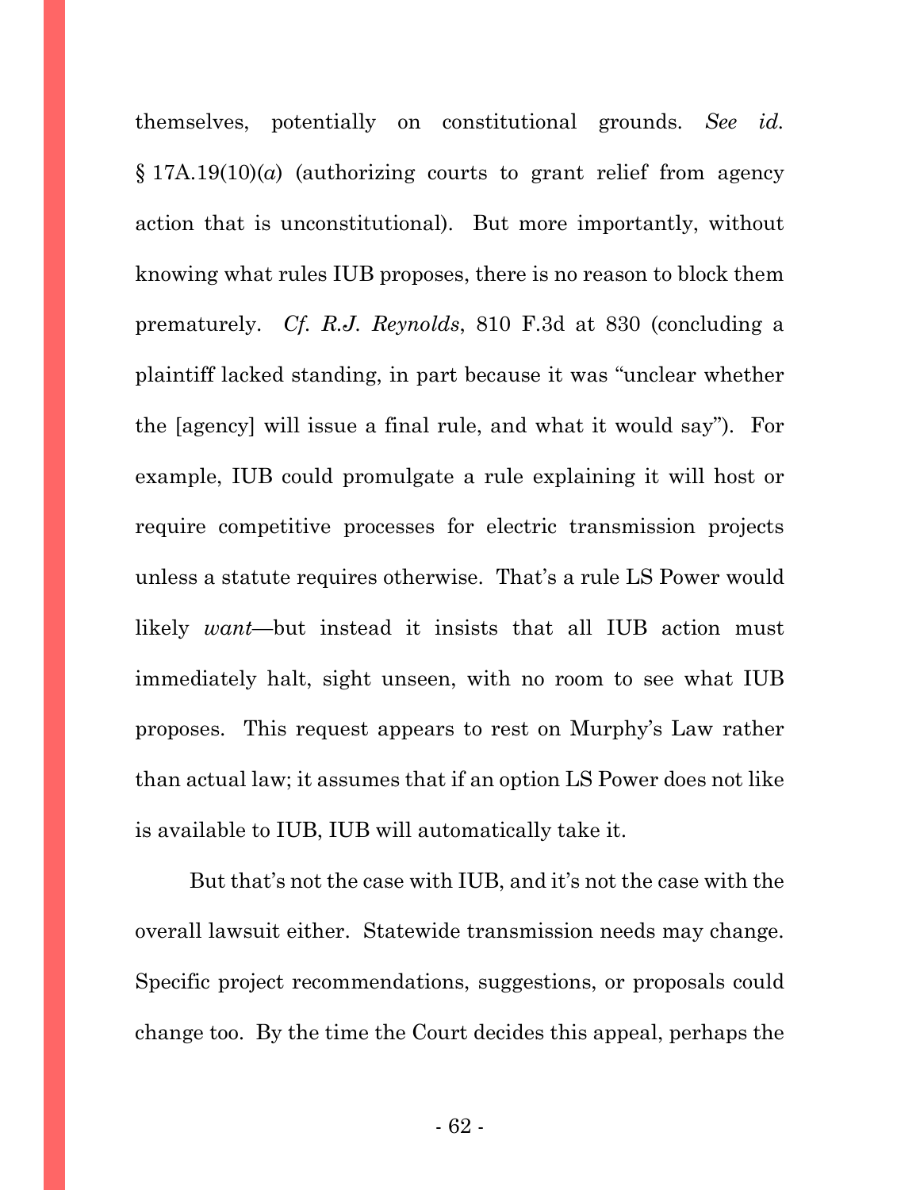themselves, potentially on constitutional grounds. *See id.* § 17A.19(10)(*a*) (authorizing courts to grant relief from agency action that is unconstitutional). But more importantly, without knowing what rules IUB proposes, there is no reason to block them prematurely. *Cf. R.J. Reynolds*, 810 F.3d at 830 (concluding a plaintiff lacked standing, in part because it was "unclear whether the [agency] will issue a final rule, and what it would say"). For example, IUB could promulgate a rule explaining it will host or require competitive processes for electric transmission projects unless a statute requires otherwise. That's a rule LS Power would likely *want*—but instead it insists that all IUB action must immediately halt, sight unseen, with no room to see what IUB proposes. This request appears to rest on Murphy's Law rather than actual law; it assumes that if an option LS Power does not like is available to IUB, IUB will automatically take it.

But that's not the case with IUB, and it's not the case with the overall lawsuit either. Statewide transmission needs may change. Specific project recommendations, suggestions, or proposals could change too. By the time the Court decides this appeal, perhaps the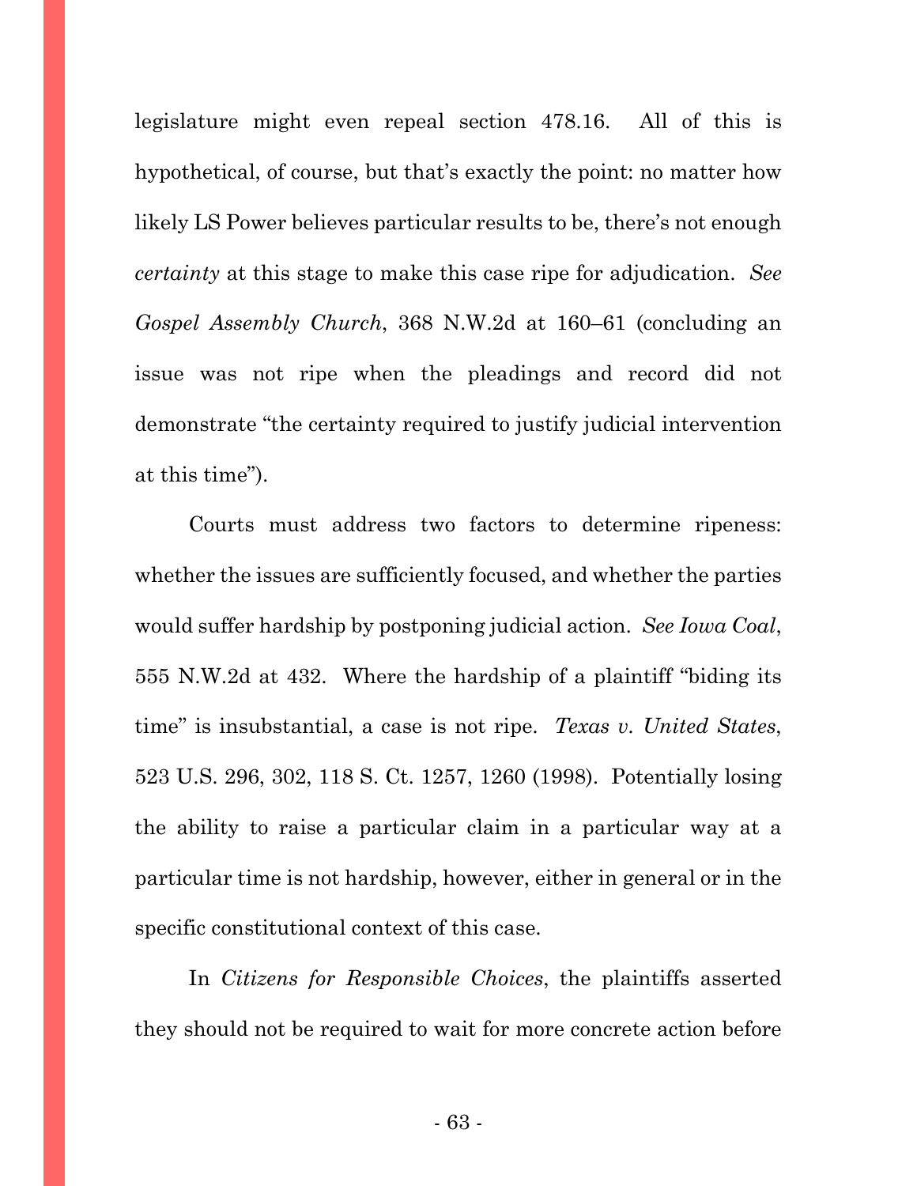legislature might even repeal section 478.16. All of this is hypothetical, of course, but that's exactly the point: no matter how likely LS Power believes particular results to be, there's not enough *certainty* at this stage to make this case ripe for adjudication. *See Gospel Assembly Church*, 368 N.W.2d at 160–61 (concluding an issue was not ripe when the pleadings and record did not demonstrate "the certainty required to justify judicial intervention at this time").

Courts must address two factors to determine ripeness: whether the issues are sufficiently focused, and whether the parties would suffer hardship by postponing judicial action. *See Iowa Coal*, 555 N.W.2d at 432. Where the hardship of a plaintiff "biding its time" is insubstantial, a case is not ripe. *Texas v. United States*, 523 U.S. 296, 302, 118 S. Ct. 1257, 1260 (1998). Potentially losing the ability to raise a particular claim in a particular way at a particular time is not hardship, however, either in general or in the specific constitutional context of this case.

In *Citizens for Responsible Choices*, the plaintiffs asserted they should not be required to wait for more concrete action before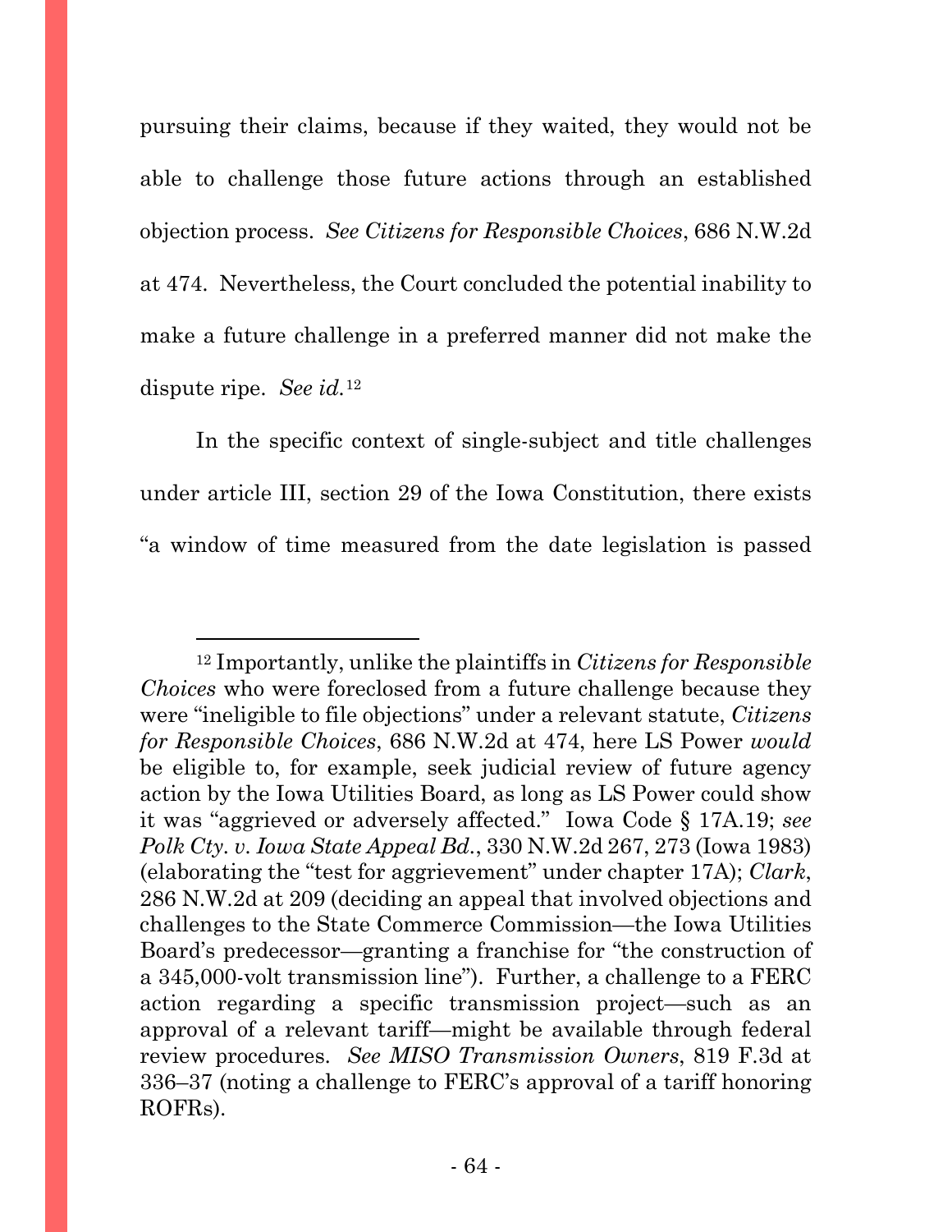pursuing their claims, because if they waited, they would not be able to challenge those future actions through an established objection process. *See Citizens for Responsible Choices*, 686 N.W.2d at 474. Nevertheless, the Court concluded the potential inability to make a future challenge in a preferred manner did not make the dispute ripe. *See id.*[12]

In the specific context of single-subject and title challenges under article III, section 29 of the Iowa Constitution, there exists "a window of time measured from the date legislation is passed

---

[12] Importantly, unlike the plaintiffs in *Citizens for Responsible Choices* who were foreclosed from a future challenge because they were "ineligible to file objections" under a relevant statute, *Citizens for Responsible Choices*, 686 N.W.2d at 474, here LS Power *would* be eligible to, for example, seek judicial review of future agency action by the Iowa Utilities Board, as long as LS Power could show it was "aggrieved or adversely affected." Iowa Code § 17A.19; *see Polk Cty. v. Iowa State Appeal Bd.*, 330 N.W.2d 267, 273 (Iowa 1983) (elaborating the "test for aggrievement" under chapter 17A); *Clark*, 286 N.W.2d at 209 (deciding an appeal that involved objections and challenges to the State Commerce Commission—the Iowa Utilities Board's predecessor—granting a franchise for "the construction of a 345,000-volt transmission line"). Further, a challenge to a FERC action regarding a specific transmission project—such as an approval of a relevant tariff—might be available through federal review procedures. *See MISO Transmission Owners*, 819 F.3d at 336–37 (noting a challenge to FERC's approval of a tariff honoring ROFRs).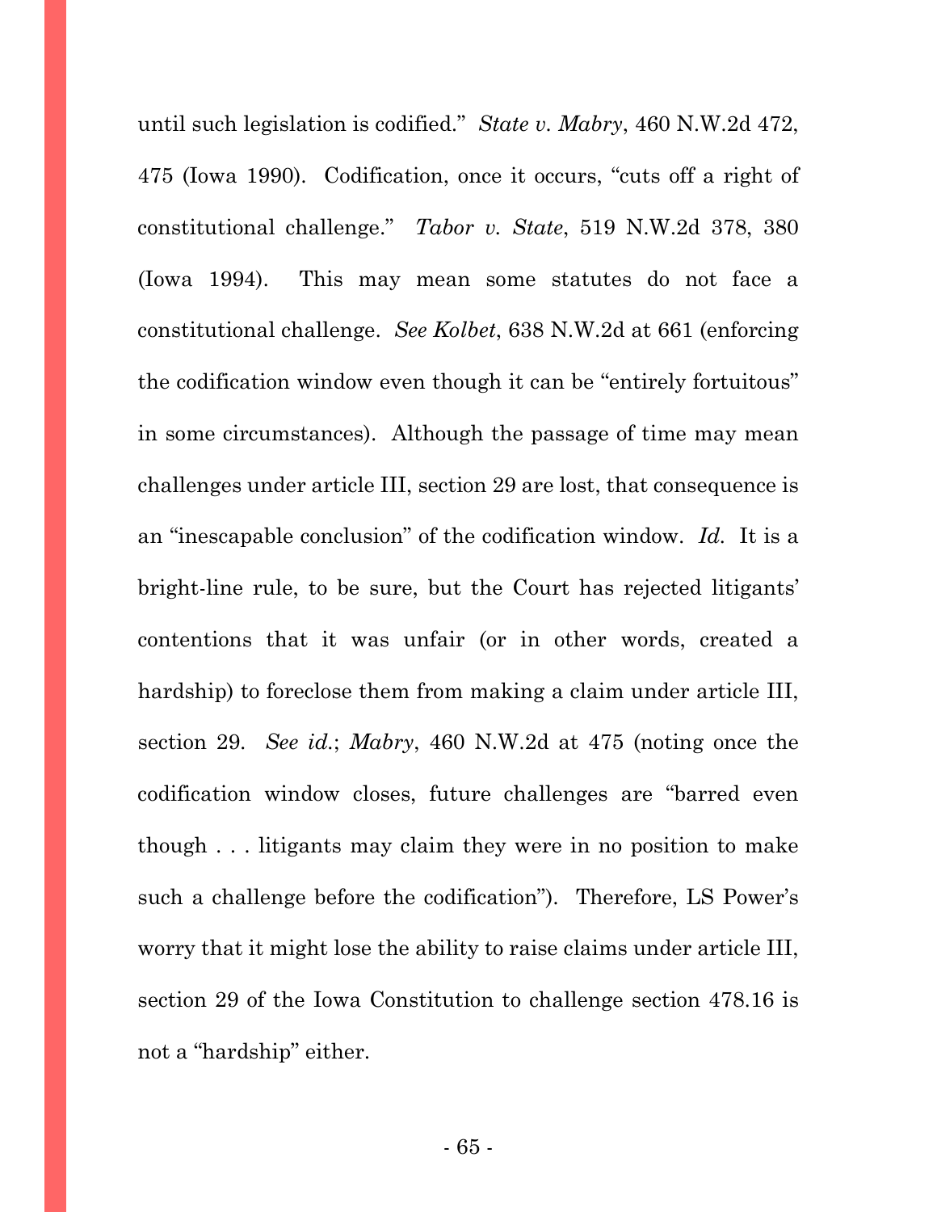until such legislation is codified." *State v. Mabry*, 460 N.W.2d 472, 475 (Iowa 1990). Codification, once it occurs, "cuts off a right of constitutional challenge." *Tabor v. State*, 519 N.W.2d 378, 380 (Iowa 1994). This may mean some statutes do not face a constitutional challenge. *See Kolbet*, 638 N.W.2d at 661 (enforcing the codification window even though it can be "entirely fortuitous" in some circumstances). Although the passage of time may mean challenges under article III, section 29 are lost, that consequence is an "inescapable conclusion" of the codification window. *Id.* It is a bright-line rule, to be sure, but the Court has rejected litigants' contentions that it was unfair (or in other words, created a hardship) to foreclose them from making a claim under article III, section 29. *See id.*; *Mabry*, 460 N.W.2d at 475 (noting once the codification window closes, future challenges are "barred even though . . . litigants may claim they were in no position to make such a challenge before the codification"). Therefore, LS Power's worry that it might lose the ability to raise claims under article III, section 29 of the Iowa Constitution to challenge section 478.16 is not a "hardship" either.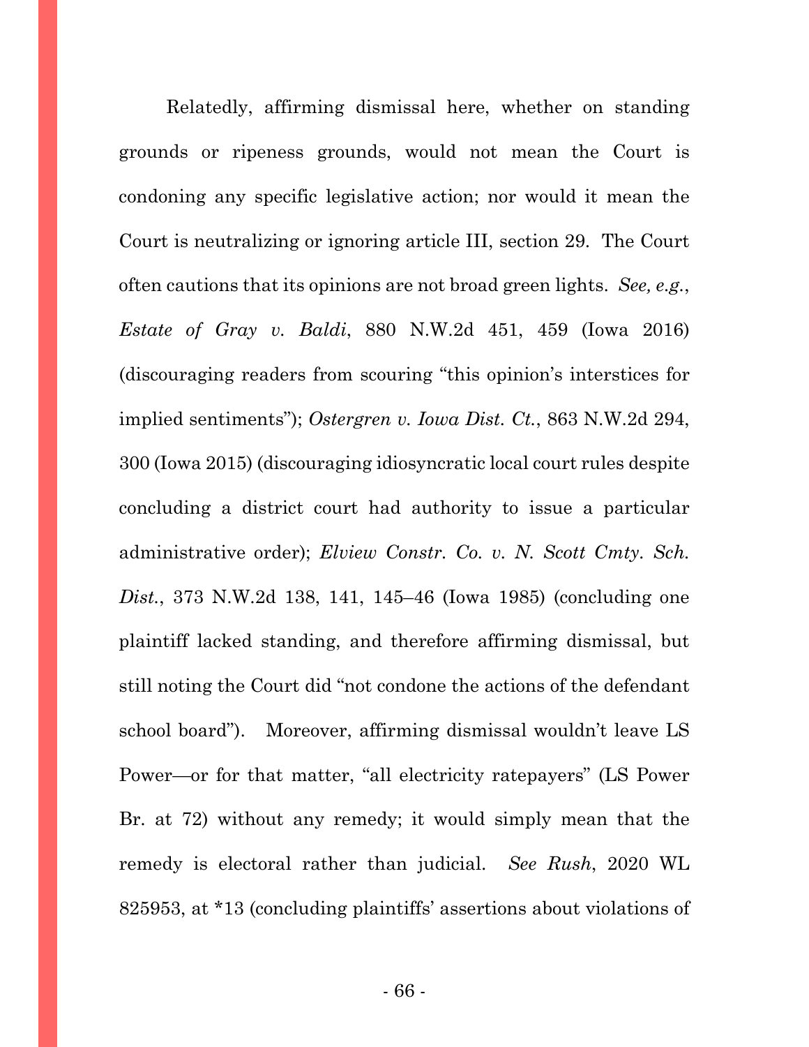Relatedly, affirming dismissal here, whether on standing grounds or ripeness grounds, would not mean the Court is condoning any specific legislative action; nor would it mean the Court is neutralizing or ignoring article III, section 29. The Court often cautions that its opinions are not broad green lights. *See, e.g.*, *Estate of Gray v. Baldi*, 880 N.W.2d 451, 459 (Iowa 2016) (discouraging readers from scouring "this opinion's interstices for implied sentiments"); *Ostergren v. Iowa Dist. Ct.*, 863 N.W.2d 294, 300 (Iowa 2015) (discouraging idiosyncratic local court rules despite concluding a district court had authority to issue a particular administrative order); *Elview Constr. Co. v. N. Scott Cmty. Sch. Dist.*, 373 N.W.2d 138, 141, 145–46 (Iowa 1985) (concluding one plaintiff lacked standing, and therefore affirming dismissal, but still noting the Court did "not condone the actions of the defendant school board"). Moreover, affirming dismissal wouldn't leave LS Power—or for that matter, "all electricity ratepayers" (LS Power Br. at 72) without any remedy; it would simply mean that the remedy is electoral rather than judicial. *See Rush*, 2020 WL 825953, at *13 (concluding plaintiffs' assertions about violations of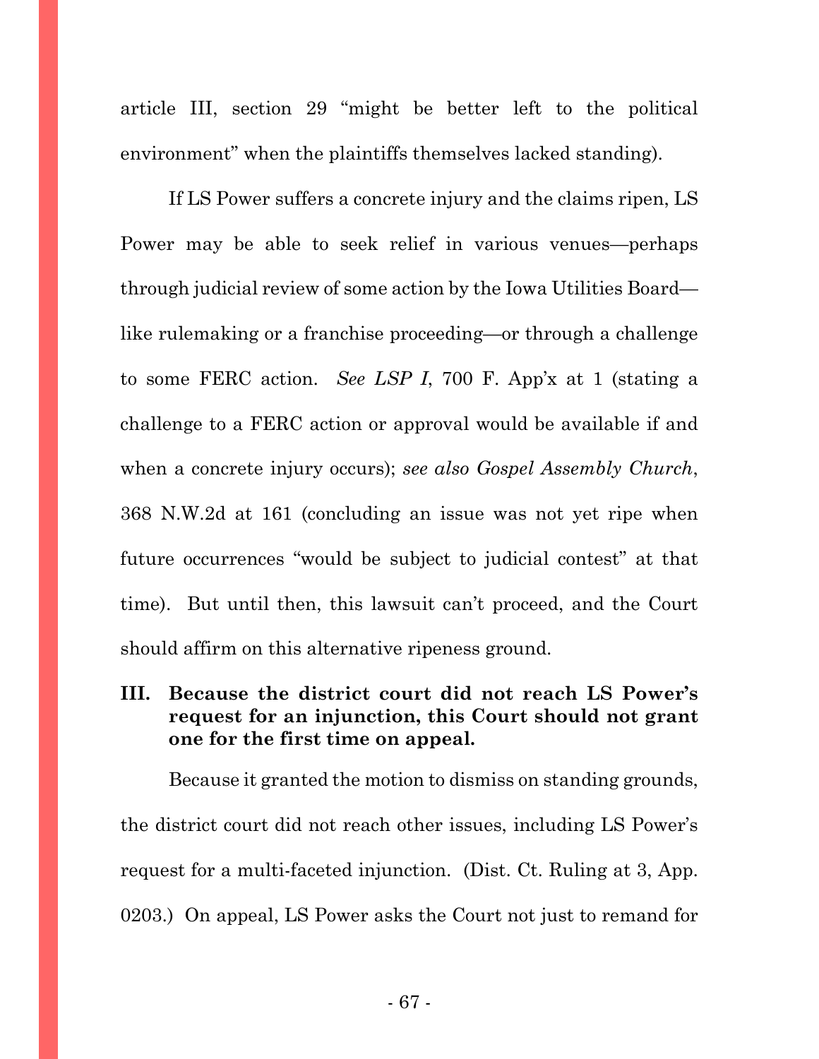article III, section 29 "might be better left to the political environment" when the plaintiffs themselves lacked standing).

If LS Power suffers a concrete injury and the claims ripen, LS Power may be able to seek relief in various venues—perhaps through judicial review of some action by the Iowa Utilities Board—like rulemaking or a franchise proceeding—or through a challenge to some FERC action. *See LSP I*, 700 F. App'x at 1 (stating a challenge to a FERC action or approval would be available if and when a concrete injury occurs); *see also Gospel Assembly Church*, 368 N.W.2d at 161 (concluding an issue was not yet ripe when future occurrences "would be subject to judicial contest" at that time). But until then, this lawsuit can't proceed, and the Court should affirm on this alternative ripeness ground.

### III. Because the district court did not reach LS Power's request for an injunction, this Court should not grant one for the first time on appeal.

Because it granted the motion to dismiss on standing grounds, the district court did not reach other issues, including LS Power's request for a multi-faceted injunction. (Dist. Ct. Ruling at 3, App. 0203.) On appeal, LS Power asks the Court not just to remand for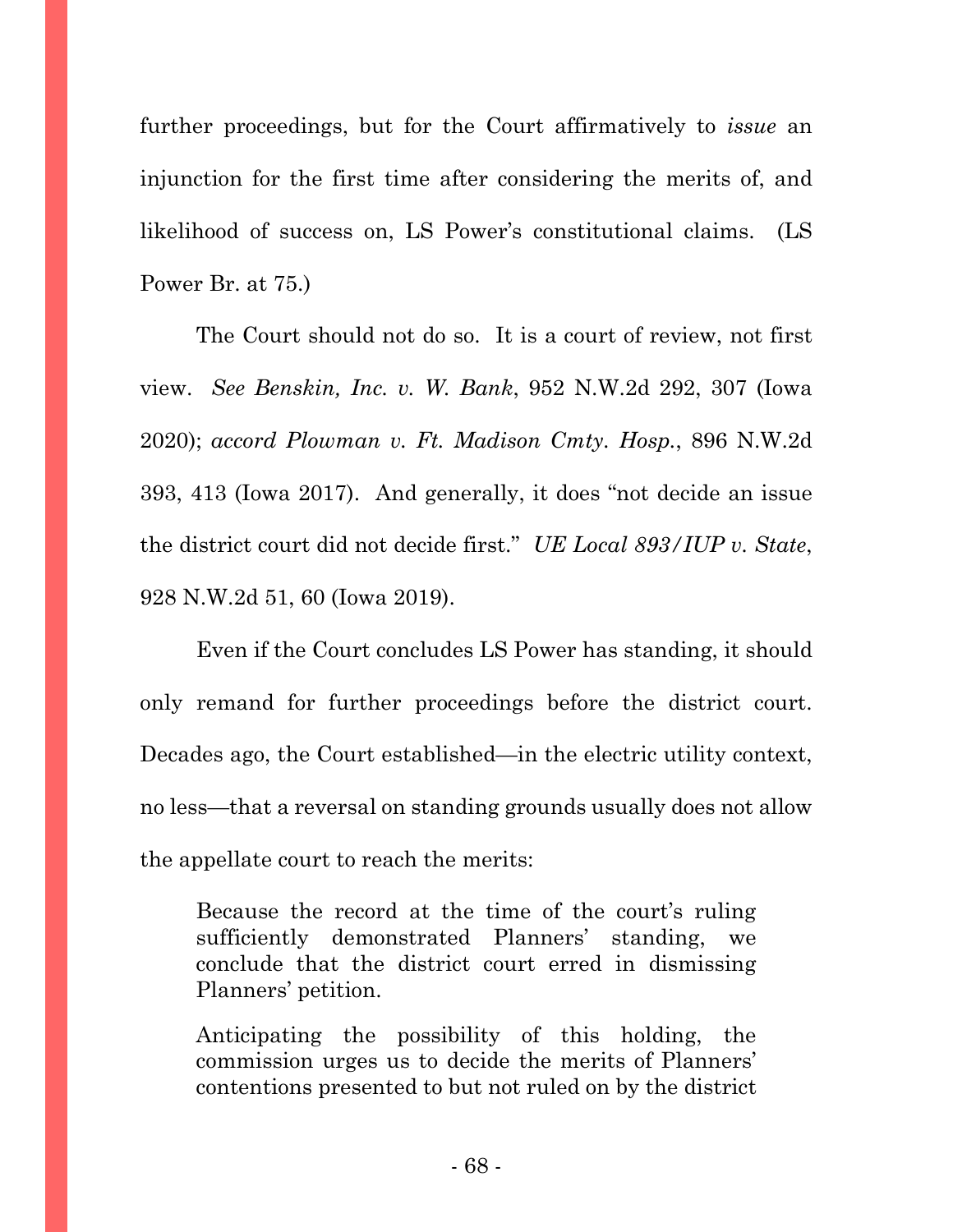further proceedings, but for the Court affirmatively to *issue* an injunction for the first time after considering the merits of, and likelihood of success on, LS Power's constitutional claims. (LS Power Br. at 75.)

The Court should not do so. It is a court of review, not first view. *See Benskin, Inc. v. W. Bank*, 952 N.W.2d 292, 307 (Iowa 2020); *accord Plowman v. Ft. Madison Cmty. Hosp.*, 896 N.W.2d 393, 413 (Iowa 2017). And generally, it does "not decide an issue the district court did not decide first." *UE Local 893/IUP v. State*, 928 N.W.2d 51, 60 (Iowa 2019).

Even if the Court concludes LS Power has standing, it should only remand for further proceedings before the district court. Decades ago, the Court established—in the electric utility context, no less—that a reversal on standing grounds usually does not allow the appellate court to reach the merits:

> Because the record at the time of the court's ruling sufficiently demonstrated Planners' standing, we conclude that the district court erred in dismissing Planners' petition.
>
> Anticipating the possibility of this holding, the commission urges us to decide the merits of Planners' contentions presented to but not ruled on by the district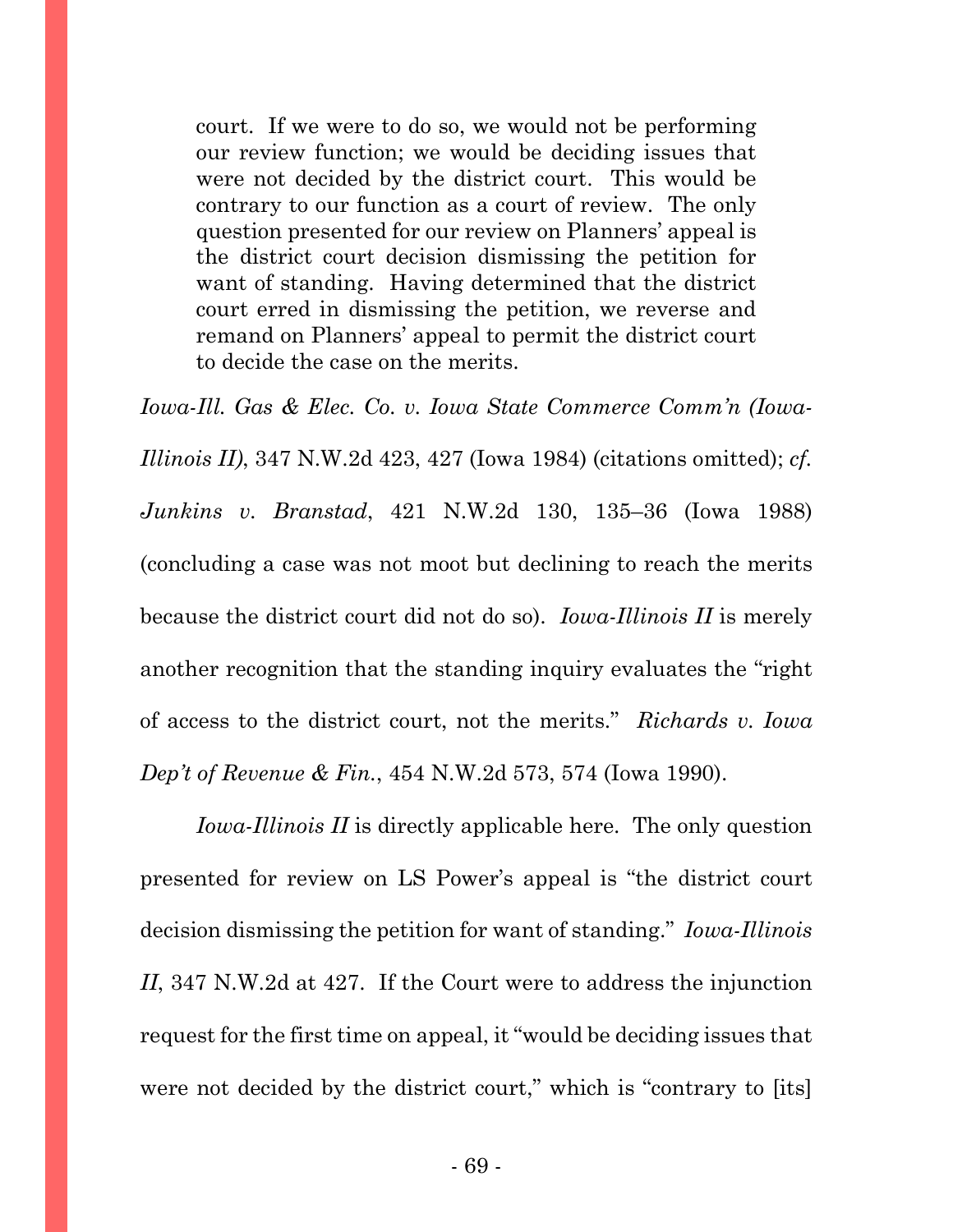> court. If we were to do so, we would not be performing our review function; we would be deciding issues that were not decided by the district court. This would be contrary to our function as a court of review. The only question presented for our review on Planners' appeal is the district court decision dismissing the petition for want of standing. Having determined that the district court erred in dismissing the petition, we reverse and remand on Planners' appeal to permit the district court to decide the case on the merits.

*Iowa-Ill. Gas & Elec. Co. v. Iowa State Commerce Comm'n (Iowa-Illinois II)*, 347 N.W.2d 423, 427 (Iowa 1984) (citations omitted); *cf. Junkins v. Branstad*, 421 N.W.2d 130, 135–36 (Iowa 1988) (concluding a case was not moot but declining to reach the merits because the district court did not do so). *Iowa-Illinois II* is merely another recognition that the standing inquiry evaluates the "right of access to the district court, not the merits." *Richards v. Iowa Dep't of Revenue & Fin.*, 454 N.W.2d 573, 574 (Iowa 1990).

*Iowa-Illinois II* is directly applicable here. The only question presented for review on LS Power's appeal is "the district court decision dismissing the petition for want of standing." *Iowa-Illinois II*, 347 N.W.2d at 427. If the Court were to address the injunction request for the first time on appeal, it "would be deciding issues that were not decided by the district court," which is "contrary to [its]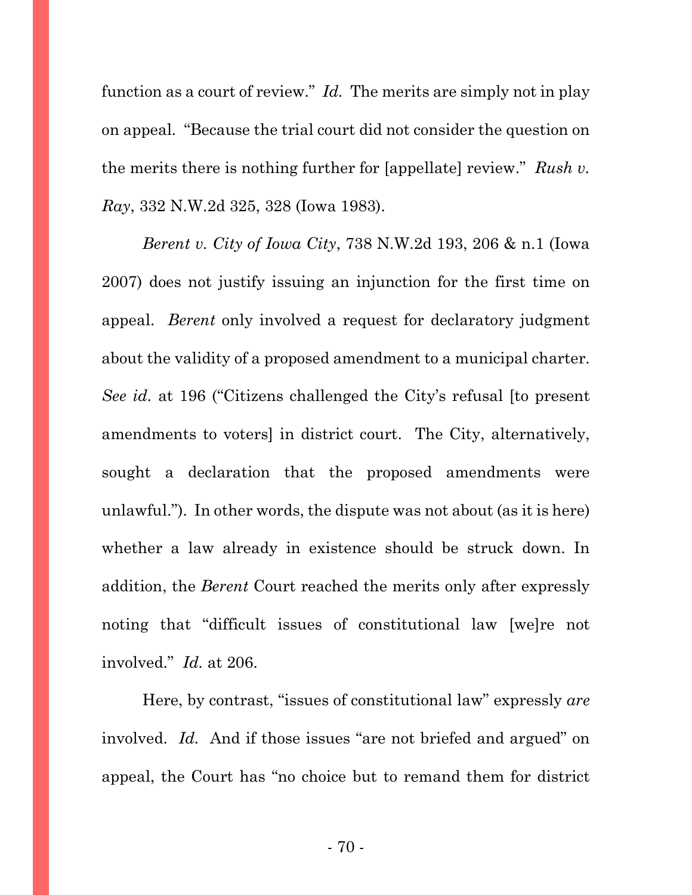function as a court of review." *Id.* The merits are simply not in play on appeal. "Because the trial court did not consider the question on the merits there is nothing further for [appellate] review." *Rush v. Ray*, 332 N.W.2d 325, 328 (Iowa 1983).

*Berent v. City of Iowa City*, 738 N.W.2d 193, 206 & n.1 (Iowa 2007) does not justify issuing an injunction for the first time on appeal. *Berent* only involved a request for declaratory judgment about the validity of a proposed amendment to a municipal charter. *See id.* at 196 ("Citizens challenged the City's refusal [to present amendments to voters] in district court. The City, alternatively, sought a declaration that the proposed amendments were unlawful."). In other words, the dispute was not about (as it is here) whether a law already in existence should be struck down. In addition, the *Berent* Court reached the merits only after expressly noting that "difficult issues of constitutional law [we]re not involved." *Id.* at 206.

Here, by contrast, "issues of constitutional law" expressly *are* involved. *Id.* And if those issues "are not briefed and argued" on appeal, the Court has "no choice but to remand them for district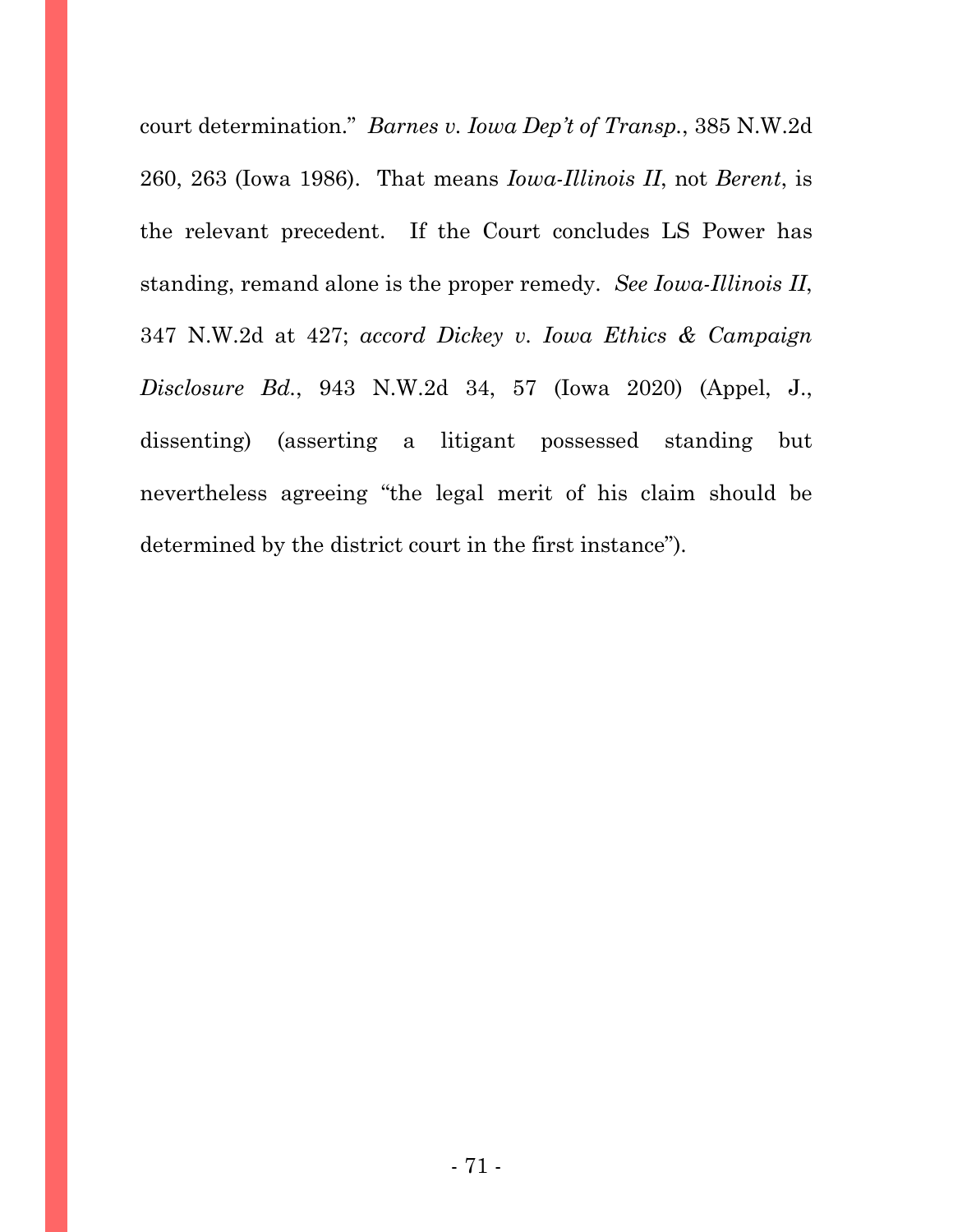court determination." *Barnes v. Iowa Dep't of Transp.*, 385 N.W.2d 260, 263 (Iowa 1986). That means *Iowa-Illinois II*, not *Berent*, is the relevant precedent. If the Court concludes LS Power has standing, remand alone is the proper remedy. *See Iowa-Illinois II*, 347 N.W.2d at 427; *accord Dickey v. Iowa Ethics & Campaign Disclosure Bd.*, 943 N.W.2d 34, 57 (Iowa 2020) (Appel, J., dissenting) (asserting a litigant possessed standing but nevertheless agreeing "the legal merit of his claim should be determined by the district court in the first instance").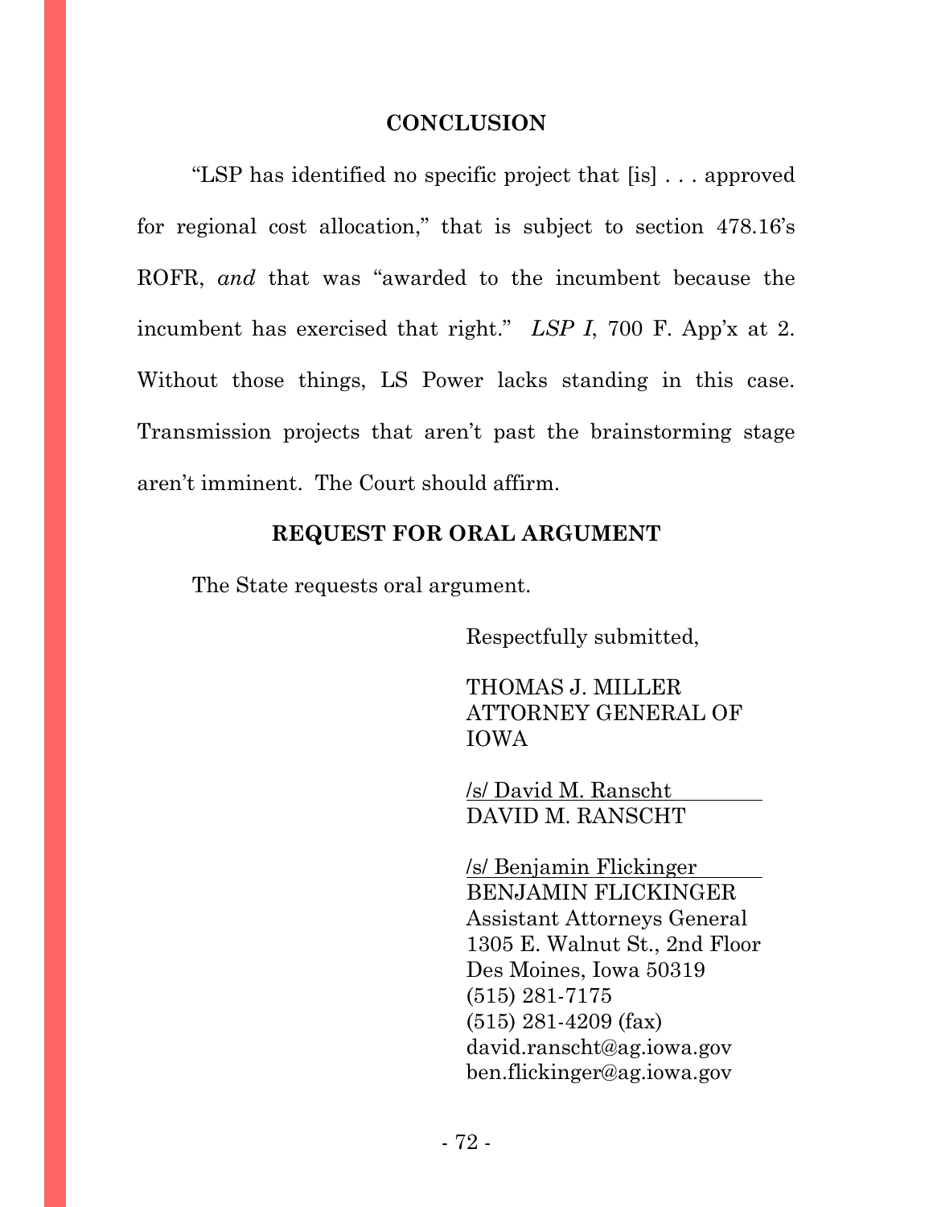## CONCLUSION

"LSP has identified no specific project that [is] . . . approved for regional cost allocation," that is subject to section 478.16's ROFR, *and* that was "awarded to the incumbent because the incumbent has exercised that right." *LSP I*, 700 F. App'x at 2. Without those things, LS Power lacks standing in this case. Transmission projects that aren't past the brainstorming stage aren't imminent. The Court should affirm.

## REQUEST FOR ORAL ARGUMENT

The State requests oral argument.

Respectfully submitted,

THOMAS J. MILLER
ATTORNEY GENERAL OF IOWA

/s/ David M. Ranscht
DAVID M. RANSCHT

/s/ Benjamin Flickinger
BENJAMIN FLICKINGER
Assistant Attorneys General
1305 E. Walnut St., 2nd Floor
Des Moines, Iowa 50319
(515) 281-7175
(515) 281-4209 (fax)
david.ranscht@ag.iowa.gov
ben.flickinger@ag.iowa.gov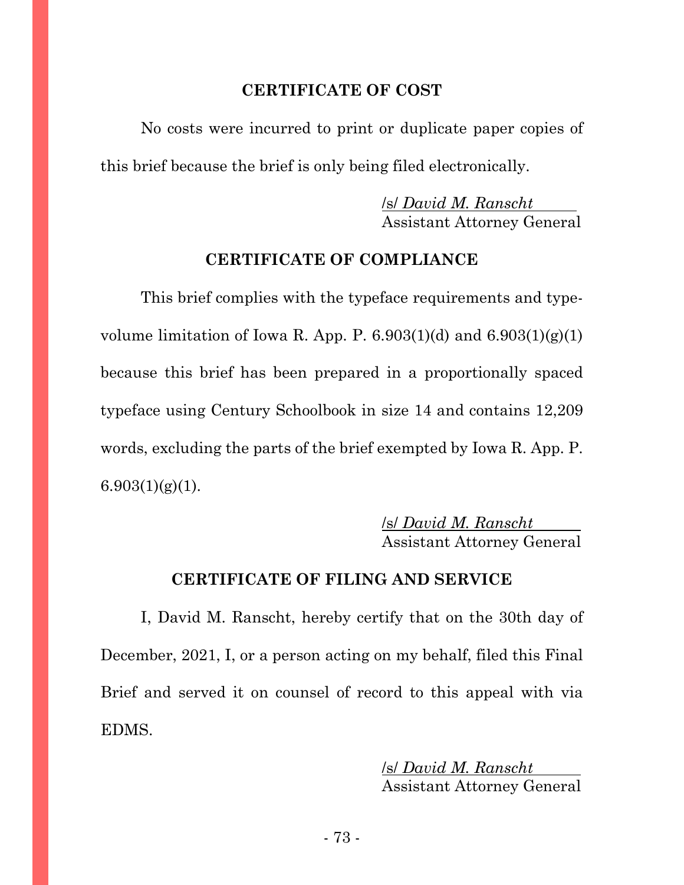## CERTIFICATE OF COST

No costs were incurred to print or duplicate paper copies of this brief because the brief is only being filed electronically.

/s/ *David M. Ranscht*
Assistant Attorney General

## CERTIFICATE OF COMPLIANCE

This brief complies with the typeface requirements and type-volume limitation of Iowa R. App. P. 6.903(1)(d) and 6.903(1)(g)(1) because this brief has been prepared in a proportionally spaced typeface using Century Schoolbook in size 14 and contains 12,209 words, excluding the parts of the brief exempted by Iowa R. App. P. 6.903(1)(g)(1).

/s/ *David M. Ranscht*
Assistant Attorney General

## CERTIFICATE OF FILING AND SERVICE

I, David M. Ranscht, hereby certify that on the 30th day of December, 2021, I, or a person acting on my behalf, filed this Final Brief and served it on counsel of record to this appeal with via EDMS.

/s/ *David M. Ranscht*
Assistant Attorney General